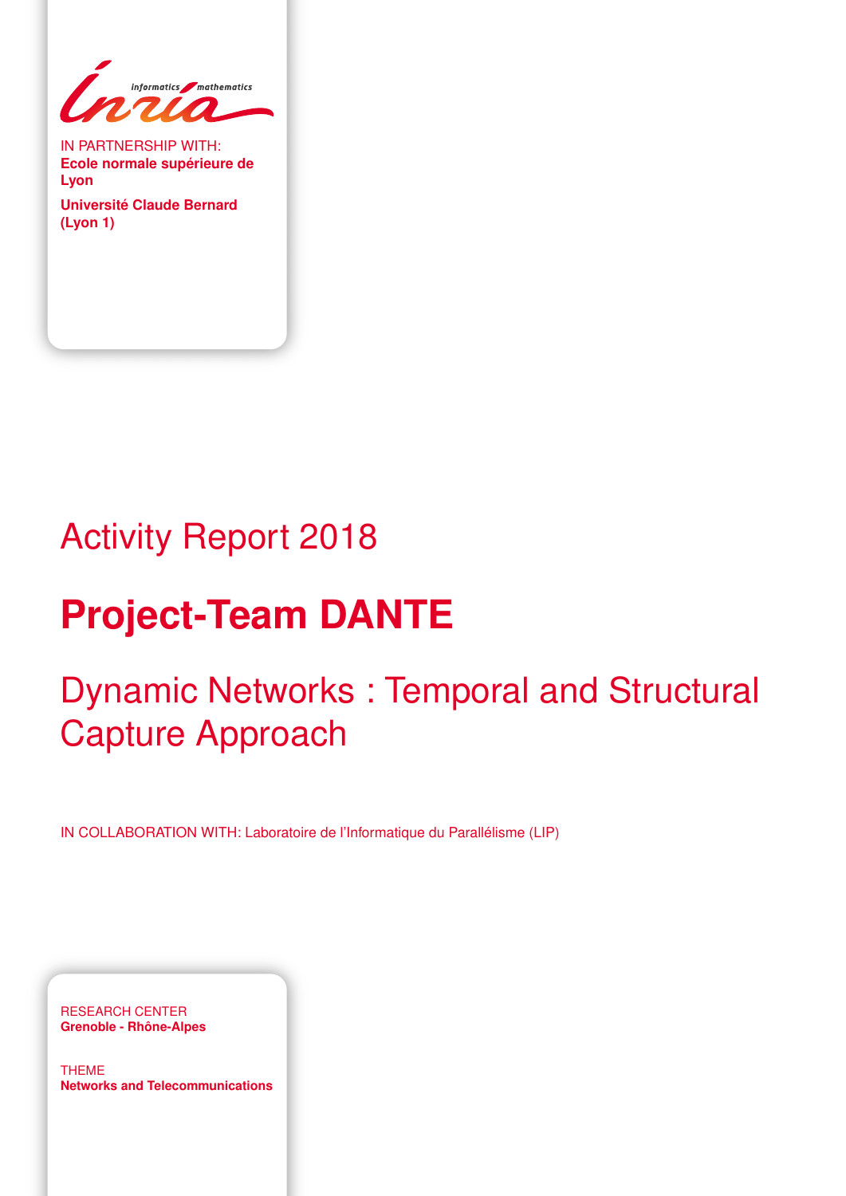IN PARTNERSHIP WITH:
**Ecole normale supérieure de Lyon**

**Université Claude Bernard (Lyon 1)**

# Activity Report 2018

# Project-Team DANTE

## Dynamic Networks : Temporal and Structural Capture Approach

IN COLLABORATION WITH: Laboratoire de l'Informatique du Parallélisme (LIP)

RESEARCH CENTER
**Grenoble - Rhône-Alpes**

THEME
**Networks and Telecommunications**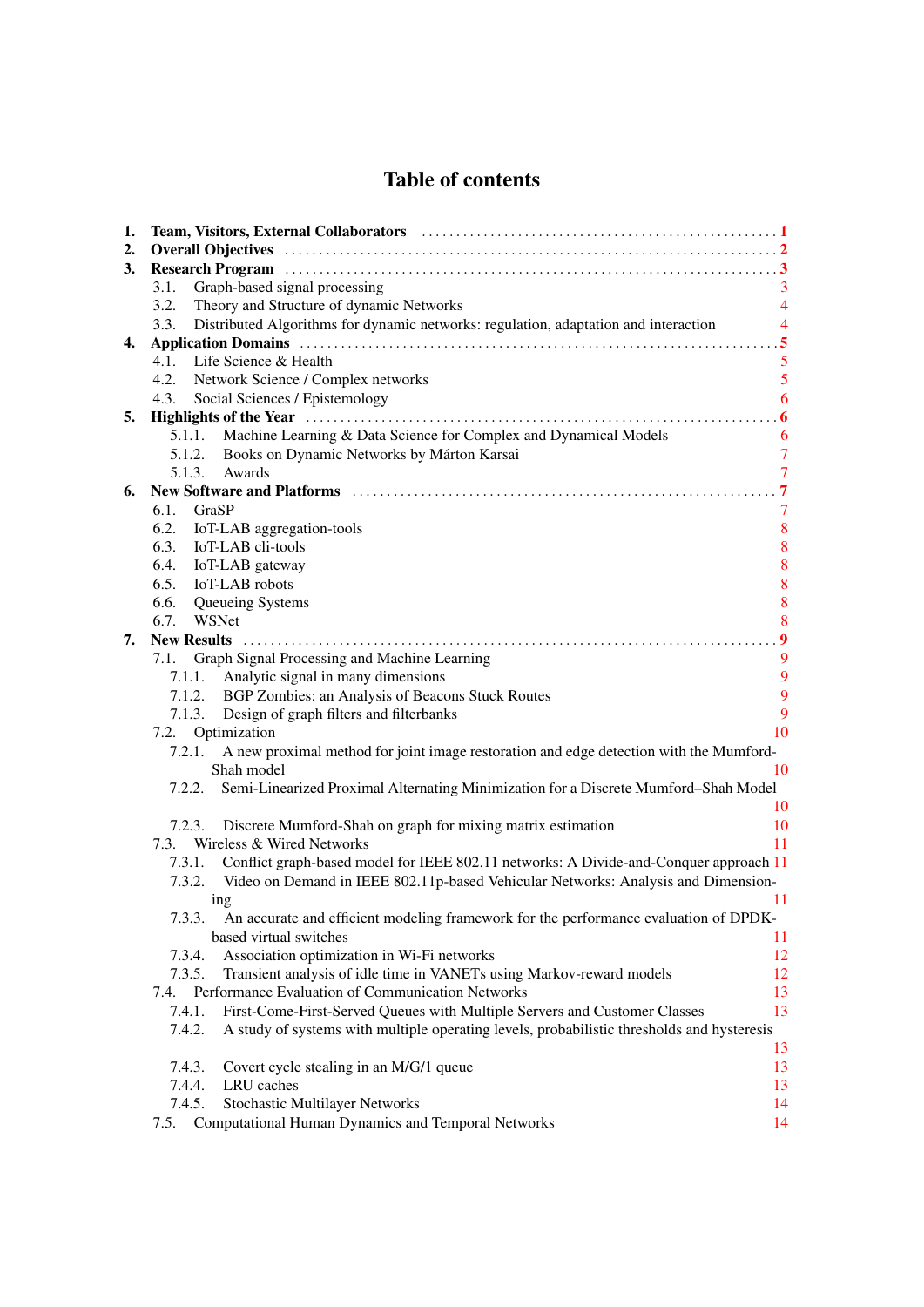# Table of contents

1. **Team, Visitors, External Collaborators** ..... 1
2. **Overall Objectives** ..... 2
3. **Research Program** ..... 3
   - 3.1. Graph-based signal processing 3
   - 3.2. Theory and Structure of dynamic Networks 4
   - 3.3. Distributed Algorithms for dynamic networks: regulation, adaptation and interaction 4
4. **Application Domains** ..... 5
   - 4.1. Life Science & Health 5
   - 4.2. Network Science / Complex networks 5
   - 4.3. Social Sciences / Epistemology 6
5. **Highlights of the Year** ..... 6
   - 5.1.1. Machine Learning & Data Science for Complex and Dynamical Models 6
   - 5.1.2. Books on Dynamic Networks by Márton Karsai 7
   - 5.1.3. Awards 7
6. **New Software and Platforms** ..... 7
   - 6.1. GraSP 7
   - 6.2. IoT-LAB aggregation-tools 8
   - 6.3. IoT-LAB cli-tools 8
   - 6.4. IoT-LAB gateway 8
   - 6.5. IoT-LAB robots 8
   - 6.6. Queueing Systems 8
   - 6.7. WSNet 8
7. **New Results** ..... 9
   - 7.1. Graph Signal Processing and Machine Learning 9
     - 7.1.1. Analytic signal in many dimensions 9
     - 7.1.2. BGP Zombies: an Analysis of Beacons Stuck Routes 9
     - 7.1.3. Design of graph filters and filterbanks 9
   - 7.2. Optimization 10
     - 7.2.1. A new proximal method for joint image restoration and edge detection with the Mumford-Shah model 10
     - 7.2.2. Semi-Linearized Proximal Alternating Minimization for a Discrete Mumford–Shah Model 10
     - 7.2.3. Discrete Mumford-Shah on graph for mixing matrix estimation 10
   - 7.3. Wireless & Wired Networks 11
     - 7.3.1. Conflict graph-based model for IEEE 802.11 networks: A Divide-and-Conquer approach 11
     - 7.3.2. Video on Demand in IEEE 802.11p-based Vehicular Networks: Analysis and Dimensioning 11
     - 7.3.3. An accurate and efficient modeling framework for the performance evaluation of DPDK-based virtual switches 11
     - 7.3.4. Association optimization in Wi-Fi networks 12
     - 7.3.5. Transient analysis of idle time in VANETs using Markov-reward models 12
   - 7.4. Performance Evaluation of Communication Networks 13
     - 7.4.1. First-Come-First-Served Queues with Multiple Servers and Customer Classes 13
     - 7.4.2. A study of systems with multiple operating levels, probabilistic thresholds and hysteresis 13
     - 7.4.3. Covert cycle stealing in an M/G/1 queue 13
     - 7.4.4. LRU caches 13
     - 7.4.5. Stochastic Multilayer Networks 14
   - 7.5. Computational Human Dynamics and Temporal Networks 14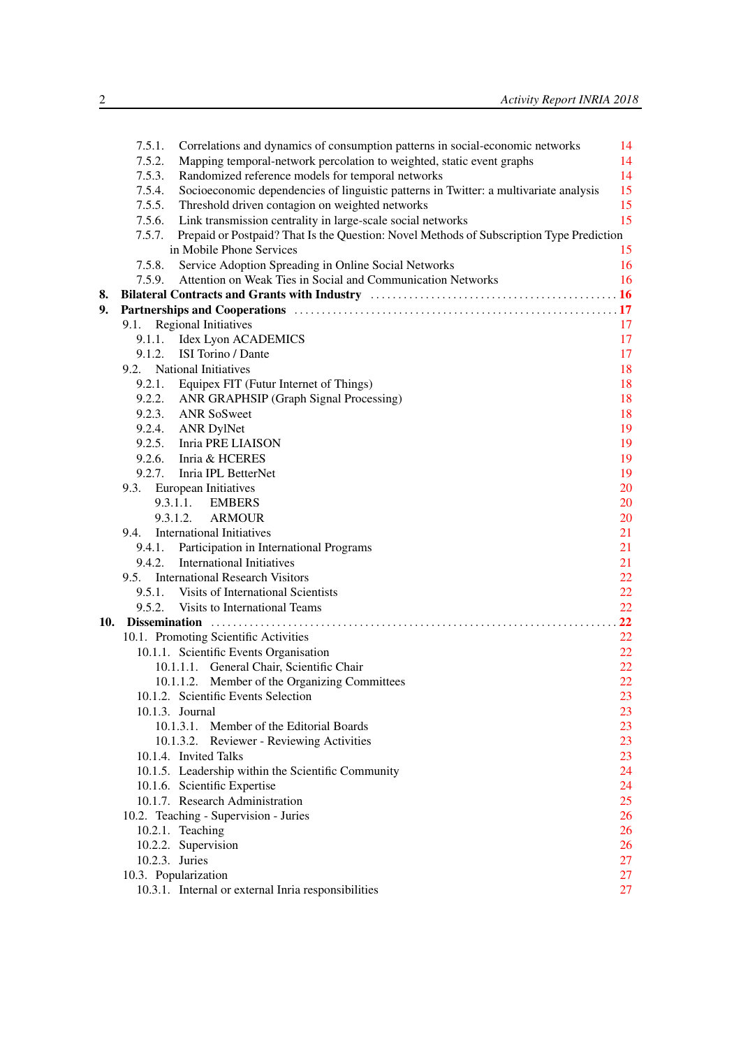7.5.1. Correlations and dynamics of consumption patterns in social-economic networks 14
7.5.2. Mapping temporal-network percolation to weighted, static event graphs 14
7.5.3. Randomized reference models for temporal networks 14
7.5.4. Socioeconomic dependencies of linguistic patterns in Twitter: a multivariate analysis 15
7.5.5. Threshold driven contagion on weighted networks 15
7.5.6. Link transmission centrality in large-scale social networks 15
7.5.7. Prepaid or Postpaid? That Is the Question: Novel Methods of Subscription Type Prediction in Mobile Phone Services 15
7.5.8. Service Adoption Spreading in Online Social Networks 16
7.5.9. Attention on Weak Ties in Social and Communication Networks 16

**8. Bilateral Contracts and Grants with Industry . . . . . . . . . . . . . . . . . . . . . . . . . . . . . . . . 16**

**9. Partnerships and Cooperations . . . . . . . . . . . . . . . . . . . . . . . . . . . . . . . . . . . . . . . . . . . . . 17**

9.1. Regional Initiatives 17
9.1.1. Idex Lyon ACADEMICS 17
9.1.2. ISI Torino / Dante 17
9.2. National Initiatives 18
9.2.1. Equipex FIT (Futur Internet of Things) 18
9.2.2. ANR GRAPHSIP (Graph Signal Processing) 18
9.2.3. ANR SoSweet 18
9.2.4. ANR DylNet 19
9.2.5. Inria PRE LIAISON 19
9.2.6. Inria & HCERES 19
9.2.7. Inria IPL BetterNet 19
9.3. European Initiatives 20
9.3.1.1. EMBERS 20
9.3.1.2. ARMOUR 20
9.4. International Initiatives 21
9.4.1. Participation in International Programs 21
9.4.2. International Initiatives 21
9.5. International Research Visitors 22
9.5.1. Visits of International Scientists 22
9.5.2. Visits to International Teams 22

**10. Dissemination . . . . . . . . . . . . . . . . . . . . . . . . . . . . . . . . . . . . . . . . . . . . . . . . . . . . . . . . . 22**

10.1. Promoting Scientific Activities 22
10.1.1. Scientific Events Organisation 22
10.1.1.1. General Chair, Scientific Chair 22
10.1.1.2. Member of the Organizing Committees 22
10.1.2. Scientific Events Selection 23
10.1.3. Journal 23
10.1.3.1. Member of the Editorial Boards 23
10.1.3.2. Reviewer - Reviewing Activities 23
10.1.4. Invited Talks 23
10.1.5. Leadership within the Scientific Community 24
10.1.6. Scientific Expertise 24
10.1.7. Research Administration 25
10.2. Teaching - Supervision - Juries 26
10.2.1. Teaching 26
10.2.2. Supervision 26
10.2.3. Juries 27
10.3. Popularization 27
10.3.1. Internal or external Inria responsibilities 27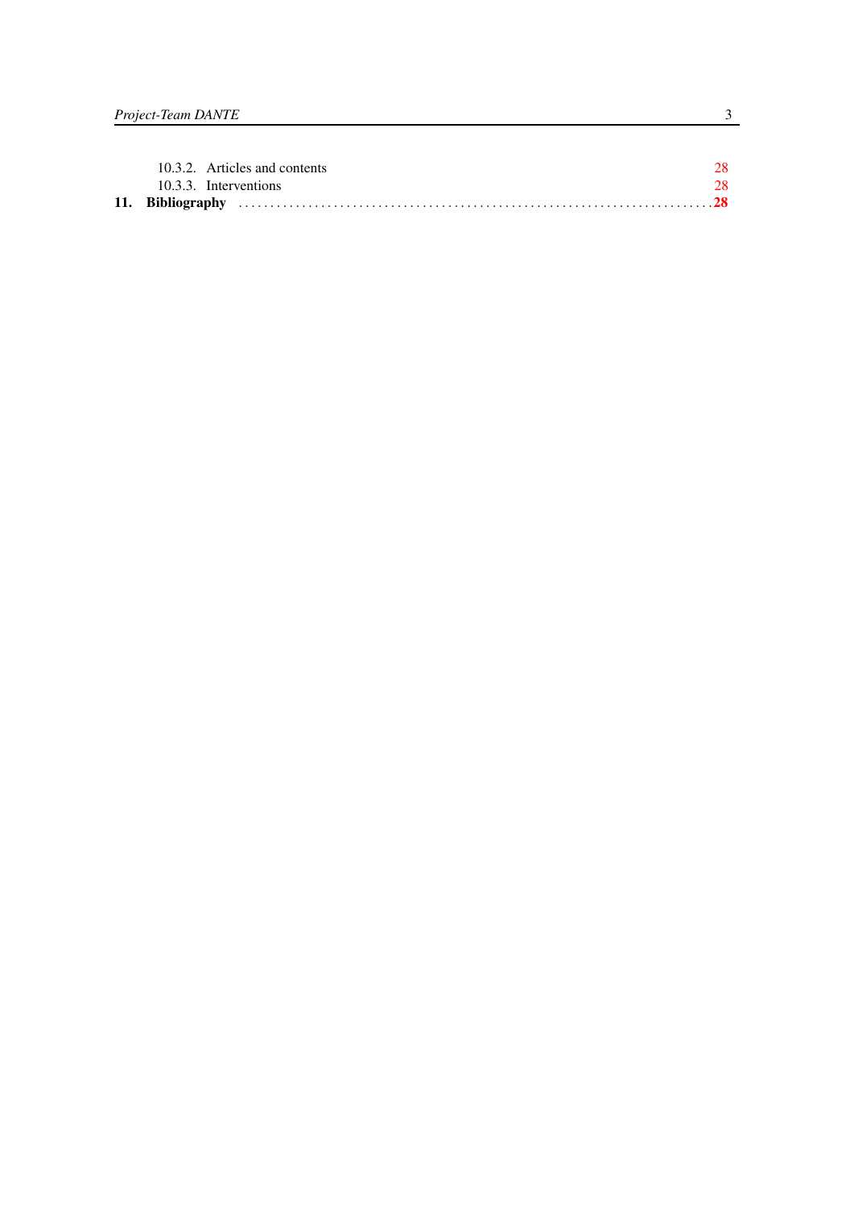10.3.2. Articles and contents 28
10.3.3. Interventions 28

**11. Bibliography** . . . . . . . . . . . . . . . . . . . . . . . . . . . . . . . . . . . . . . . . . . . . . . . . . . . . . . . . . . . . . . . . . . . . . . . . . . . . **28**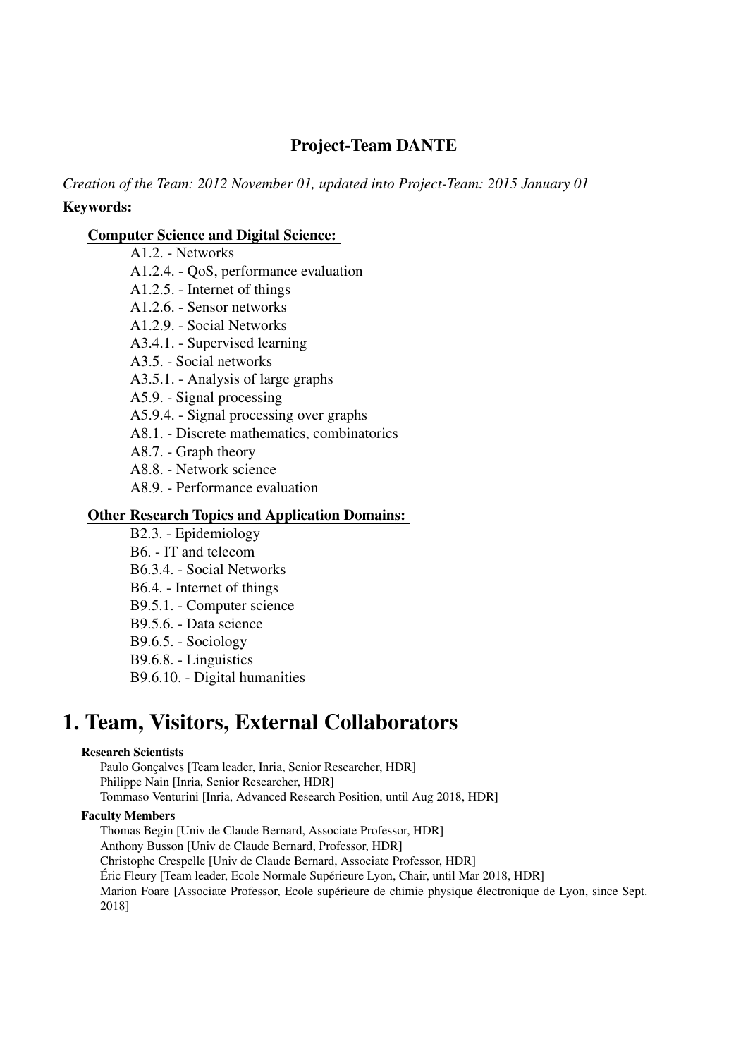# Project-Team DANTE

*Creation of the Team: 2012 November 01, updated into Project-Team: 2015 January 01*

**Keywords:**

**Computer Science and Digital Science:**

- A1.2. - Networks
- A1.2.4. - QoS, performance evaluation
- A1.2.5. - Internet of things
- A1.2.6. - Sensor networks
- A1.2.9. - Social Networks
- A3.4.1. - Supervised learning
- A3.5. - Social networks
- A3.5.1. - Analysis of large graphs
- A5.9. - Signal processing
- A5.9.4. - Signal processing over graphs
- A8.1. - Discrete mathematics, combinatorics
- A8.7. - Graph theory
- A8.8. - Network science
- A8.9. - Performance evaluation

**Other Research Topics and Application Domains:**

- B2.3. - Epidemiology
- B6. - IT and telecom
- B6.3.4. - Social Networks
- B6.4. - Internet of things
- B9.5.1. - Computer science
- B9.5.6. - Data science
- B9.6.5. - Sociology
- B9.6.8. - Linguistics
- B9.6.10. - Digital humanities

# 1. Team, Visitors, External Collaborators

**Research Scientists**

Paulo Gonçalves [Team leader, Inria, Senior Researcher, HDR]
Philippe Nain [Inria, Senior Researcher, HDR]
Tommaso Venturini [Inria, Advanced Research Position, until Aug 2018, HDR]

**Faculty Members**

Thomas Begin [Univ de Claude Bernard, Associate Professor, HDR]
Anthony Busson [Univ de Claude Bernard, Professor, HDR]
Christophe Crespelle [Univ de Claude Bernard, Associate Professor, HDR]
Éric Fleury [Team leader, Ecole Normale Supérieure Lyon, Chair, until Mar 2018, HDR]
Marion Foare [Associate Professor, Ecole supérieure de chimie physique électronique de Lyon, since Sept. 2018]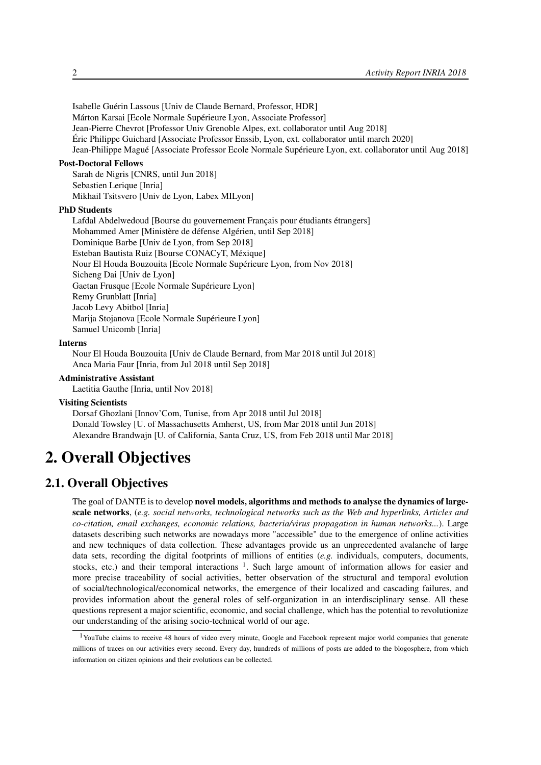Isabelle Guérin Lassous [Univ de Claude Bernard, Professor, HDR]
Márton Karsai [Ecole Normale Supérieure Lyon, Associate Professor]
Jean-Pierre Chevrot [Professor Univ Grenoble Alpes, ext. collaborator until Aug 2018]
Éric Philippe Guichard [Associate Professor Enssib, Lyon, ext. collaborator until march 2020]
Jean-Philippe Magué [Associate Professor Ecole Normale Supérieure Lyon, ext. collaborator until Aug 2018]

**Post-Doctoral Fellows**

Sarah de Nigris [CNRS, until Jun 2018]
Sebastien Lerique [Inria]
Mikhail Tsitsvero [Univ de Lyon, Labex MILyon]

**PhD Students**

Lafdal Abdelwedoud [Bourse du gouvernement Français pour étudiants étrangers]
Mohammed Amer [Ministère de défense Algérien, until Sep 2018]
Dominique Barbe [Univ de Lyon, from Sep 2018]
Esteban Bautista Ruiz [Bourse CONACyT, Méxique]
Nour El Houda Bouzouita [Ecole Normale Supérieure Lyon, from Nov 2018]
Sicheng Dai [Univ de Lyon]
Gaetan Frusque [Ecole Normale Supérieure Lyon]
Remy Grunblatt [Inria]
Jacob Levy Abitbol [Inria]
Marija Stojanova [Ecole Normale Supérieure Lyon]
Samuel Unicomb [Inria]

**Interns**

Nour El Houda Bouzouita [Univ de Claude Bernard, from Mar 2018 until Jul 2018]
Anca Maria Faur [Inria, from Jul 2018 until Sep 2018]

**Administrative Assistant**

Laetitia Gauthe [Inria, until Nov 2018]

**Visiting Scientists**

Dorsaf Ghozlani [Innov'Com, Tunise, from Apr 2018 until Jul 2018]
Donald Towsley [U. of Massachusetts Amherst, US, from Mar 2018 until Jun 2018]
Alexandre Brandwajn [U. of California, Santa Cruz, US, from Feb 2018 until Mar 2018]

# 2. Overall Objectives

## 2.1. Overall Objectives

The goal of DANTE is to develop **novel models, algorithms and methods to analyse the dynamics of large-scale networks**, (*e.g. social networks, technological networks such as the Web and hyperlinks, Articles and co-citation, email exchanges, economic relations, bacteria/virus propagation in human networks...*). Large datasets describing such networks are nowadays more "accessible" due to the emergence of online activities and new techniques of data collection. These advantages provide us an unprecedented avalanche of large data sets, recording the digital footprints of millions of entities (*e.g.* individuals, computers, documents, stocks, etc.) and their temporal interactions [1]. Such large amount of information allows for easier and more precise traceability of social activities, better observation of the structural and temporal evolution of social/technological/economical networks, the emergence of their localized and cascading failures, and provides information about the general roles of self-organization in an interdisciplinary sense. All these questions represent a major scientific, economic, and social challenge, which has the potential to revolutionize our understanding of the arising socio-technical world of our age.

[1] YouTube claims to receive 48 hours of video every minute, Google and Facebook represent major world companies that generate millions of traces on our activities every second. Every day, hundreds of millions of posts are added to the blogosphere, from which information on citizen opinions and their evolutions can be collected.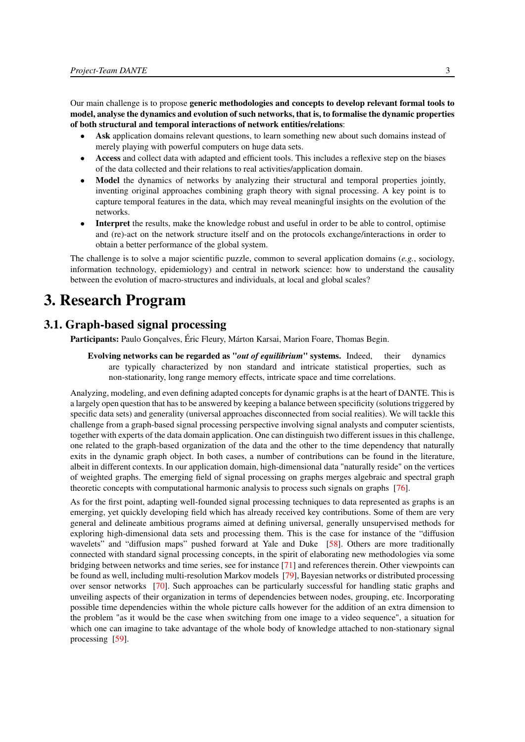Our main challenge is to propose **generic methodologies and concepts to develop relevant formal tools to model, analyse the dynamics and evolution of such networks, that is, to formalise the dynamic properties of both structural and temporal interactions of network entities/relations**:

- **Ask** application domains relevant questions, to learn something new about such domains instead of merely playing with powerful computers on huge data sets.
- **Access** and collect data with adapted and efficient tools. This includes a reflexive step on the biases of the data collected and their relations to real activities/application domain.
- **Model** the dynamics of networks by analyzing their structural and temporal properties jointly, inventing original approaches combining graph theory with signal processing. A key point is to capture temporal features in the data, which may reveal meaningful insights on the evolution of the networks.
- **Interpret** the results, make the knowledge robust and useful in order to be able to control, optimise and (re)-act on the network structure itself and on the protocols exchange/interactions in order to obtain a better performance of the global system.

The challenge is to solve a major scientific puzzle, common to several application domains (*e.g.*, sociology, information technology, epidemiology) and central in network science: how to understand the causality between the evolution of macro-structures and individuals, at local and global scales?

# 3. Research Program

## 3.1. Graph-based signal processing

**Participants:** Paulo Gonçalves, Éric Fleury, Márton Karsai, Marion Foare, Thomas Begin.

> **Evolving networks can be regarded as "*out of equilibrium*" systems.** Indeed, their dynamics are typically characterized by non standard and intricate statistical properties, such as non-stationarity, long range memory effects, intricate space and time correlations.

Analyzing, modeling, and even defining adapted concepts for dynamic graphs is at the heart of DANTE. This is a largely open question that has to be answered by keeping a balance between specificity (solutions triggered by specific data sets) and generality (universal approaches disconnected from social realities). We will tackle this challenge from a graph-based signal processing perspective involving signal analysts and computer scientists, together with experts of the data domain application. One can distinguish two different issues in this challenge, one related to the graph-based organization of the data and the other to the time dependency that naturally exits in the dynamic graph object. In both cases, a number of contributions can be found in the literature, albeit in different contexts. In our application domain, high-dimensional data "naturally reside" on the vertices of weighted graphs. The emerging field of signal processing on graphs merges algebraic and spectral graph theoretic concepts with computational harmonic analysis to process such signals on graphs [76].

As for the first point, adapting well-founded signal processing techniques to data represented as graphs is an emerging, yet quickly developing field which has already received key contributions. Some of them are very general and delineate ambitious programs aimed at defining universal, generally unsupervised methods for exploring high-dimensional data sets and processing them. This is the case for instance of the "diffusion wavelets" and "diffusion maps" pushed forward at Yale and Duke [58]. Others are more traditionally connected with standard signal processing concepts, in the spirit of elaborating new methodologies via some bridging between networks and time series, see for instance [71] and references therein. Other viewpoints can be found as well, including multi-resolution Markov models [79], Bayesian networks or distributed processing over sensor networks [70]. Such approaches can be particularly successful for handling static graphs and unveiling aspects of their organization in terms of dependencies between nodes, grouping, etc. Incorporating possible time dependencies within the whole picture calls however for the addition of an extra dimension to the problem "as it would be the case when switching from one image to a video sequence", a situation for which one can imagine to take advantage of the whole body of knowledge attached to non-stationary signal processing [59].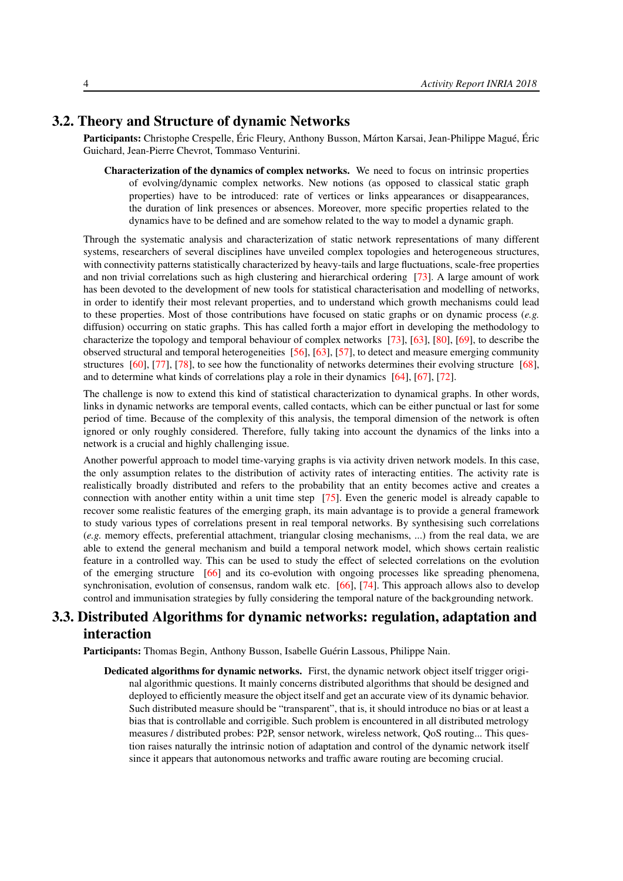## 3.2. Theory and Structure of dynamic Networks

**Participants:** Christophe Crespelle, Éric Fleury, Anthony Busson, Márton Karsai, Jean-Philippe Magué, Éric Guichard, Jean-Pierre Chevrot, Tommaso Venturini.

**Characterization of the dynamics of complex networks.** We need to focus on intrinsic properties of evolving/dynamic complex networks. New notions (as opposed to classical static graph properties) have to be introduced: rate of vertices or links appearances or disappearances, the duration of link presences or absences. Moreover, more specific properties related to the dynamics have to be defined and are somehow related to the way to model a dynamic graph.

Through the systematic analysis and characterization of static network representations of many different systems, researchers of several disciplines have unveiled complex topologies and heterogeneous structures, with connectivity patterns statistically characterized by heavy-tails and large fluctuations, scale-free properties and non trivial correlations such as high clustering and hierarchical ordering [73]. A large amount of work has been devoted to the development of new tools for statistical characterisation and modelling of networks, in order to identify their most relevant properties, and to understand which growth mechanisms could lead to these properties. Most of those contributions have focused on static graphs or on dynamic process (*e.g.* diffusion) occurring on static graphs. This has called forth a major effort in developing the methodology to characterize the topology and temporal behaviour of complex networks [73], [63], [80], [69], to describe the observed structural and temporal heterogeneities [56], [63], [57], to detect and measure emerging community structures [60], [77], [78], to see how the functionality of networks determines their evolving structure [68], and to determine what kinds of correlations play a role in their dynamics [64], [67], [72].

The challenge is now to extend this kind of statistical characterization to dynamical graphs. In other words, links in dynamic networks are temporal events, called contacts, which can be either punctual or last for some period of time. Because of the complexity of this analysis, the temporal dimension of the network is often ignored or only roughly considered. Therefore, fully taking into account the dynamics of the links into a network is a crucial and highly challenging issue.

Another powerful approach to model time-varying graphs is via activity driven network models. In this case, the only assumption relates to the distribution of activity rates of interacting entities. The activity rate is realistically broadly distributed and refers to the probability that an entity becomes active and creates a connection with another entity within a unit time step [75]. Even the generic model is already capable to recover some realistic features of the emerging graph, its main advantage is to provide a general framework to study various types of correlations present in real temporal networks. By synthesising such correlations (*e.g.* memory effects, preferential attachment, triangular closing mechanisms, ...) from the real data, we are able to extend the general mechanism and build a temporal network model, which shows certain realistic feature in a controlled way. This can be used to study the effect of selected correlations on the evolution of the emerging structure [66] and its co-evolution with ongoing processes like spreading phenomena, synchronisation, evolution of consensus, random walk etc. [66], [74]. This approach allows also to develop control and immunisation strategies by fully considering the temporal nature of the backgrounding network.

## 3.3. Distributed Algorithms for dynamic networks: regulation, adaptation and interaction

**Participants:** Thomas Begin, Anthony Busson, Isabelle Guérin Lassous, Philippe Nain.

**Dedicated algorithms for dynamic networks.** First, the dynamic network object itself trigger original algorithmic questions. It mainly concerns distributed algorithms that should be designed and deployed to efficiently measure the object itself and get an accurate view of its dynamic behavior. Such distributed measure should be "transparent", that is, it should introduce no bias or at least a bias that is controllable and corrigible. Such problem is encountered in all distributed metrology measures / distributed probes: P2P, sensor network, wireless network, QoS routing... This question raises naturally the intrinsic notion of adaptation and control of the dynamic network itself since it appears that autonomous networks and traffic aware routing are becoming crucial.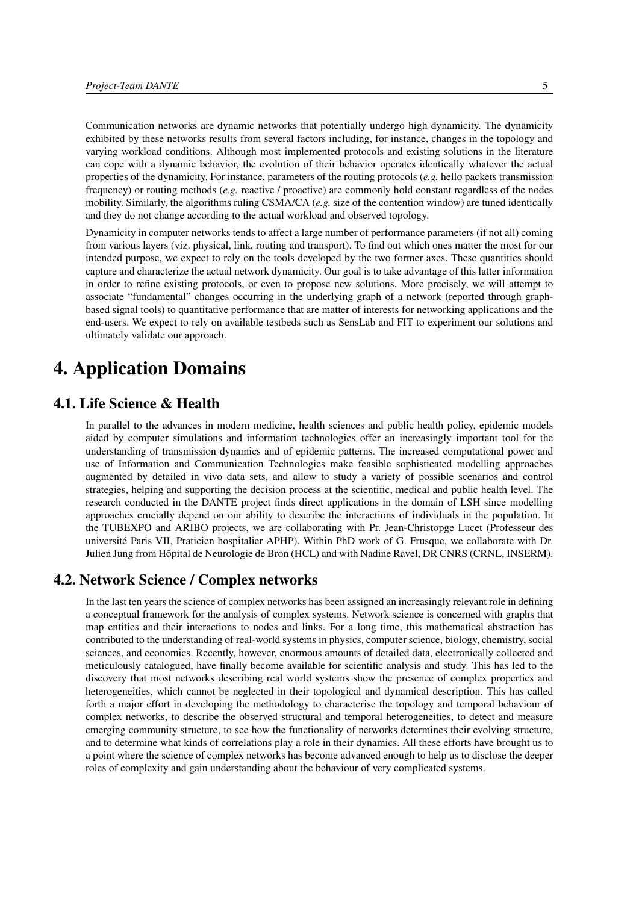Communication networks are dynamic networks that potentially undergo high dynamicity. The dynamicity exhibited by these networks results from several factors including, for instance, changes in the topology and varying workload conditions. Although most implemented protocols and existing solutions in the literature can cope with a dynamic behavior, the evolution of their behavior operates identically whatever the actual properties of the dynamicity. For instance, parameters of the routing protocols (*e.g.* hello packets transmission frequency) or routing methods (*e.g.* reactive / proactive) are commonly hold constant regardless of the nodes mobility. Similarly, the algorithms ruling CSMA/CA (*e.g.* size of the contention window) are tuned identically and they do not change according to the actual workload and observed topology.

Dynamicity in computer networks tends to affect a large number of performance parameters (if not all) coming from various layers (viz. physical, link, routing and transport). To find out which ones matter the most for our intended purpose, we expect to rely on the tools developed by the two former axes. These quantities should capture and characterize the actual network dynamicity. Our goal is to take advantage of this latter information in order to refine existing protocols, or even to propose new solutions. More precisely, we will attempt to associate "fundamental" changes occurring in the underlying graph of a network (reported through graph-based signal tools) to quantitative performance that are matter of interests for networking applications and the end-users. We expect to rely on available testbeds such as SensLab and FIT to experiment our solutions and ultimately validate our approach.

# 4. Application Domains

## 4.1. Life Science & Health

In parallel to the advances in modern medicine, health sciences and public health policy, epidemic models aided by computer simulations and information technologies offer an increasingly important tool for the understanding of transmission dynamics and of epidemic patterns. The increased computational power and use of Information and Communication Technologies make feasible sophisticated modelling approaches augmented by detailed in vivo data sets, and allow to study a variety of possible scenarios and control strategies, helping and supporting the decision process at the scientific, medical and public health level. The research conducted in the DANTE project finds direct applications in the domain of LSH since modelling approaches crucially depend on our ability to describe the interactions of individuals in the population. In the TUBEXPO and ARIBO projects, we are collaborating with Pr. Jean-Christopge Lucet (Professeur des université Paris VII, Praticien hospitalier APHP). Within PhD work of G. Frusque, we collaborate with Dr. Julien Jung from Hôpital de Neurologie de Bron (HCL) and with Nadine Ravel, DR CNRS (CRNL, INSERM).

## 4.2. Network Science / Complex networks

In the last ten years the science of complex networks has been assigned an increasingly relevant role in defining a conceptual framework for the analysis of complex systems. Network science is concerned with graphs that map entities and their interactions to nodes and links. For a long time, this mathematical abstraction has contributed to the understanding of real-world systems in physics, computer science, biology, chemistry, social sciences, and economics. Recently, however, enormous amounts of detailed data, electronically collected and meticulously catalogued, have finally become available for scientific analysis and study. This has led to the discovery that most networks describing real world systems show the presence of complex properties and heterogeneities, which cannot be neglected in their topological and dynamical description. This has called forth a major effort in developing the methodology to characterise the topology and temporal behaviour of complex networks, to describe the observed structural and temporal heterogeneities, to detect and measure emerging community structure, to see how the functionality of networks determines their evolving structure, and to determine what kinds of correlations play a role in their dynamics. All these efforts have brought us to a point where the science of complex networks has become advanced enough to help us to disclose the deeper roles of complexity and gain understanding about the behaviour of very complicated systems.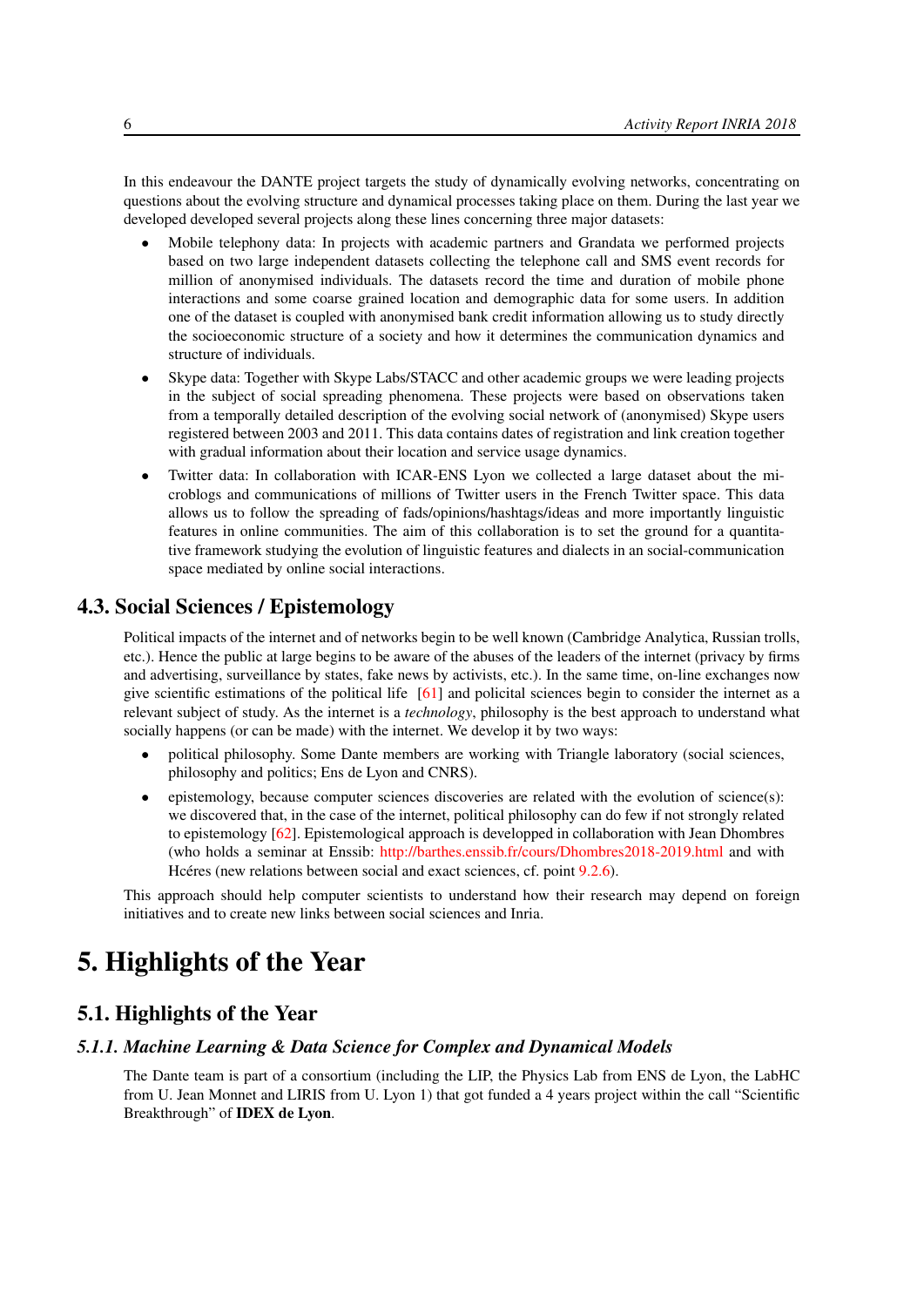In this endeavour the DANTE project targets the study of dynamically evolving networks, concentrating on questions about the evolving structure and dynamical processes taking place on them. During the last year we developed developed several projects along these lines concerning three major datasets:

- Mobile telephony data: In projects with academic partners and Grandata we performed projects based on two large independent datasets collecting the telephone call and SMS event records for million of anonymised individuals. The datasets record the time and duration of mobile phone interactions and some coarse grained location and demographic data for some users. In addition one of the dataset is coupled with anonymised bank credit information allowing us to study directly the socioeconomic structure of a society and how it determines the communication dynamics and structure of individuals.
- Skype data: Together with Skype Labs/STACC and other academic groups we were leading projects in the subject of social spreading phenomena. These projects were based on observations taken from a temporally detailed description of the evolving social network of (anonymised) Skype users registered between 2003 and 2011. This data contains dates of registration and link creation together with gradual information about their location and service usage dynamics.
- Twitter data: In collaboration with ICAR-ENS Lyon we collected a large dataset about the microblogs and communications of millions of Twitter users in the French Twitter space. This data allows us to follow the spreading of fads/opinions/hashtags/ideas and more importantly linguistic features in online communities. The aim of this collaboration is to set the ground for a quantitative framework studying the evolution of linguistic features and dialects in an social-communication space mediated by online social interactions.

## 4.3. Social Sciences / Epistemology

Political impacts of the internet and of networks begin to be well known (Cambridge Analytica, Russian trolls, etc.). Hence the public at large begins to be aware of the abuses of the leaders of the internet (privacy by firms and advertising, surveillance by states, fake news by activists, etc.). In the same time, on-line exchanges now give scientific estimations of the political life [61] and policital sciences begin to consider the internet as a relevant subject of study. As the internet is a *technology*, philosophy is the best approach to understand what socially happens (or can be made) with the internet. We develop it by two ways:

- political philosophy. Some Dante members are working with Triangle laboratory (social sciences, philosophy and politics; Ens de Lyon and CNRS).
- epistemology, because computer sciences discoveries are related with the evolution of science(s): we discovered that, in the case of the internet, political philosophy can do few if not strongly related to epistemology [62]. Epistemological approach is developped in collaboration with Jean Dhombres (who holds a seminar at Enssib: http://barthes.enssib.fr/cours/Dhombres2018-2019.html and with Hcéres (new relations between social and exact sciences, cf. point 9.2.6).

This approach should help computer scientists to understand how their research may depend on foreign initiatives and to create new links between social sciences and Inria.

# 5. Highlights of the Year

## 5.1. Highlights of the Year

### *5.1.1. Machine Learning & Data Science for Complex and Dynamical Models*

The Dante team is part of a consortium (including the LIP, the Physics Lab from ENS de Lyon, the LabHC from U. Jean Monnet and LIRIS from U. Lyon 1) that got funded a 4 years project within the call "Scientific Breakthrough" of **IDEX de Lyon**.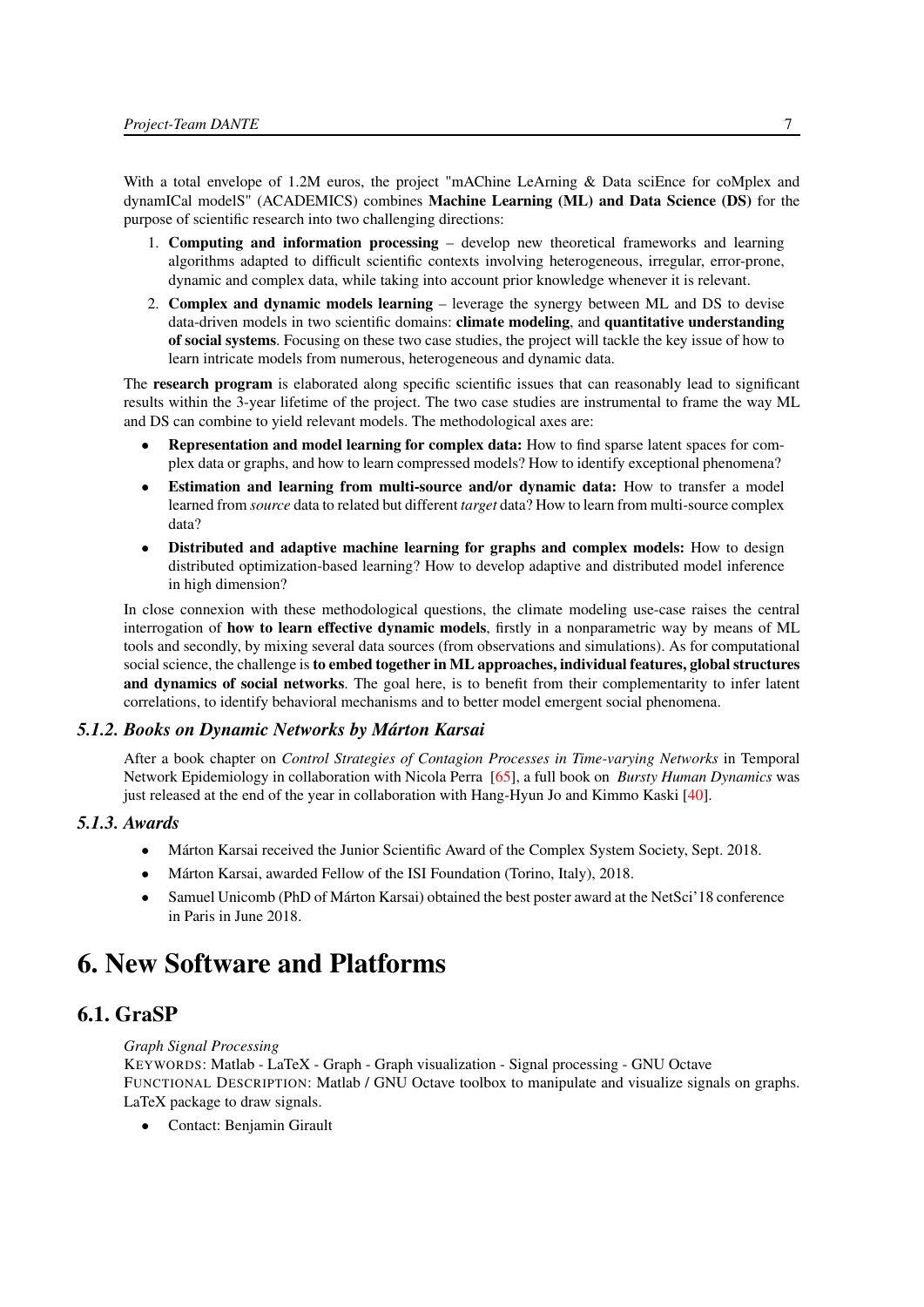With a total envelope of 1.2M euros, the project "mAChine LeArning & Data sciEnce for coMplex and dynamICal modelS" (ACADEMICS) combines **Machine Learning (ML) and Data Science (DS)** for the purpose of scientific research into two challenging directions:

1. **Computing and information processing** – develop new theoretical frameworks and learning algorithms adapted to difficult scientific contexts involving heterogeneous, irregular, error-prone, dynamic and complex data, while taking into account prior knowledge whenever it is relevant.
2. **Complex and dynamic models learning** – leverage the synergy between ML and DS to devise data-driven models in two scientific domains: **climate modeling**, and **quantitative understanding of social systems**. Focusing on these two case studies, the project will tackle the key issue of how to learn intricate models from numerous, heterogeneous and dynamic data.

The **research program** is elaborated along specific scientific issues that can reasonably lead to significant results within the 3-year lifetime of the project. The two case studies are instrumental to frame the way ML and DS can combine to yield relevant models. The methodological axes are:

- **Representation and model learning for complex data:** How to find sparse latent spaces for complex data or graphs, and how to learn compressed models? How to identify exceptional phenomena?
- **Estimation and learning from multi-source and/or dynamic data:** How to transfer a model learned from *source* data to related but different *target* data? How to learn from multi-source complex data?
- **Distributed and adaptive machine learning for graphs and complex models:** How to design distributed optimization-based learning? How to develop adaptive and distributed model inference in high dimension?

In close connexion with these methodological questions, the climate modeling use-case raises the central interrogation of **how to learn effective dynamic models**, firstly in a nonparametric way by means of ML tools and secondly, by mixing several data sources (from observations and simulations). As for computational social science, the challenge is **to embed together in ML approaches, individual features, global structures and dynamics of social networks**. The goal here, is to benefit from their complementarity to infer latent correlations, to identify behavioral mechanisms and to better model emergent social phenomena.

### *5.1.2. Books on Dynamic Networks by Márton Karsai*

After a book chapter on *Control Strategies of Contagion Processes in Time-varying Networks* in Temporal Network Epidemiology in collaboration with Nicola Perra [65], a full book on *Bursty Human Dynamics* was just released at the end of the year in collaboration with Hang-Hyun Jo and Kimmo Kaski [40].

### *5.1.3. Awards*

- Márton Karsai received the Junior Scientific Award of the Complex System Society, Sept. 2018.
- Márton Karsai, awarded Fellow of the ISI Foundation (Torino, Italy), 2018.
- Samuel Unicomb (PhD of Márton Karsai) obtained the best poster award at the NetSci'18 conference in Paris in June 2018.

# 6. New Software and Platforms

## 6.1. GraSP

*Graph Signal Processing*

KEYWORDS: Matlab - LaTeX - Graph - Graph visualization - Signal processing - GNU Octave

FUNCTIONAL DESCRIPTION: Matlab / GNU Octave toolbox to manipulate and visualize signals on graphs. LaTeX package to draw signals.

- Contact: Benjamin Girault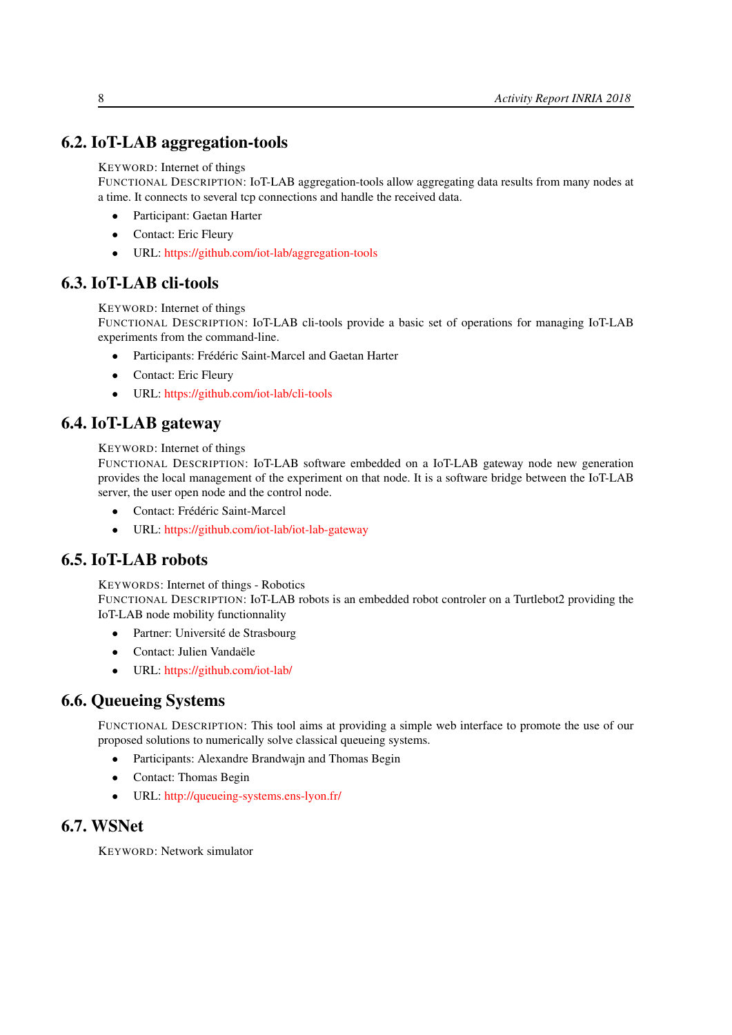## 6.2. IoT-LAB aggregation-tools

KEYWORD: Internet of things

FUNCTIONAL DESCRIPTION: IoT-LAB aggregation-tools allow aggregating data results from many nodes at a time. It connects to several tcp connections and handle the received data.

- Participant: Gaetan Harter
- Contact: Eric Fleury
- URL: https://github.com/iot-lab/aggregation-tools

## 6.3. IoT-LAB cli-tools

KEYWORD: Internet of things

FUNCTIONAL DESCRIPTION: IoT-LAB cli-tools provide a basic set of operations for managing IoT-LAB experiments from the command-line.

- Participants: Frédéric Saint-Marcel and Gaetan Harter
- Contact: Eric Fleury
- URL: https://github.com/iot-lab/cli-tools

## 6.4. IoT-LAB gateway

KEYWORD: Internet of things

FUNCTIONAL DESCRIPTION: IoT-LAB software embedded on a IoT-LAB gateway node new generation provides the local management of the experiment on that node. It is a software bridge between the IoT-LAB server, the user open node and the control node.

- Contact: Frédéric Saint-Marcel
- URL: https://github.com/iot-lab/iot-lab-gateway

## 6.5. IoT-LAB robots

KEYWORDS: Internet of things - Robotics

FUNCTIONAL DESCRIPTION: IoT-LAB robots is an embedded robot controler on a Turtlebot2 providing the IoT-LAB node mobility functionnality

- Partner: Université de Strasbourg
- Contact: Julien Vandaële
- URL: https://github.com/iot-lab/

## 6.6. Queueing Systems

FUNCTIONAL DESCRIPTION: This tool aims at providing a simple web interface to promote the use of our proposed solutions to numerically solve classical queueing systems.

- Participants: Alexandre Brandwajn and Thomas Begin
- Contact: Thomas Begin
- URL: http://queueing-systems.ens-lyon.fr/

## 6.7. WSNet

KEYWORD: Network simulator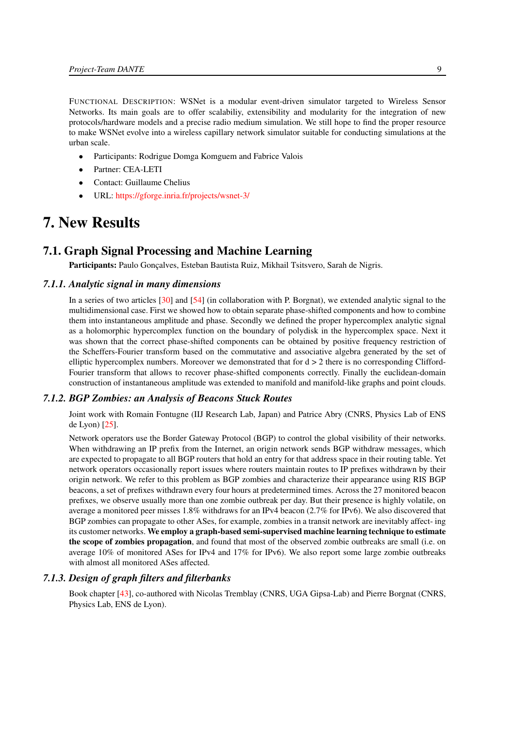FUNCTIONAL DESCRIPTION: WSNet is a modular event-driven simulator targeted to Wireless Sensor Networks. Its main goals are to offer scalabiliy, extensibility and modularity for the integration of new protocols/hardware models and a precise radio medium simulation. We still hope to find the proper resource to make WSNet evolve into a wireless capillary network simulator suitable for conducting simulations at the urban scale.

- Participants: Rodrigue Domga Komguem and Fabrice Valois
- Partner: CEA-LETI
- Contact: Guillaume Chelius
- URL: https://gforge.inria.fr/projects/wsnet-3/

# 7. New Results

## 7.1. Graph Signal Processing and Machine Learning

**Participants:** Paulo Gonçalves, Esteban Bautista Ruiz, Mikhail Tsitsvero, Sarah de Nigris.

### *7.1.1. Analytic signal in many dimensions*

In a series of two articles [30] and [54] (in collaboration with P. Borgnat), we extended analytic signal to the multidimensional case. First we showed how to obtain separate phase-shifted components and how to combine them into instantaneous amplitude and phase. Secondly we defined the proper hypercomplex analytic signal as a holomorphic hypercomplex function on the boundary of polydisk in the hypercomplex space. Next it was shown that the correct phase-shifted components can be obtained by positive frequency restriction of the Scheffers-Fourier transform based on the commutative and associative algebra generated by the set of elliptic hypercomplex numbers. Moreover we demonstrated that for $d > 2$ there is no corresponding Clifford-Fourier transform that allows to recover phase-shifted components correctly. Finally the euclidean-domain construction of instantaneous amplitude was extended to manifold and manifold-like graphs and point clouds.

### *7.1.2. BGP Zombies: an Analysis of Beacons Stuck Routes*

Joint work with Romain Fontugne (IIJ Research Lab, Japan) and Patrice Abry (CNRS, Physics Lab of ENS de Lyon) [25].

Network operators use the Border Gateway Protocol (BGP) to control the global visibility of their networks. When withdrawing an IP prefix from the Internet, an origin network sends BGP withdraw messages, which are expected to propagate to all BGP routers that hold an entry for that address space in their routing table. Yet network operators occasionally report issues where routers maintain routes to IP prefixes withdrawn by their origin network. We refer to this problem as BGP zombies and characterize their appearance using RIS BGP beacons, a set of prefixes withdrawn every four hours at predetermined times. Across the 27 monitored beacon prefixes, we observe usually more than one zombie outbreak per day. But their presence is highly volatile, on average a monitored peer misses 1.8% withdraws for an IPv4 beacon (2.7% for IPv6). We also discovered that BGP zombies can propagate to other ASes, for example, zombies in a transit network are inevitably affect- ing its customer networks. **We employ a graph-based semi-supervised machine learning technique to estimate the scope of zombies propagation**, and found that most of the observed zombie outbreaks are small (i.e. on average 10% of monitored ASes for IPv4 and 17% for IPv6). We also report some large zombie outbreaks with almost all monitored ASes affected.

### *7.1.3. Design of graph filters and filterbanks*

Book chapter [43], co-authored with Nicolas Tremblay (CNRS, UGA Gipsa-Lab) and Pierre Borgnat (CNRS, Physics Lab, ENS de Lyon).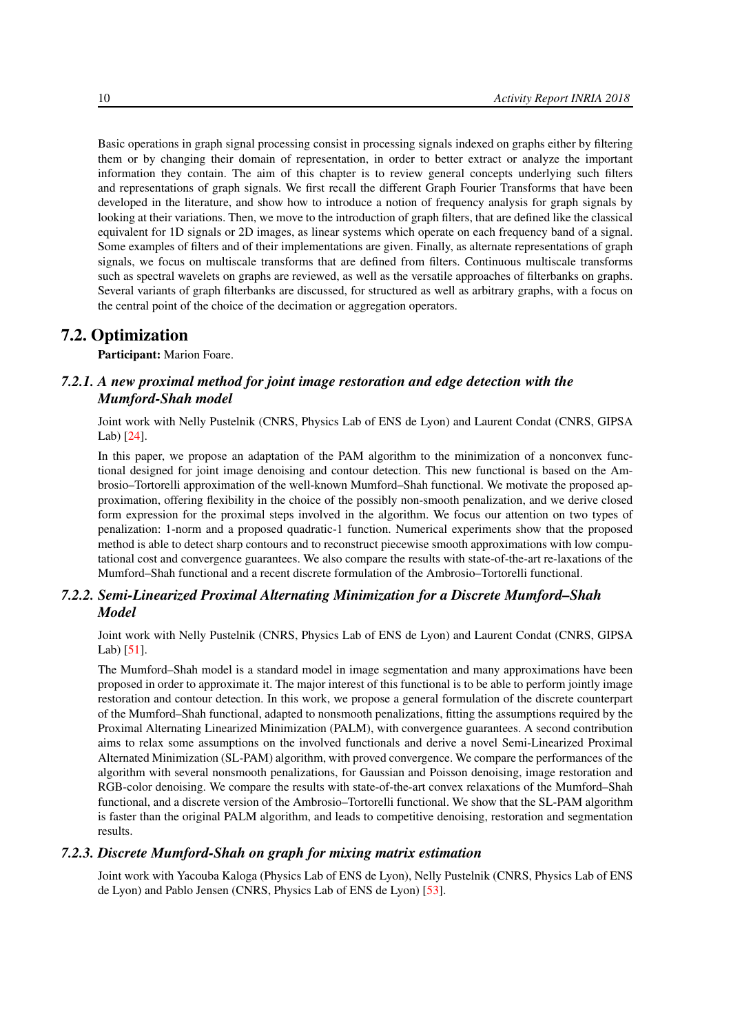Basic operations in graph signal processing consist in processing signals indexed on graphs either by filtering them or by changing their domain of representation, in order to better extract or analyze the important information they contain. The aim of this chapter is to review general concepts underlying such filters and representations of graph signals. We first recall the different Graph Fourier Transforms that have been developed in the literature, and show how to introduce a notion of frequency analysis for graph signals by looking at their variations. Then, we move to the introduction of graph filters, that are defined like the classical equivalent for 1D signals or 2D images, as linear systems which operate on each frequency band of a signal. Some examples of filters and of their implementations are given. Finally, as alternate representations of graph signals, we focus on multiscale transforms that are defined from filters. Continuous multiscale transforms such as spectral wavelets on graphs are reviewed, as well as the versatile approaches of filterbanks on graphs. Several variants of graph filterbanks are discussed, for structured as well as arbitrary graphs, with a focus on the central point of the choice of the decimation or aggregation operators.

## 7.2. Optimization

**Participant:** Marion Foare.

### *7.2.1. A new proximal method for joint image restoration and edge detection with the Mumford-Shah model*

Joint work with Nelly Pustelnik (CNRS, Physics Lab of ENS de Lyon) and Laurent Condat (CNRS, GIPSA Lab) [24].

In this paper, we propose an adaptation of the PAM algorithm to the minimization of a nonconvex functional designed for joint image denoising and contour detection. This new functional is based on the Ambrosio–Tortorelli approximation of the well-known Mumford–Shah functional. We motivate the proposed approximation, offering flexibility in the choice of the possibly non-smooth penalization, and we derive closed form expression for the proximal steps involved in the algorithm. We focus our attention on two types of penalization: 1-norm and a proposed quadratic-1 function. Numerical experiments show that the proposed method is able to detect sharp contours and to reconstruct piecewise smooth approximations with low computational cost and convergence guarantees. We also compare the results with state-of-the-art re-laxations of the Mumford–Shah functional and a recent discrete formulation of the Ambrosio–Tortorelli functional.

### *7.2.2. Semi-Linearized Proximal Alternating Minimization for a Discrete Mumford–Shah Model*

Joint work with Nelly Pustelnik (CNRS, Physics Lab of ENS de Lyon) and Laurent Condat (CNRS, GIPSA Lab) [51].

The Mumford–Shah model is a standard model in image segmentation and many approximations have been proposed in order to approximate it. The major interest of this functional is to be able to perform jointly image restoration and contour detection. In this work, we propose a general formulation of the discrete counterpart of the Mumford–Shah functional, adapted to nonsmooth penalizations, fitting the assumptions required by the Proximal Alternating Linearized Minimization (PALM), with convergence guarantees. A second contribution aims to relax some assumptions on the involved functionals and derive a novel Semi-Linearized Proximal Alternated Minimization (SL-PAM) algorithm, with proved convergence. We compare the performances of the algorithm with several nonsmooth penalizations, for Gaussian and Poisson denoising, image restoration and RGB-color denoising. We compare the results with state-of-the-art convex relaxations of the Mumford–Shah functional, and a discrete version of the Ambrosio–Tortorelli functional. We show that the SL-PAM algorithm is faster than the original PALM algorithm, and leads to competitive denoising, restoration and segmentation results.

### *7.2.3. Discrete Mumford-Shah on graph for mixing matrix estimation*

Joint work with Yacouba Kaloga (Physics Lab of ENS de Lyon), Nelly Pustelnik (CNRS, Physics Lab of ENS de Lyon) and Pablo Jensen (CNRS, Physics Lab of ENS de Lyon) [53].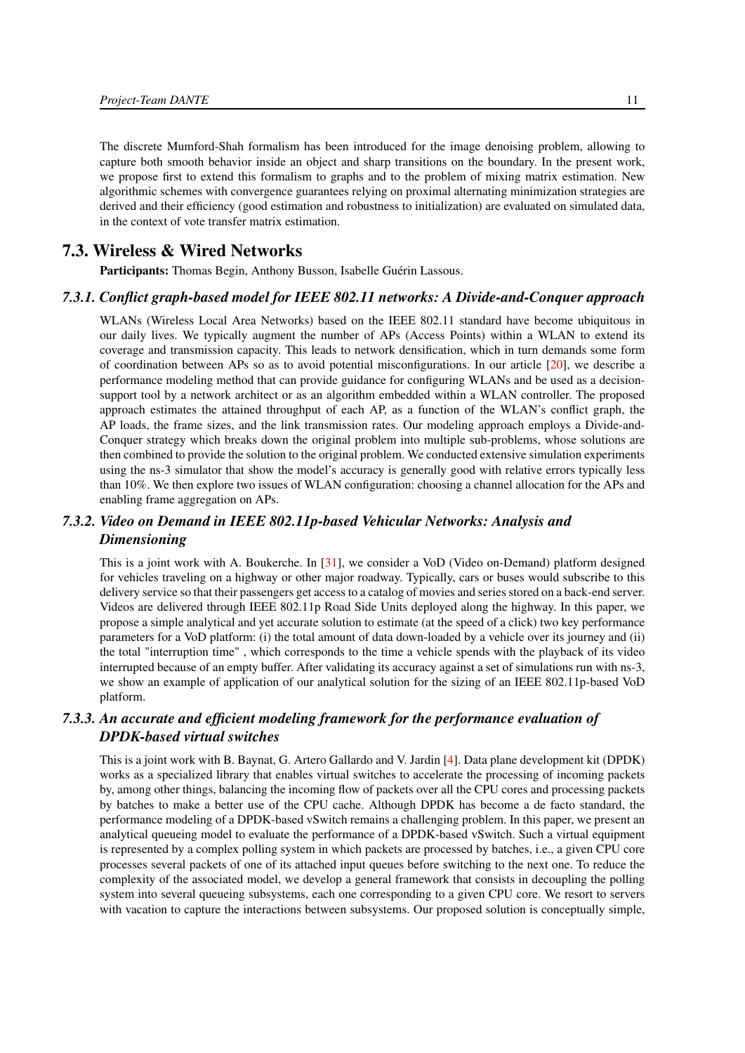The discrete Mumford-Shah formalism has been introduced for the image denoising problem, allowing to capture both smooth behavior inside an object and sharp transitions on the boundary. In the present work, we propose first to extend this formalism to graphs and to the problem of mixing matrix estimation. New algorithmic schemes with convergence guarantees relying on proximal alternating minimization strategies are derived and their efficiency (good estimation and robustness to initialization) are evaluated on simulated data, in the context of vote transfer matrix estimation.

## 7.3. Wireless & Wired Networks

**Participants:** Thomas Begin, Anthony Busson, Isabelle Guérin Lassous.

### *7.3.1. Conflict graph-based model for IEEE 802.11 networks: A Divide-and-Conquer approach*

WLANs (Wireless Local Area Networks) based on the IEEE 802.11 standard have become ubiquitous in our daily lives. We typically augment the number of APs (Access Points) within a WLAN to extend its coverage and transmission capacity. This leads to network densification, which in turn demands some form of coordination between APs so as to avoid potential misconfigurations. In our article [20], we describe a performance modeling method that can provide guidance for configuring WLANs and be used as a decision-support tool by a network architect or as an algorithm embedded within a WLAN controller. The proposed approach estimates the attained throughput of each AP, as a function of the WLAN's conflict graph, the AP loads, the frame sizes, and the link transmission rates. Our modeling approach employs a Divide-and-Conquer strategy which breaks down the original problem into multiple sub-problems, whose solutions are then combined to provide the solution to the original problem. We conducted extensive simulation experiments using the ns-3 simulator that show the model's accuracy is generally good with relative errors typically less than 10%. We then explore two issues of WLAN configuration: choosing a channel allocation for the APs and enabling frame aggregation on APs.

### *7.3.2. Video on Demand in IEEE 802.11p-based Vehicular Networks: Analysis and Dimensioning*

This is a joint work with A. Boukerche. In [31], we consider a VoD (Video on-Demand) platform designed for vehicles traveling on a highway or other major roadway. Typically, cars or buses would subscribe to this delivery service so that their passengers get access to a catalog of movies and series stored on a back-end server. Videos are delivered through IEEE 802.11p Road Side Units deployed along the highway. In this paper, we propose a simple analytical and yet accurate solution to estimate (at the speed of a click) two key performance parameters for a VoD platform: (i) the total amount of data down-loaded by a vehicle over its journey and (ii) the total "interruption time" , which corresponds to the time a vehicle spends with the playback of its video interrupted because of an empty buffer. After validating its accuracy against a set of simulations run with ns-3, we show an example of application of our analytical solution for the sizing of an IEEE 802.11p-based VoD platform.

### *7.3.3. An accurate and efficient modeling framework for the performance evaluation of DPDK-based virtual switches*

This is a joint work with B. Baynat, G. Artero Gallardo and V. Jardin [4]. Data plane development kit (DPDK) works as a specialized library that enables virtual switches to accelerate the processing of incoming packets by, among other things, balancing the incoming flow of packets over all the CPU cores and processing packets by batches to make a better use of the CPU cache. Although DPDK has become a de facto standard, the performance modeling of a DPDK-based vSwitch remains a challenging problem. In this paper, we present an analytical queueing model to evaluate the performance of a DPDK-based vSwitch. Such a virtual equipment is represented by a complex polling system in which packets are processed by batches, i.e., a given CPU core processes several packets of one of its attached input queues before switching to the next one. To reduce the complexity of the associated model, we develop a general framework that consists in decoupling the polling system into several queueing subsystems, each one corresponding to a given CPU core. We resort to servers with vacation to capture the interactions between subsystems. Our proposed solution is conceptually simple,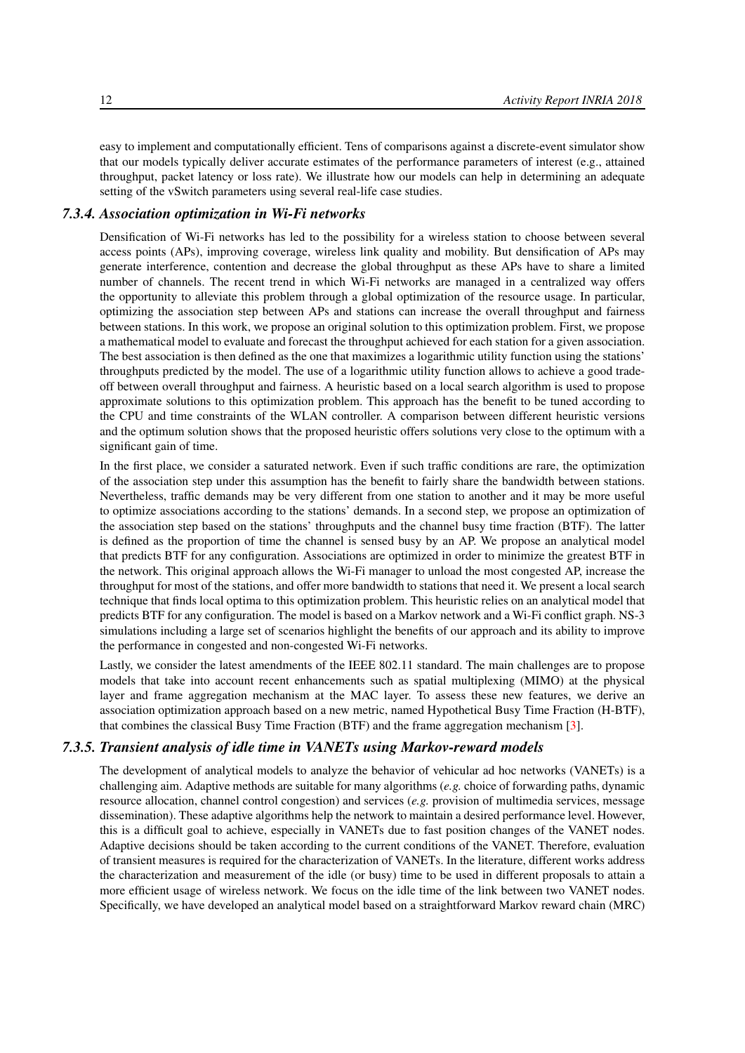easy to implement and computationally efficient. Tens of comparisons against a discrete-event simulator show that our models typically deliver accurate estimates of the performance parameters of interest (e.g., attained throughput, packet latency or loss rate). We illustrate how our models can help in determining an adequate setting of the vSwitch parameters using several real-life case studies.

### *7.3.4. Association optimization in Wi-Fi networks*

Densification of Wi-Fi networks has led to the possibility for a wireless station to choose between several access points (APs), improving coverage, wireless link quality and mobility. But densification of APs may generate interference, contention and decrease the global throughput as these APs have to share a limited number of channels. The recent trend in which Wi-Fi networks are managed in a centralized way offers the opportunity to alleviate this problem through a global optimization of the resource usage. In particular, optimizing the association step between APs and stations can increase the overall throughput and fairness between stations. In this work, we propose an original solution to this optimization problem. First, we propose a mathematical model to evaluate and forecast the throughput achieved for each station for a given association. The best association is then defined as the one that maximizes a logarithmic utility function using the stations' throughputs predicted by the model. The use of a logarithmic utility function allows to achieve a good trade-off between overall throughput and fairness. A heuristic based on a local search algorithm is used to propose approximate solutions to this optimization problem. This approach has the benefit to be tuned according to the CPU and time constraints of the WLAN controller. A comparison between different heuristic versions and the optimum solution shows that the proposed heuristic offers solutions very close to the optimum with a significant gain of time.

In the first place, we consider a saturated network. Even if such traffic conditions are rare, the optimization of the association step under this assumption has the benefit to fairly share the bandwidth between stations. Nevertheless, traffic demands may be very different from one station to another and it may be more useful to optimize associations according to the stations' demands. In a second step, we propose an optimization of the association step based on the stations' throughputs and the channel busy time fraction (BTF). The latter is defined as the proportion of time the channel is sensed busy by an AP. We propose an analytical model that predicts BTF for any configuration. Associations are optimized in order to minimize the greatest BTF in the network. This original approach allows the Wi-Fi manager to unload the most congested AP, increase the throughput for most of the stations, and offer more bandwidth to stations that need it. We present a local search technique that finds local optima to this optimization problem. This heuristic relies on an analytical model that predicts BTF for any configuration. The model is based on a Markov network and a Wi-Fi conflict graph. NS-3 simulations including a large set of scenarios highlight the benefits of our approach and its ability to improve the performance in congested and non-congested Wi-Fi networks.

Lastly, we consider the latest amendments of the IEEE 802.11 standard. The main challenges are to propose models that take into account recent enhancements such as spatial multiplexing (MIMO) at the physical layer and frame aggregation mechanism at the MAC layer. To assess these new features, we derive an association optimization approach based on a new metric, named Hypothetical Busy Time Fraction (H-BTF), that combines the classical Busy Time Fraction (BTF) and the frame aggregation mechanism [3].

### *7.3.5. Transient analysis of idle time in VANETs using Markov-reward models*

The development of analytical models to analyze the behavior of vehicular ad hoc networks (VANETs) is a challenging aim. Adaptive methods are suitable for many algorithms (*e.g.* choice of forwarding paths, dynamic resource allocation, channel control congestion) and services (*e.g.* provision of multimedia services, message dissemination). These adaptive algorithms help the network to maintain a desired performance level. However, this is a difficult goal to achieve, especially in VANETs due to fast position changes of the VANET nodes. Adaptive decisions should be taken according to the current conditions of the VANET. Therefore, evaluation of transient measures is required for the characterization of VANETs. In the literature, different works address the characterization and measurement of the idle (or busy) time to be used in different proposals to attain a more efficient usage of wireless network. We focus on the idle time of the link between two VANET nodes. Specifically, we have developed an analytical model based on a straightforward Markov reward chain (MRC)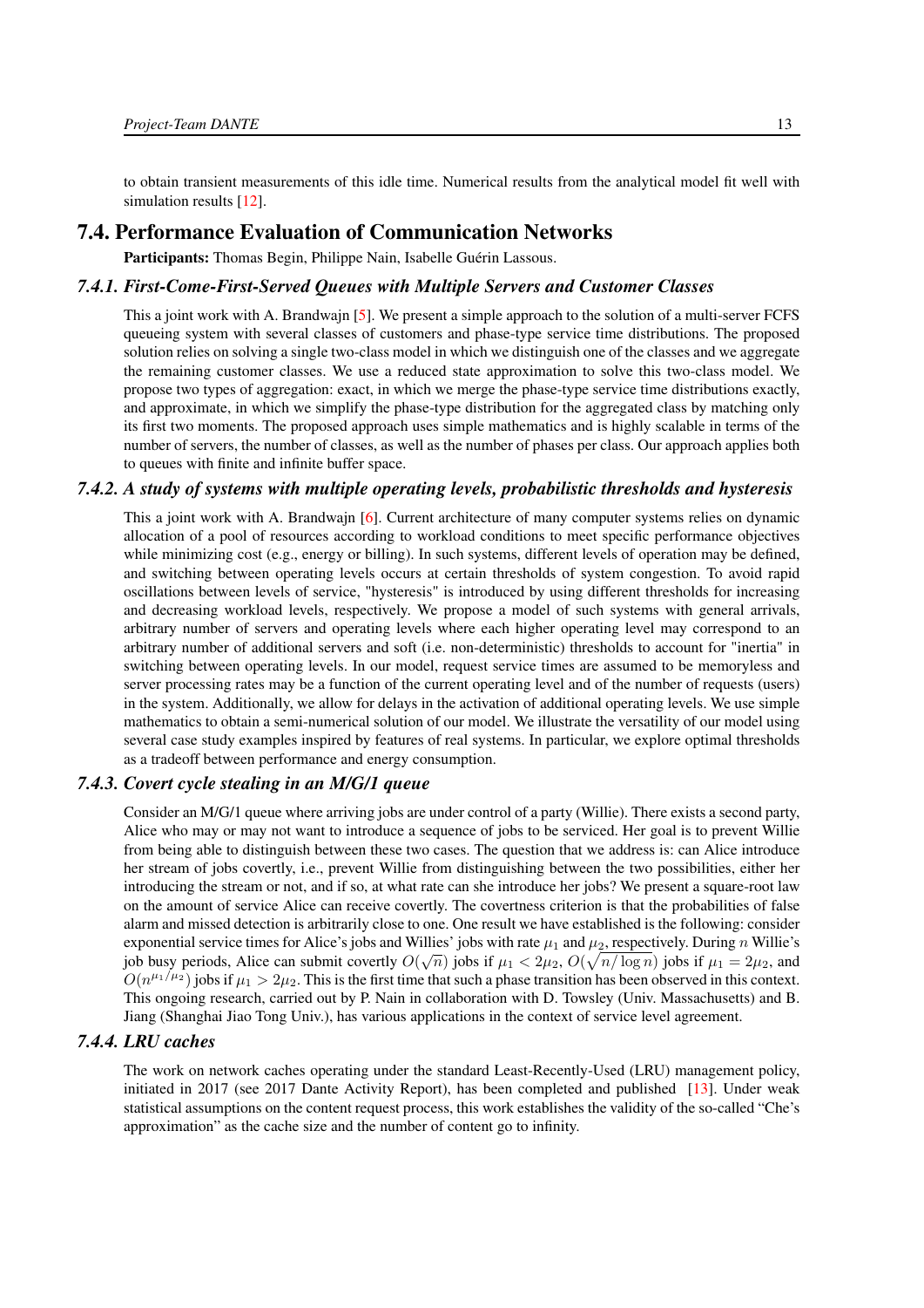to obtain transient measurements of this idle time. Numerical results from the analytical model fit well with simulation results [12].

## 7.4. Performance Evaluation of Communication Networks

**Participants:** Thomas Begin, Philippe Nain, Isabelle Guérin Lassous.

### 7.4.1. First-Come-First-Served Queues with Multiple Servers and Customer Classes

This a joint work with A. Brandwajn [5]. We present a simple approach to the solution of a multi-server FCFS queueing system with several classes of customers and phase-type service time distributions. The proposed solution relies on solving a single two-class model in which we distinguish one of the classes and we aggregate the remaining customer classes. We use a reduced state approximation to solve this two-class model. We propose two types of aggregation: exact, in which we merge the phase-type service time distributions exactly, and approximate, in which we simplify the phase-type distribution for the aggregated class by matching only its first two moments. The proposed approach uses simple mathematics and is highly scalable in terms of the number of servers, the number of classes, as well as the number of phases per class. Our approach applies both to queues with finite and infinite buffer space.

### 7.4.2. A study of systems with multiple operating levels, probabilistic thresholds and hysteresis

This a joint work with A. Brandwajn [6]. Current architecture of many computer systems relies on dynamic allocation of a pool of resources according to workload conditions to meet specific performance objectives while minimizing cost (e.g., energy or billing). In such systems, different levels of operation may be defined, and switching between operating levels occurs at certain thresholds of system congestion. To avoid rapid oscillations between levels of service, "hysteresis" is introduced by using different thresholds for increasing and decreasing workload levels, respectively. We propose a model of such systems with general arrivals, arbitrary number of servers and operating levels where each higher operating level may correspond to an arbitrary number of additional servers and soft (i.e. non-deterministic) thresholds to account for "inertia" in switching between operating levels. In our model, request service times are assumed to be memoryless and server processing rates may be a function of the current operating level and of the number of requests (users) in the system. Additionally, we allow for delays in the activation of additional operating levels. We use simple mathematics to obtain a semi-numerical solution of our model. We illustrate the versatility of our model using several case study examples inspired by features of real systems. In particular, we explore optimal thresholds as a tradeoff between performance and energy consumption.

### 7.4.3. Covert cycle stealing in an M/G/1 queue

Consider an M/G/1 queue where arriving jobs are under control of a party (Willie). There exists a second party, Alice who may or may not want to introduce a sequence of jobs to be serviced. Her goal is to prevent Willie from being able to distinguish between these two cases. The question that we address is: can Alice introduce her stream of jobs covertly, i.e., prevent Willie from distinguishing between the two possibilities, either her introducing the stream or not, and if so, at what rate can she introduce her jobs? We present a square-root law on the amount of service Alice can receive covertly. The covertness criterion is that the probabilities of false alarm and missed detection is arbitrarily close to one. One result we have established is the following: consider exponential service times for Alice's jobs and Willies' jobs with rate $\mu_1$ and $\mu_2$, respectively. During $n$ Willie's job busy periods, Alice can submit covertly $O(\sqrt{n})$ jobs if $\mu_1 < 2\mu_2$, $O(\sqrt{n/\log n})$ jobs if $\mu_1 = 2\mu_2$, and $O(n^{\mu_1/\mu_2})$ jobs if $\mu_1 > 2\mu_2$. This is the first time that such a phase transition has been observed in this context. This ongoing research, carried out by P. Nain in collaboration with D. Towsley (Univ. Massachusetts) and B. Jiang (Shanghai Jiao Tong Univ.), has various applications in the context of service level agreement.

### 7.4.4. LRU caches

The work on network caches operating under the standard Least-Recently-Used (LRU) management policy, initiated in 2017 (see 2017 Dante Activity Report), has been completed and published [13]. Under weak statistical assumptions on the content request process, this work establishes the validity of the so-called "Che's approximation" as the cache size and the number of content go to infinity.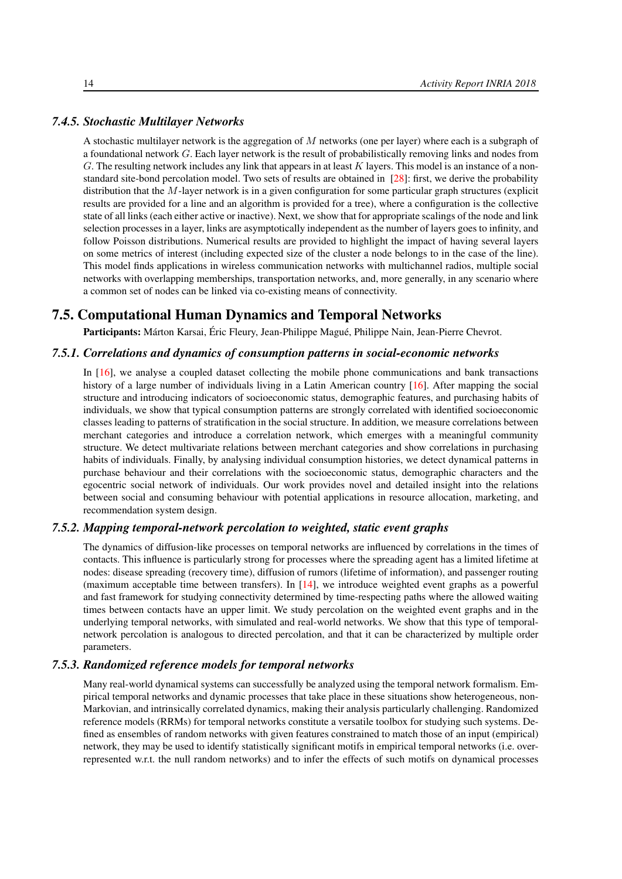### 7.4.5. Stochastic Multilayer Networks

A stochastic multilayer network is the aggregation of $M$ networks (one per layer) where each is a subgraph of a foundational network $G$. Each layer network is the result of probabilistically removing links and nodes from $G$. The resulting network includes any link that appears in at least $K$ layers. This model is an instance of a non-standard site-bond percolation model. Two sets of results are obtained in [28]: first, we derive the probability distribution that the $M$-layer network is in a given configuration for some particular graph structures (explicit results are provided for a line and an algorithm is provided for a tree), where a configuration is the collective state of all links (each either active or inactive). Next, we show that for appropriate scalings of the node and link selection processes in a layer, links are asymptotically independent as the number of layers goes to infinity, and follow Poisson distributions. Numerical results are provided to highlight the impact of having several layers on some metrics of interest (including expected size of the cluster a node belongs to in the case of the line). This model finds applications in wireless communication networks with multichannel radios, multiple social networks with overlapping memberships, transportation networks, and, more generally, in any scenario where a common set of nodes can be linked via co-existing means of connectivity.

## 7.5. Computational Human Dynamics and Temporal Networks

**Participants:** Márton Karsai, Éric Fleury, Jean-Philippe Magué, Philippe Nain, Jean-Pierre Chevrot.

### 7.5.1. Correlations and dynamics of consumption patterns in social-economic networks

In [16], we analyse a coupled dataset collecting the mobile phone communications and bank transactions history of a large number of individuals living in a Latin American country [16]. After mapping the social structure and introducing indicators of socioeconomic status, demographic features, and purchasing habits of individuals, we show that typical consumption patterns are strongly correlated with identified socioeconomic classes leading to patterns of stratification in the social structure. In addition, we measure correlations between merchant categories and introduce a correlation network, which emerges with a meaningful community structure. We detect multivariate relations between merchant categories and show correlations in purchasing habits of individuals. Finally, by analysing individual consumption histories, we detect dynamical patterns in purchase behaviour and their correlations with the socioeconomic status, demographic characters and the egocentric social network of individuals. Our work provides novel and detailed insight into the relations between social and consuming behaviour with potential applications in resource allocation, marketing, and recommendation system design.

### 7.5.2. Mapping temporal-network percolation to weighted, static event graphs

The dynamics of diffusion-like processes on temporal networks are influenced by correlations in the times of contacts. This influence is particularly strong for processes where the spreading agent has a limited lifetime at nodes: disease spreading (recovery time), diffusion of rumors (lifetime of information), and passenger routing (maximum acceptable time between transfers). In [14], we introduce weighted event graphs as a powerful and fast framework for studying connectivity determined by time-respecting paths where the allowed waiting times between contacts have an upper limit. We study percolation on the weighted event graphs and in the underlying temporal networks, with simulated and real-world networks. We show that this type of temporal-network percolation is analogous to directed percolation, and that it can be characterized by multiple order parameters.

### 7.5.3. Randomized reference models for temporal networks

Many real-world dynamical systems can successfully be analyzed using the temporal network formalism. Empirical temporal networks and dynamic processes that take place in these situations show heterogeneous, non-Markovian, and intrinsically correlated dynamics, making their analysis particularly challenging. Randomized reference models (RRMs) for temporal networks constitute a versatile toolbox for studying such systems. Defined as ensembles of random networks with given features constrained to match those of an input (empirical) network, they may be used to identify statistically significant motifs in empirical temporal networks (i.e. over-represented w.r.t. the null random networks) and to infer the effects of such motifs on dynamical processes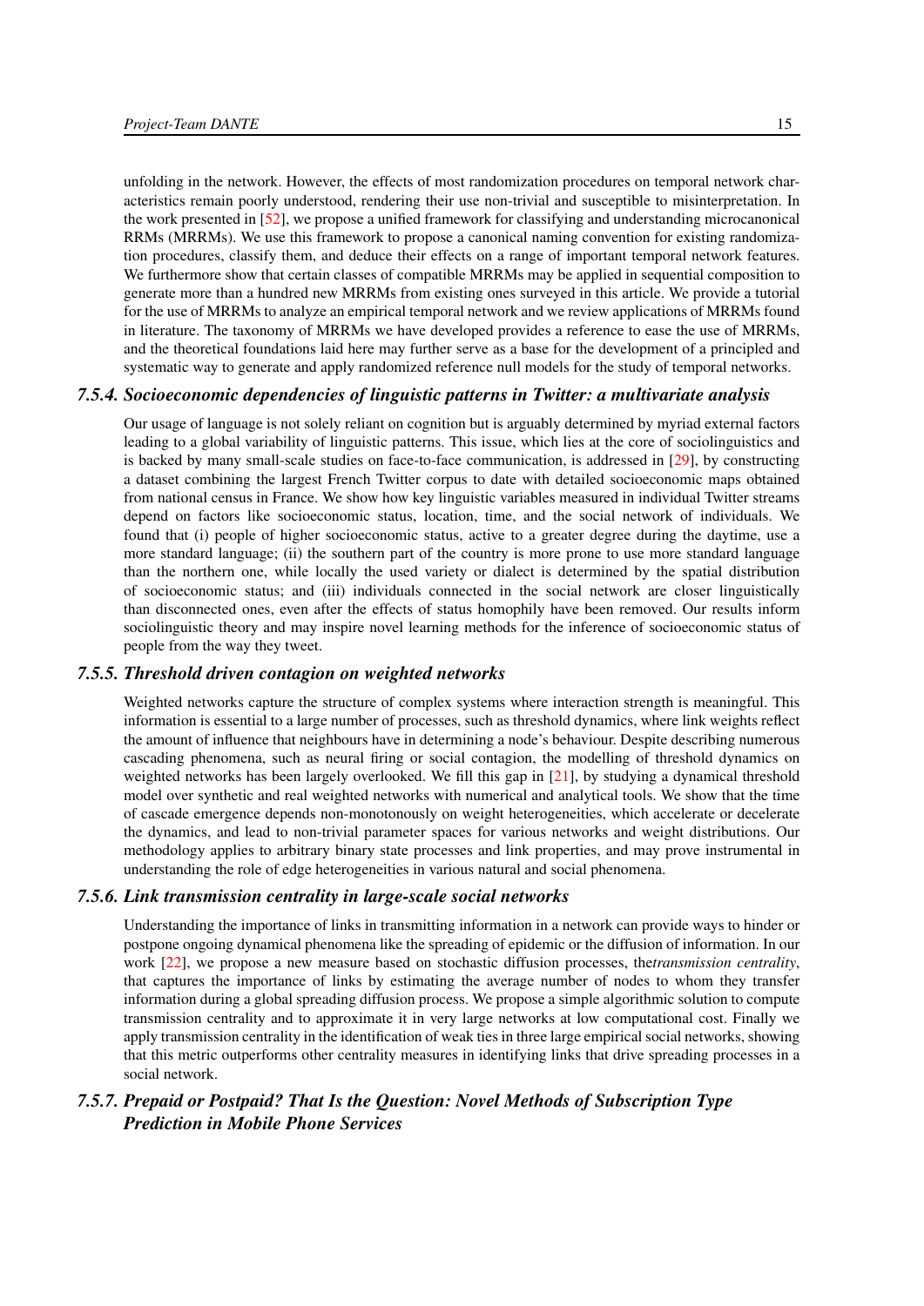unfolding in the network. However, the effects of most randomization procedures on temporal network characteristics remain poorly understood, rendering their use non-trivial and susceptible to misinterpretation. In the work presented in [52], we propose a unified framework for classifying and understanding microcanonical RRMs (MRRMs). We use this framework to propose a canonical naming convention for existing randomization procedures, classify them, and deduce their effects on a range of important temporal network features. We furthermore show that certain classes of compatible MRRMs may be applied in sequential composition to generate more than a hundred new MRRMs from existing ones surveyed in this article. We provide a tutorial for the use of MRRMs to analyze an empirical temporal network and we review applications of MRRMs found in literature. The taxonomy of MRRMs we have developed provides a reference to ease the use of MRRMs, and the theoretical foundations laid here may further serve as a base for the development of a principled and systematic way to generate and apply randomized reference null models for the study of temporal networks.

### 7.5.4. Socioeconomic dependencies of linguistic patterns in Twitter: a multivariate analysis

Our usage of language is not solely reliant on cognition but is arguably determined by myriad external factors leading to a global variability of linguistic patterns. This issue, which lies at the core of sociolinguistics and is backed by many small-scale studies on face-to-face communication, is addressed in [29], by constructing a dataset combining the largest French Twitter corpus to date with detailed socioeconomic maps obtained from national census in France. We show how key linguistic variables measured in individual Twitter streams depend on factors like socioeconomic status, location, time, and the social network of individuals. We found that (i) people of higher socioeconomic status, active to a greater degree during the daytime, use a more standard language; (ii) the southern part of the country is more prone to use more standard language than the northern one, while locally the used variety or dialect is determined by the spatial distribution of socioeconomic status; and (iii) individuals connected in the social network are closer linguistically than disconnected ones, even after the effects of status homophily have been removed. Our results inform sociolinguistic theory and may inspire novel learning methods for the inference of socioeconomic status of people from the way they tweet.

### 7.5.5. Threshold driven contagion on weighted networks

Weighted networks capture the structure of complex systems where interaction strength is meaningful. This information is essential to a large number of processes, such as threshold dynamics, where link weights reflect the amount of influence that neighbours have in determining a node's behaviour. Despite describing numerous cascading phenomena, such as neural firing or social contagion, the modelling of threshold dynamics on weighted networks has been largely overlooked. We fill this gap in [21], by studying a dynamical threshold model over synthetic and real weighted networks with numerical and analytical tools. We show that the time of cascade emergence depends non-monotonously on weight heterogeneities, which accelerate or decelerate the dynamics, and lead to non-trivial parameter spaces for various networks and weight distributions. Our methodology applies to arbitrary binary state processes and link properties, and may prove instrumental in understanding the role of edge heterogeneities in various natural and social phenomena.

### 7.5.6. Link transmission centrality in large-scale social networks

Understanding the importance of links in transmitting information in a network can provide ways to hinder or postpone ongoing dynamical phenomena like the spreading of epidemic or the diffusion of information. In our work [22], we propose a new measure based on stochastic diffusion processes, the*transmission centrality*, that captures the importance of links by estimating the average number of nodes to whom they transfer information during a global spreading diffusion process. We propose a simple algorithmic solution to compute transmission centrality and to approximate it in very large networks at low computational cost. Finally we apply transmission centrality in the identification of weak ties in three large empirical social networks, showing that this metric outperforms other centrality measures in identifying links that drive spreading processes in a social network.

### 7.5.7. Prepaid or Postpaid? That Is the Question: Novel Methods of Subscription Type Prediction in Mobile Phone Services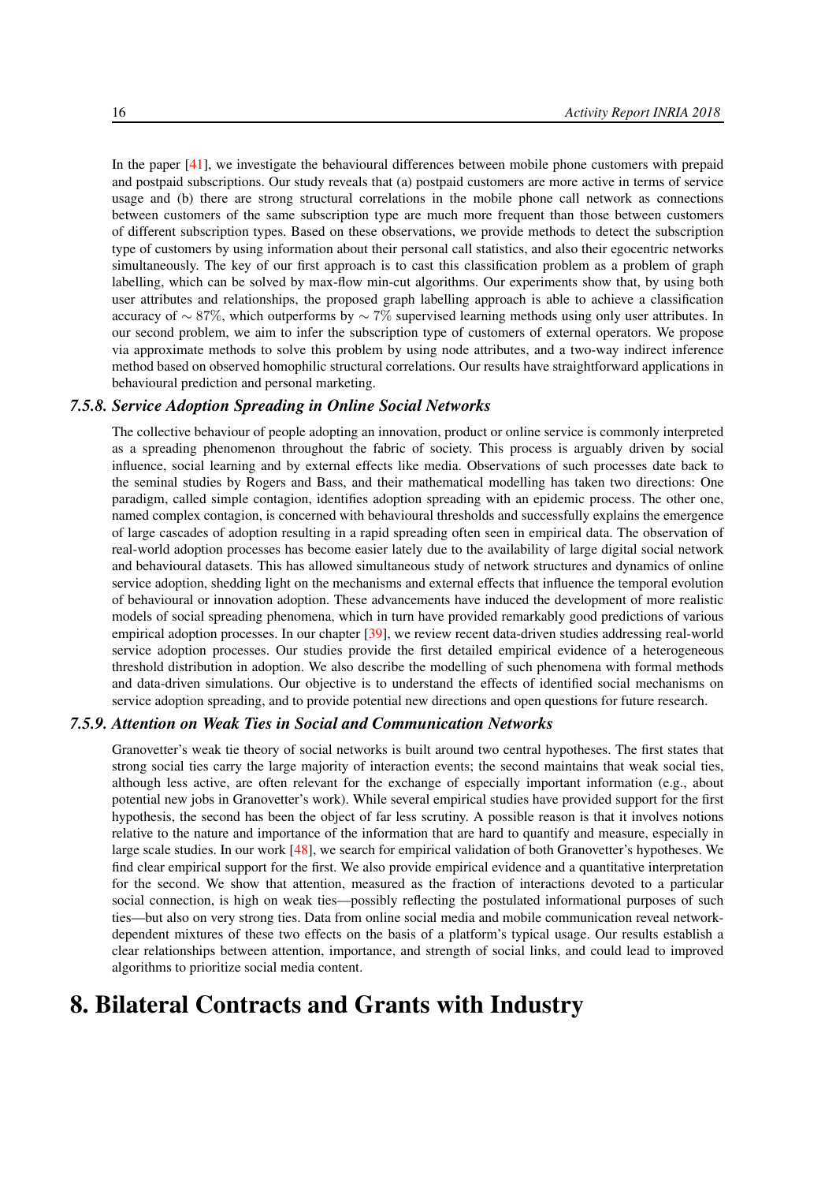In the paper [41], we investigate the behavioural differences between mobile phone customers with prepaid and postpaid subscriptions. Our study reveals that (a) postpaid customers are more active in terms of service usage and (b) there are strong structural correlations in the mobile phone call network as connections between customers of the same subscription type are much more frequent than those between customers of different subscription types. Based on these observations, we provide methods to detect the subscription type of customers by using information about their personal call statistics, and also their egocentric networks simultaneously. The key of our first approach is to cast this classification problem as a problem of graph labelling, which can be solved by max-flow min-cut algorithms. Our experiments show that, by using both user attributes and relationships, the proposed graph labelling approach is able to achieve a classification accuracy of $\sim 87\%$, which outperforms by $\sim 7\%$ supervised learning methods using only user attributes. In our second problem, we aim to infer the subscription type of customers of external operators. We propose via approximate methods to solve this problem by using node attributes, and a two-way indirect inference method based on observed homophilic structural correlations. Our results have straightforward applications in behavioural prediction and personal marketing.

### *7.5.8. Service Adoption Spreading in Online Social Networks*

The collective behaviour of people adopting an innovation, product or online service is commonly interpreted as a spreading phenomenon throughout the fabric of society. This process is arguably driven by social influence, social learning and by external effects like media. Observations of such processes date back to the seminal studies by Rogers and Bass, and their mathematical modelling has taken two directions: One paradigm, called simple contagion, identifies adoption spreading with an epidemic process. The other one, named complex contagion, is concerned with behavioural thresholds and successfully explains the emergence of large cascades of adoption resulting in a rapid spreading often seen in empirical data. The observation of real-world adoption processes has become easier lately due to the availability of large digital social network and behavioural datasets. This has allowed simultaneous study of network structures and dynamics of online service adoption, shedding light on the mechanisms and external effects that influence the temporal evolution of behavioural or innovation adoption. These advancements have induced the development of more realistic models of social spreading phenomena, which in turn have provided remarkably good predictions of various empirical adoption processes. In our chapter [39], we review recent data-driven studies addressing real-world service adoption processes. Our studies provide the first detailed empirical evidence of a heterogeneous threshold distribution in adoption. We also describe the modelling of such phenomena with formal methods and data-driven simulations. Our objective is to understand the effects of identified social mechanisms on service adoption spreading, and to provide potential new directions and open questions for future research.

### *7.5.9. Attention on Weak Ties in Social and Communication Networks*

Granovetter's weak tie theory of social networks is built around two central hypotheses. The first states that strong social ties carry the large majority of interaction events; the second maintains that weak social ties, although less active, are often relevant for the exchange of especially important information (e.g., about potential new jobs in Granovetter's work). While several empirical studies have provided support for the first hypothesis, the second has been the object of far less scrutiny. A possible reason is that it involves notions relative to the nature and importance of the information that are hard to quantify and measure, especially in large scale studies. In our work [48], we search for empirical validation of both Granovetter's hypotheses. We find clear empirical support for the first. We also provide empirical evidence and a quantitative interpretation for the second. We show that attention, measured as the fraction of interactions devoted to a particular social connection, is high on weak ties—possibly reflecting the postulated informational purposes of such ties—but also on very strong ties. Data from online social media and mobile communication reveal network-dependent mixtures of these two effects on the basis of a platform's typical usage. Our results establish a clear relationships between attention, importance, and strength of social links, and could lead to improved algorithms to prioritize social media content.

# 8. Bilateral Contracts and Grants with Industry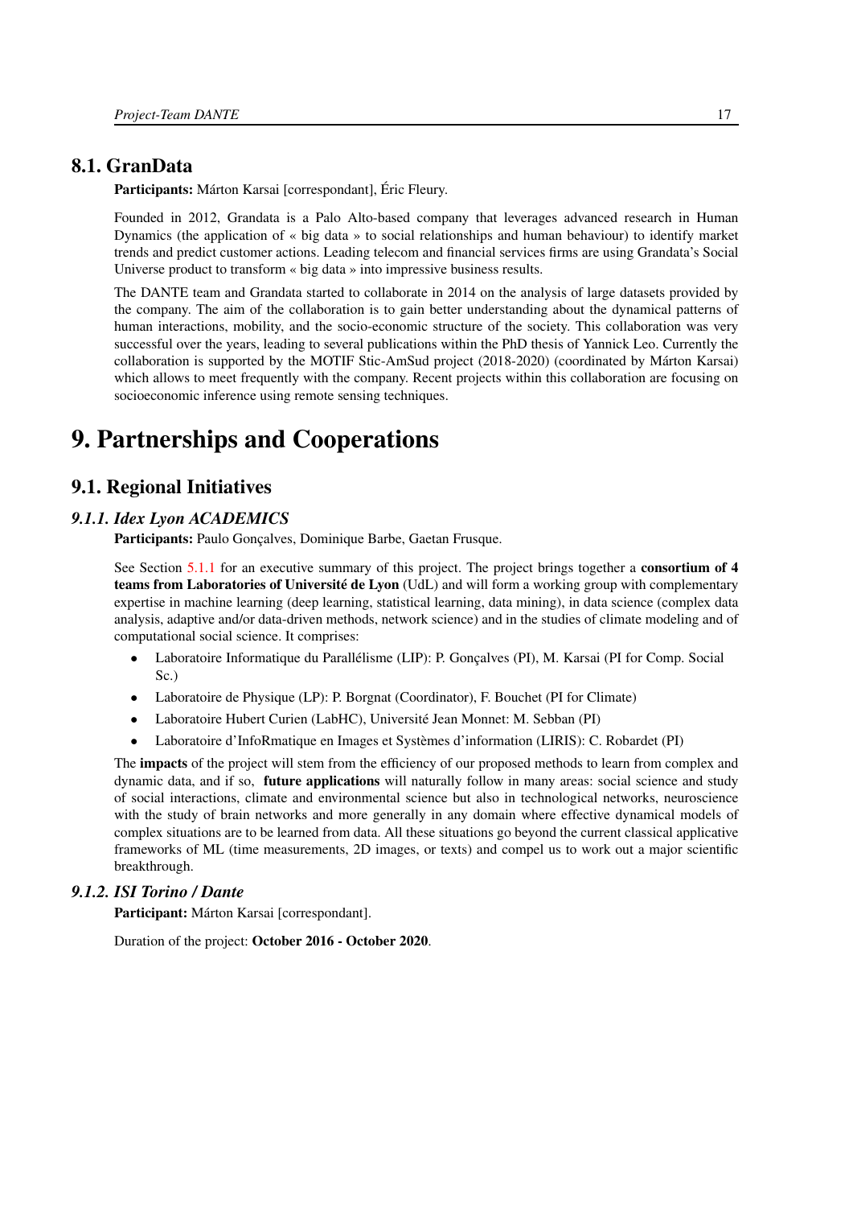## 8.1. GranData

**Participants:** Márton Karsai [correspondant], Éric Fleury.

Founded in 2012, Grandata is a Palo Alto-based company that leverages advanced research in Human Dynamics (the application of « big data » to social relationships and human behaviour) to identify market trends and predict customer actions. Leading telecom and financial services firms are using Grandata's Social Universe product to transform « big data » into impressive business results.

The DANTE team and Grandata started to collaborate in 2014 on the analysis of large datasets provided by the company. The aim of the collaboration is to gain better understanding about the dynamical patterns of human interactions, mobility, and the socio-economic structure of the society. This collaboration was very successful over the years, leading to several publications within the PhD thesis of Yannick Leo. Currently the collaboration is supported by the MOTIF Stic-AmSud project (2018-2020) (coordinated by Márton Karsai) which allows to meet frequently with the company. Recent projects within this collaboration are focusing on socioeconomic inference using remote sensing techniques.

# 9. Partnerships and Cooperations

## 9.1. Regional Initiatives

### *9.1.1. Idex Lyon ACADEMICS*

**Participants:** Paulo Gonçalves, Dominique Barbe, Gaetan Frusque.

See Section 5.1.1 for an executive summary of this project. The project brings together a **consortium of 4 teams from Laboratories of Université de Lyon** (UdL) and will form a working group with complementary expertise in machine learning (deep learning, statistical learning, data mining), in data science (complex data analysis, adaptive and/or data-driven methods, network science) and in the studies of climate modeling and of computational social science. It comprises:

- Laboratoire Informatique du Parallélisme (LIP): P. Gonçalves (PI), M. Karsai (PI for Comp. Social Sc.)
- Laboratoire de Physique (LP): P. Borgnat (Coordinator), F. Bouchet (PI for Climate)
- Laboratoire Hubert Curien (LabHC), Université Jean Monnet: M. Sebban (PI)
- Laboratoire d'InfoRmatique en Images et Systèmes d'information (LIRIS): C. Robardet (PI)

The **impacts** of the project will stem from the efficiency of our proposed methods to learn from complex and dynamic data, and if so, **future applications** will naturally follow in many areas: social science and study of social interactions, climate and environmental science but also in technological networks, neuroscience with the study of brain networks and more generally in any domain where effective dynamical models of complex situations are to be learned from data. All these situations go beyond the current classical applicative frameworks of ML (time measurements, 2D images, or texts) and compel us to work out a major scientific breakthrough.

### *9.1.2. ISI Torino / Dante*

**Participant:** Márton Karsai [correspondant].

Duration of the project: **October 2016 - October 2020**.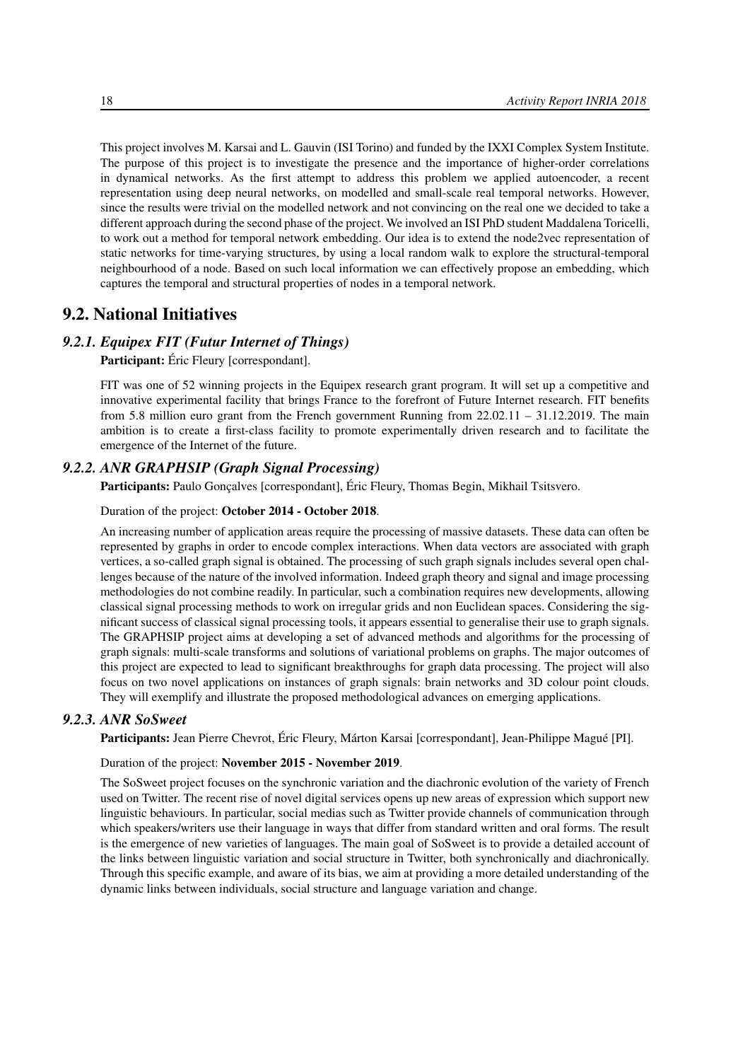This project involves M. Karsai and L. Gauvin (ISI Torino) and funded by the IXXI Complex System Institute. The purpose of this project is to investigate the presence and the importance of higher-order correlations in dynamical networks. As the first attempt to address this problem we applied autoencoder, a recent representation using deep neural networks, on modelled and small-scale real temporal networks. However, since the results were trivial on the modelled network and not convincing on the real one we decided to take a different approach during the second phase of the project. We involved an ISI PhD student Maddalena Toricelli, to work out a method for temporal network embedding. Our idea is to extend the node2vec representation of static networks for time-varying structures, by using a local random walk to explore the structural-temporal neighbourhood of a node. Based on such local information we can effectively propose an embedding, which captures the temporal and structural properties of nodes in a temporal network.

## 9.2. National Initiatives

### *9.2.1. Equipex FIT (Futur Internet of Things)*

**Participant:** Éric Fleury [correspondant].

FIT was one of 52 winning projects in the Equipex research grant program. It will set up a competitive and innovative experimental facility that brings France to the forefront of Future Internet research. FIT benefits from 5.8 million euro grant from the French government Running from 22.02.11 – 31.12.2019. The main ambition is to create a first-class facility to promote experimentally driven research and to facilitate the emergence of the Internet of the future.

### *9.2.2. ANR GRAPHSIP (Graph Signal Processing)*

**Participants:** Paulo Gonçalves [correspondant], Éric Fleury, Thomas Begin, Mikhail Tsitsvero.

Duration of the project: **October 2014 - October 2018**.

An increasing number of application areas require the processing of massive datasets. These data can often be represented by graphs in order to encode complex interactions. When data vectors are associated with graph vertices, a so-called graph signal is obtained. The processing of such graph signals includes several open challenges because of the nature of the involved information. Indeed graph theory and signal and image processing methodologies do not combine readily. In particular, such a combination requires new developments, allowing classical signal processing methods to work on irregular grids and non Euclidean spaces. Considering the significant success of classical signal processing tools, it appears essential to generalise their use to graph signals. The GRAPHSIP project aims at developing a set of advanced methods and algorithms for the processing of graph signals: multi-scale transforms and solutions of variational problems on graphs. The major outcomes of this project are expected to lead to significant breakthroughs for graph data processing. The project will also focus on two novel applications on instances of graph signals: brain networks and 3D colour point clouds. They will exemplify and illustrate the proposed methodological advances on emerging applications.

### *9.2.3. ANR SoSweet*

**Participants:** Jean Pierre Chevrot, Éric Fleury, Márton Karsai [correspondant], Jean-Philippe Magué [PI].

Duration of the project: **November 2015 - November 2019**.

The SoSweet project focuses on the synchronic variation and the diachronic evolution of the variety of French used on Twitter. The recent rise of novel digital services opens up new areas of expression which support new linguistic behaviours. In particular, social medias such as Twitter provide channels of communication through which speakers/writers use their language in ways that differ from standard written and oral forms. The result is the emergence of new varieties of languages. The main goal of SoSweet is to provide a detailed account of the links between linguistic variation and social structure in Twitter, both synchronically and diachronically. Through this specific example, and aware of its bias, we aim at providing a more detailed understanding of the dynamic links between individuals, social structure and language variation and change.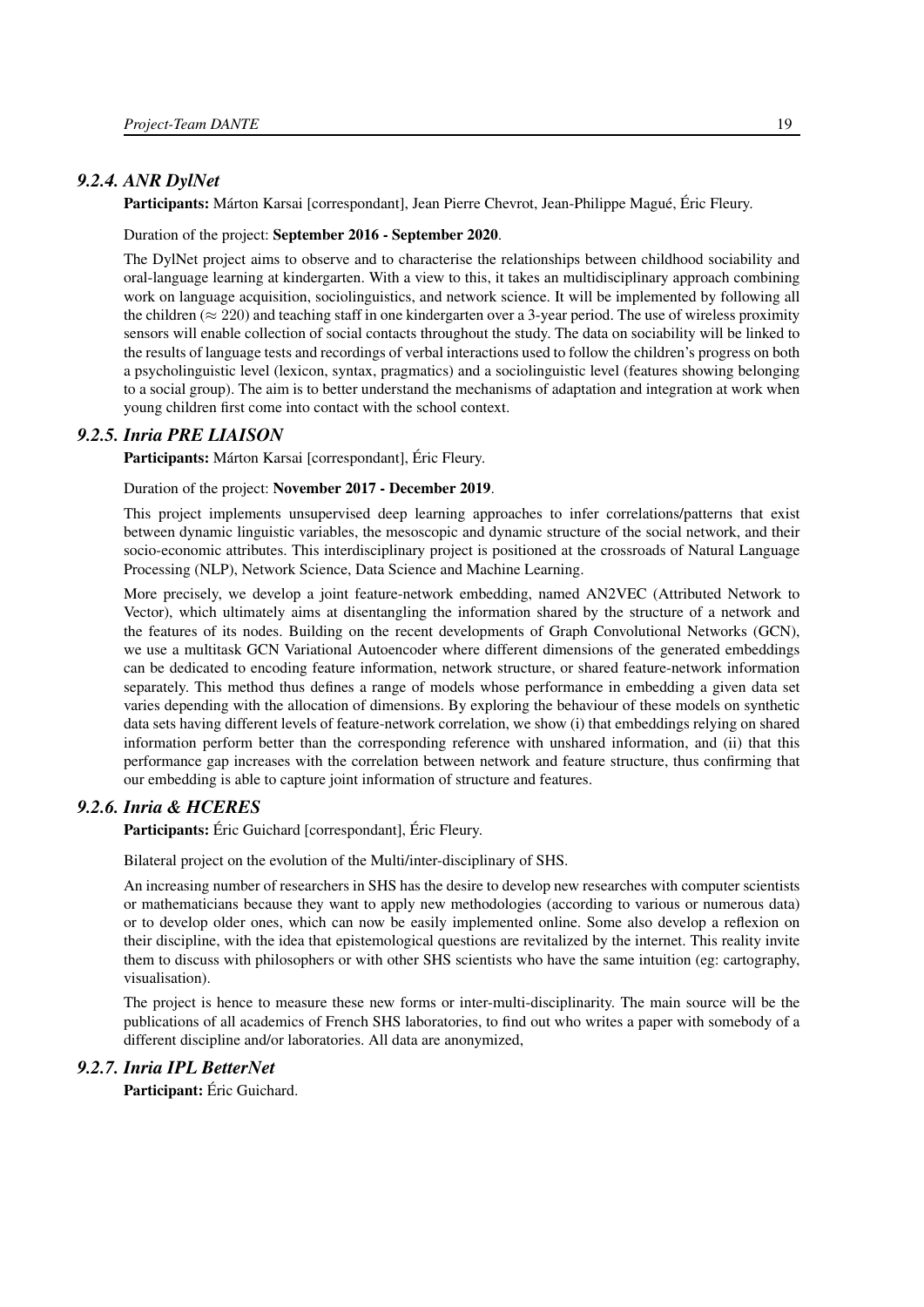### *9.2.4. ANR DylNet*

**Participants:** Márton Karsai [correspondant], Jean Pierre Chevrot, Jean-Philippe Magué, Éric Fleury.

Duration of the project: **September 2016 - September 2020**.

The DylNet project aims to observe and to characterise the relationships between childhood sociability and oral-language learning at kindergarten. With a view to this, it takes an multidisciplinary approach combining work on language acquisition, sociolinguistics, and network science. It will be implemented by following all the children ($\approx 220$) and teaching staff in one kindergarten over a 3-year period. The use of wireless proximity sensors will enable collection of social contacts throughout the study. The data on sociability will be linked to the results of language tests and recordings of verbal interactions used to follow the children's progress on both a psycholinguistic level (lexicon, syntax, pragmatics) and a sociolinguistic level (features showing belonging to a social group). The aim is to better understand the mechanisms of adaptation and integration at work when young children first come into contact with the school context.

### *9.2.5. Inria PRE LIAISON*

**Participants:** Márton Karsai [correspondant], Éric Fleury.

Duration of the project: **November 2017 - December 2019**.

This project implements unsupervised deep learning approaches to infer correlations/patterns that exist between dynamic linguistic variables, the mesoscopic and dynamic structure of the social network, and their socio-economic attributes. This interdisciplinary project is positioned at the crossroads of Natural Language Processing (NLP), Network Science, Data Science and Machine Learning.

More precisely, we develop a joint feature-network embedding, named AN2VEC (Attributed Network to Vector), which ultimately aims at disentangling the information shared by the structure of a network and the features of its nodes. Building on the recent developments of Graph Convolutional Networks (GCN), we use a multitask GCN Variational Autoencoder where different dimensions of the generated embeddings can be dedicated to encoding feature information, network structure, or shared feature-network information separately. This method thus defines a range of models whose performance in embedding a given data set varies depending with the allocation of dimensions. By exploring the behaviour of these models on synthetic data sets having different levels of feature-network correlation, we show (i) that embeddings relying on shared information perform better than the corresponding reference with unshared information, and (ii) that this performance gap increases with the correlation between network and feature structure, thus confirming that our embedding is able to capture joint information of structure and features.

### *9.2.6. Inria & HCERES*

**Participants:** Éric Guichard [correspondant], Éric Fleury.

Bilateral project on the evolution of the Multi/inter-disciplinary of SHS.

An increasing number of researchers in SHS has the desire to develop new researches with computer scientists or mathematicians because they want to apply new methodologies (according to various or numerous data) or to develop older ones, which can now be easily implemented online. Some also develop a reflexion on their discipline, with the idea that epistemological questions are revitalized by the internet. This reality invite them to discuss with philosophers or with other SHS scientists who have the same intuition (eg: cartography, visualisation).

The project is hence to measure these new forms or inter-multi-disciplinarity. The main source will be the publications of all academics of French SHS laboratories, to find out who writes a paper with somebody of a different discipline and/or laboratories. All data are anonymized,

### *9.2.7. Inria IPL BetterNet*

**Participant:** Éric Guichard.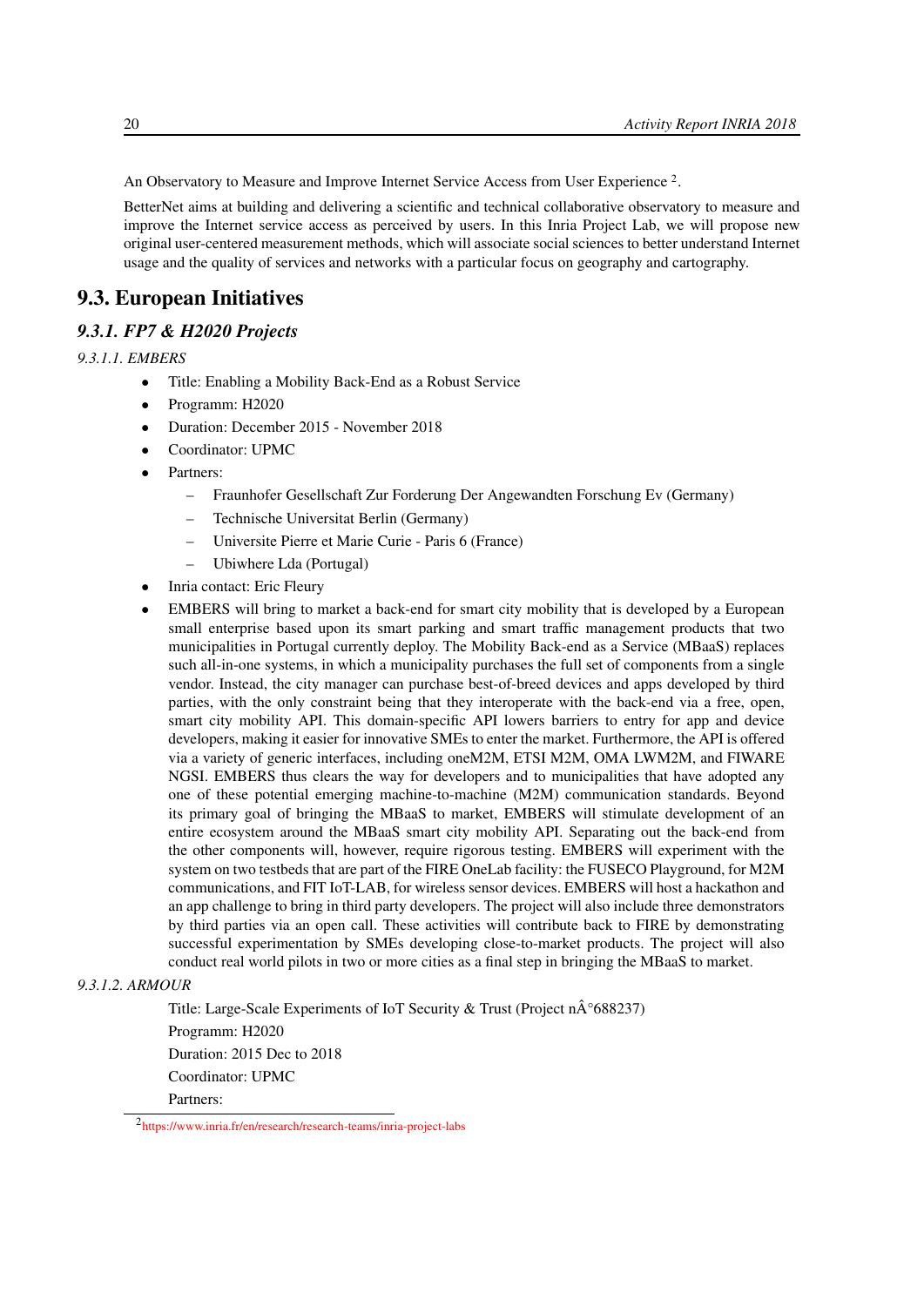An Observatory to Measure and Improve Internet Service Access from User Experience [2].

BetterNet aims at building and delivering a scientific and technical collaborative observatory to measure and improve the Internet service access as perceived by users. In this Inria Project Lab, we will propose new original user-centered measurement methods, which will associate social sciences to better understand Internet usage and the quality of services and networks with a particular focus on geography and cartography.

## 9.3. European Initiatives

### *9.3.1. FP7 & H2020 Projects*

#### *9.3.1.1. EMBERS*

- Title: Enabling a Mobility Back-End as a Robust Service
- Programm: H2020
- Duration: December 2015 - November 2018
- Coordinator: UPMC
- Partners:
  - Fraunhofer Gesellschaft Zur Forderung Der Angewandten Forschung Ev (Germany)
  - Technische Universitat Berlin (Germany)
  - Universite Pierre et Marie Curie - Paris 6 (France)
  - Ubiwhere Lda (Portugal)
- Inria contact: Eric Fleury
- EMBERS will bring to market a back-end for smart city mobility that is developed by a European small enterprise based upon its smart parking and smart traffic management products that two municipalities in Portugal currently deploy. The Mobility Back-end as a Service (MBaaS) replaces such all-in-one systems, in which a municipality purchases the full set of components from a single vendor. Instead, the city manager can purchase best-of-breed devices and apps developed by third parties, with the only constraint being that they interoperate with the back-end via a free, open, smart city mobility API. This domain-specific API lowers barriers to entry for app and device developers, making it easier for innovative SMEs to enter the market. Furthermore, the API is offered via a variety of generic interfaces, including oneM2M, ETSI M2M, OMA LWM2M, and FIWARE NGSI. EMBERS thus clears the way for developers and to municipalities that have adopted any one of these potential emerging machine-to-machine (M2M) communication standards. Beyond its primary goal of bringing the MBaaS to market, EMBERS will stimulate development of an entire ecosystem around the MBaaS smart city mobility API. Separating out the back-end from the other components will, however, require rigorous testing. EMBERS will experiment with the system on two testbeds that are part of the FIRE OneLab facility: the FUSECO Playground, for M2M communications, and FIT IoT-LAB, for wireless sensor devices. EMBERS will host a hackathon and an app challenge to bring in third party developers. The project will also include three demonstrators by third parties via an open call. These activities will contribute back to FIRE by demonstrating successful experimentation by SMEs developing close-to-market products. The project will also conduct real world pilots in two or more cities as a final step in bringing the MBaaS to market.

#### *9.3.1.2. ARMOUR*

Title: Large-Scale Experiments of IoT Security & Trust (Project nÂ°688237)

Programm: H2020

Duration: 2015 Dec to 2018

Coordinator: UPMC

Partners:

[2] https://www.inria.fr/en/research/research-teams/inria-project-labs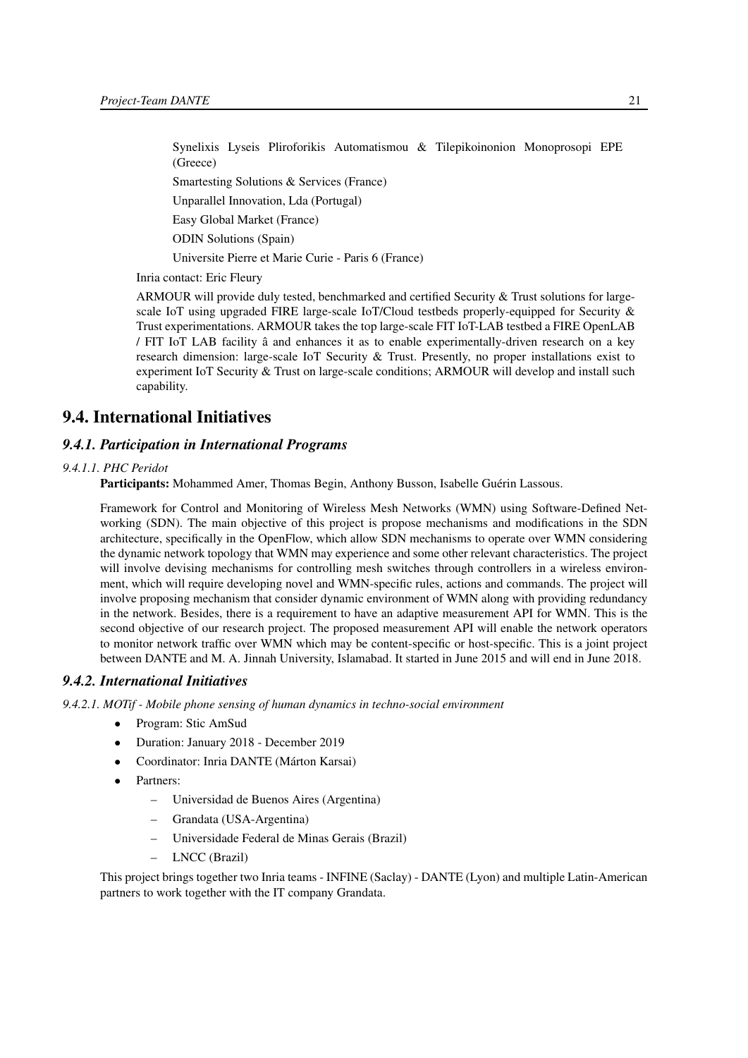Synelixis Lyseis Pliroforikis Automatismou & Tilepikoinonion Monoprosopi EPE (Greece)

Smartesting Solutions & Services (France)

Unparallel Innovation, Lda (Portugal)

Easy Global Market (France)

ODIN Solutions (Spain)

Universite Pierre et Marie Curie - Paris 6 (France)

Inria contact: Eric Fleury

ARMOUR will provide duly tested, benchmarked and certified Security & Trust solutions for large-scale IoT using upgraded FIRE large-scale IoT/Cloud testbeds properly-equipped for Security & Trust experimentations. ARMOUR takes the top large-scale FIT IoT-LAB testbed a FIRE OpenLAB / FIT IoT LAB facility â and enhances it as to enable experimentally-driven research on a key research dimension: large-scale IoT Security & Trust. Presently, no proper installations exist to experiment IoT Security & Trust on large-scale conditions; ARMOUR will develop and install such capability.

## 9.4. International Initiatives

### 9.4.1. Participation in International Programs

#### 9.4.1.1. PHC Peridot

**Participants:** Mohammed Amer, Thomas Begin, Anthony Busson, Isabelle Guérin Lassous.

Framework for Control and Monitoring of Wireless Mesh Networks (WMN) using Software-Defined Networking (SDN). The main objective of this project is propose mechanisms and modifications in the SDN architecture, specifically in the OpenFlow, which allow SDN mechanisms to operate over WMN considering the dynamic network topology that WMN may experience and some other relevant characteristics. The project will involve devising mechanisms for controlling mesh switches through controllers in a wireless environment, which will require developing novel and WMN-specific rules, actions and commands. The project will involve proposing mechanism that consider dynamic environment of WMN along with providing redundancy in the network. Besides, there is a requirement to have an adaptive measurement API for WMN. This is the second objective of our research project. The proposed measurement API will enable the network operators to monitor network traffic over WMN which may be content-specific or host-specific. This is a joint project between DANTE and M. A. Jinnah University, Islamabad. It started in June 2015 and will end in June 2018.

### 9.4.2. International Initiatives

#### 9.4.2.1. MOTif - Mobile phone sensing of human dynamics in techno-social environment

- Program: Stic AmSud
- Duration: January 2018 - December 2019
- Coordinator: Inria DANTE (Márton Karsai)
- Partners:
  - Universidad de Buenos Aires (Argentina)
  - Grandata (USA-Argentina)
  - Universidade Federal de Minas Gerais (Brazil)
  - LNCC (Brazil)

This project brings together two Inria teams - INFINE (Saclay) - DANTE (Lyon) and multiple Latin-American partners to work together with the IT company Grandata.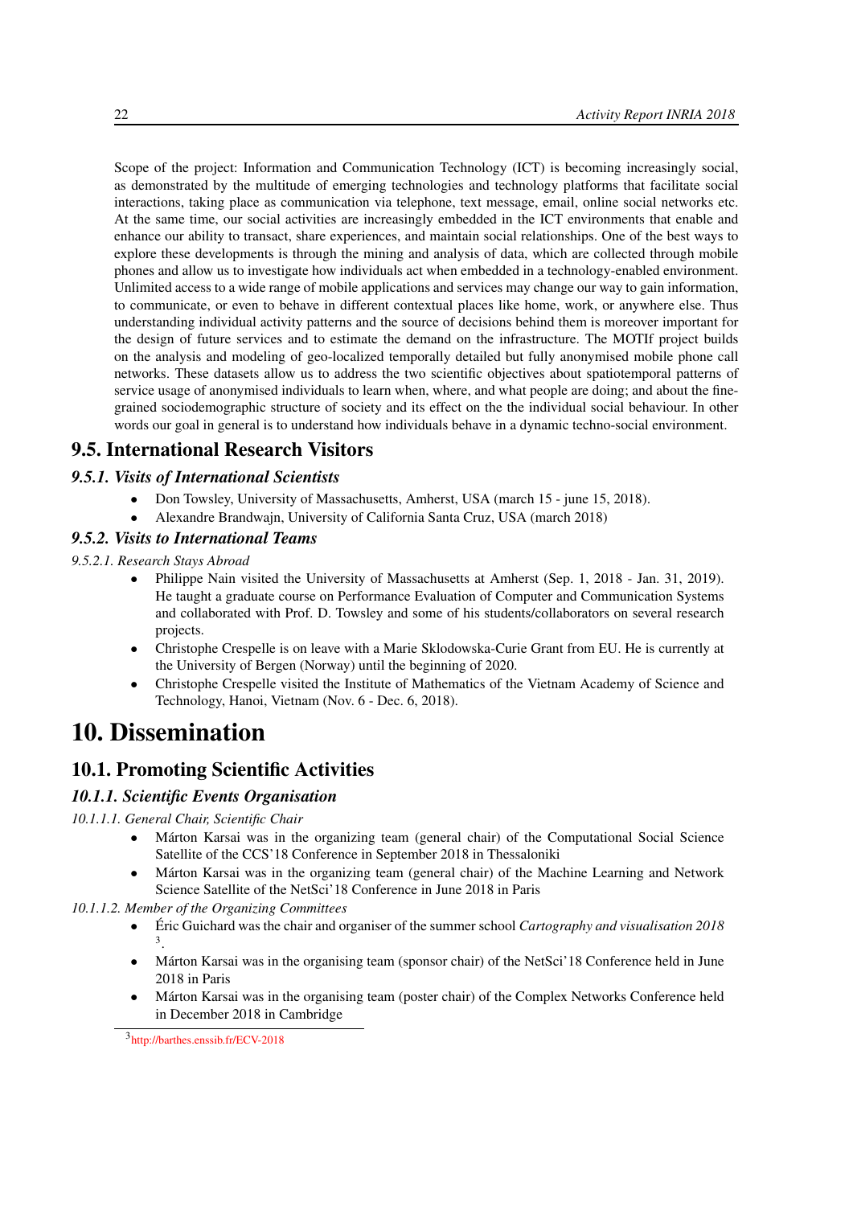Scope of the project: Information and Communication Technology (ICT) is becoming increasingly social, as demonstrated by the multitude of emerging technologies and technology platforms that facilitate social interactions, taking place as communication via telephone, text message, email, online social networks etc. At the same time, our social activities are increasingly embedded in the ICT environments that enable and enhance our ability to transact, share experiences, and maintain social relationships. One of the best ways to explore these developments is through the mining and analysis of data, which are collected through mobile phones and allow us to investigate how individuals act when embedded in a technology-enabled environment. Unlimited access to a wide range of mobile applications and services may change our way to gain information, to communicate, or even to behave in different contextual places like home, work, or anywhere else. Thus understanding individual activity patterns and the source of decisions behind them is moreover important for the design of future services and to estimate the demand on the infrastructure. The MOTIf project builds on the analysis and modeling of geo-localized temporally detailed but fully anonymised mobile phone call networks. These datasets allow us to address the two scientific objectives about spatiotemporal patterns of service usage of anonymised individuals to learn when, where, and what people are doing; and about the fine-grained sociodemographic structure of society and its effect on the the individual social behaviour. In other words our goal in general is to understand how individuals behave in a dynamic techno-social environment.

## 9.5. International Research Visitors

### *9.5.1. Visits of International Scientists*

- Don Towsley, University of Massachusetts, Amherst, USA (march 15 - june 15, 2018).
- Alexandre Brandwajn, University of California Santa Cruz, USA (march 2018)

### *9.5.2. Visits to International Teams*

*9.5.2.1. Research Stays Abroad*

- Philippe Nain visited the University of Massachusetts at Amherst (Sep. 1, 2018 - Jan. 31, 2019). He taught a graduate course on Performance Evaluation of Computer and Communication Systems and collaborated with Prof. D. Towsley and some of his students/collaborators on several research projects.
- Christophe Crespelle is on leave with a Marie Sklodowska-Curie Grant from EU. He is currently at the University of Bergen (Norway) until the beginning of 2020.
- Christophe Crespelle visited the Institute of Mathematics of the Vietnam Academy of Science and Technology, Hanoi, Vietnam (Nov. 6 - Dec. 6, 2018).

# 10. Dissemination

## 10.1. Promoting Scientific Activities

### *10.1.1. Scientific Events Organisation*

*10.1.1.1. General Chair, Scientific Chair*

- Márton Karsai was in the organizing team (general chair) of the Computational Social Science Satellite of the CCS'18 Conference in September 2018 in Thessaloniki
- Márton Karsai was in the organizing team (general chair) of the Machine Learning and Network Science Satellite of the NetSci'18 Conference in June 2018 in Paris

*10.1.1.2. Member of the Organizing Committees*

- Éric Guichard was the chair and organiser of the summer school *Cartography and visualisation 2018* [3].
- Márton Karsai was in the organising team (sponsor chair) of the NetSci'18 Conference held in June 2018 in Paris
- Márton Karsai was in the organising team (poster chair) of the Complex Networks Conference held in December 2018 in Cambridge

[3] http://barthes.enssib.fr/ECV-2018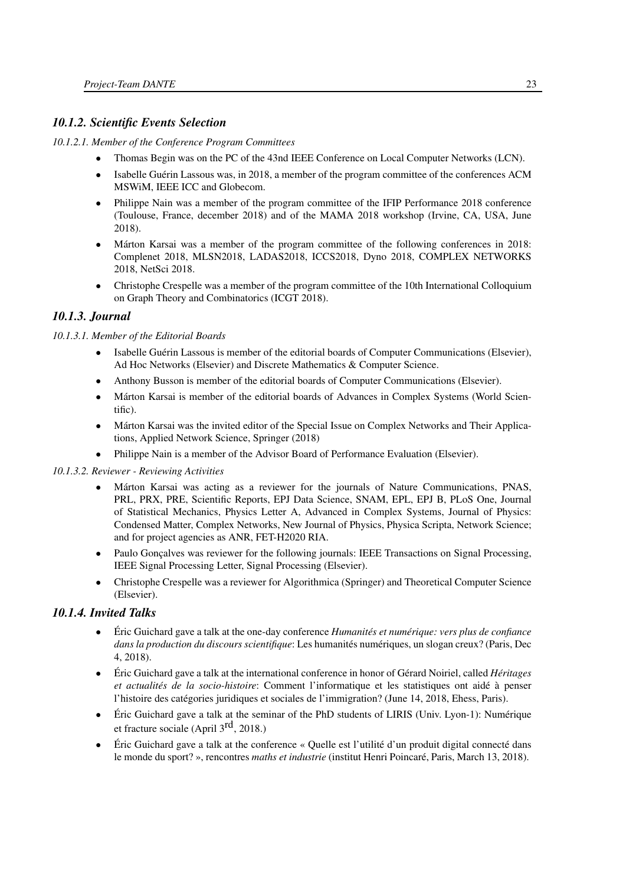### *10.1.2. Scientific Events Selection*

#### *10.1.2.1. Member of the Conference Program Committees*

- Thomas Begin was on the PC of the 43nd IEEE Conference on Local Computer Networks (LCN).
- Isabelle Guérin Lassous was, in 2018, a member of the program committee of the conferences ACM MSWiM, IEEE ICC and Globecom.
- Philippe Nain was a member of the program committee of the IFIP Performance 2018 conference (Toulouse, France, december 2018) and of the MAMA 2018 workshop (Irvine, CA, USA, June 2018).
- Márton Karsai was a member of the program committee of the following conferences in 2018: Complenet 2018, MLSN2018, LADAS2018, ICCS2018, Dyno 2018, COMPLEX NETWORKS 2018, NetSci 2018.
- Christophe Crespelle was a member of the program committee of the 10th International Colloquium on Graph Theory and Combinatorics (ICGT 2018).

### *10.1.3. Journal*

#### *10.1.3.1. Member of the Editorial Boards*

- Isabelle Guérin Lassous is member of the editorial boards of Computer Communications (Elsevier), Ad Hoc Networks (Elsevier) and Discrete Mathematics & Computer Science.
- Anthony Busson is member of the editorial boards of Computer Communications (Elsevier).
- Márton Karsai is member of the editorial boards of Advances in Complex Systems (World Scientific).
- Márton Karsai was the invited editor of the Special Issue on Complex Networks and Their Applications, Applied Network Science, Springer (2018)
- Philippe Nain is a member of the Advisor Board of Performance Evaluation (Elsevier).

#### *10.1.3.2. Reviewer - Reviewing Activities*

- Márton Karsai was acting as a reviewer for the journals of Nature Communications, PNAS, PRL, PRX, PRE, Scientific Reports, EPJ Data Science, SNAM, EPL, EPJ B, PLoS One, Journal of Statistical Mechanics, Physics Letter A, Advanced in Complex Systems, Journal of Physics: Condensed Matter, Complex Networks, New Journal of Physics, Physica Scripta, Network Science; and for project agencies as ANR, FET-H2020 RIA.
- Paulo Gonçalves was reviewer for the following journals: IEEE Transactions on Signal Processing, IEEE Signal Processing Letter, Signal Processing (Elsevier).
- Christophe Crespelle was a reviewer for Algorithmica (Springer) and Theoretical Computer Science (Elsevier).

### *10.1.4. Invited Talks*

- Éric Guichard gave a talk at the one-day conference *Humanités et numérique: vers plus de confiance dans la production du discours scientifique*: Les humanités numériques, un slogan creux? (Paris, Dec 4, 2018).
- Éric Guichard gave a talk at the international conference in honor of Gérard Noiriel, called *Héritages et actualités de la socio-histoire*: Comment l'informatique et les statistiques ont aidé à penser l'histoire des catégories juridiques et sociales de l'immigration? (June 14, 2018, Ehess, Paris).
- Éric Guichard gave a talk at the seminar of the PhD students of LIRIS (Univ. Lyon-1): Numérique et fracture sociale (April 3rd, 2018.)
- Éric Guichard gave a talk at the conference « Quelle est l'utilité d'un produit digital connecté dans le monde du sport? », rencontres *maths et industrie* (institut Henri Poincaré, Paris, March 13, 2018).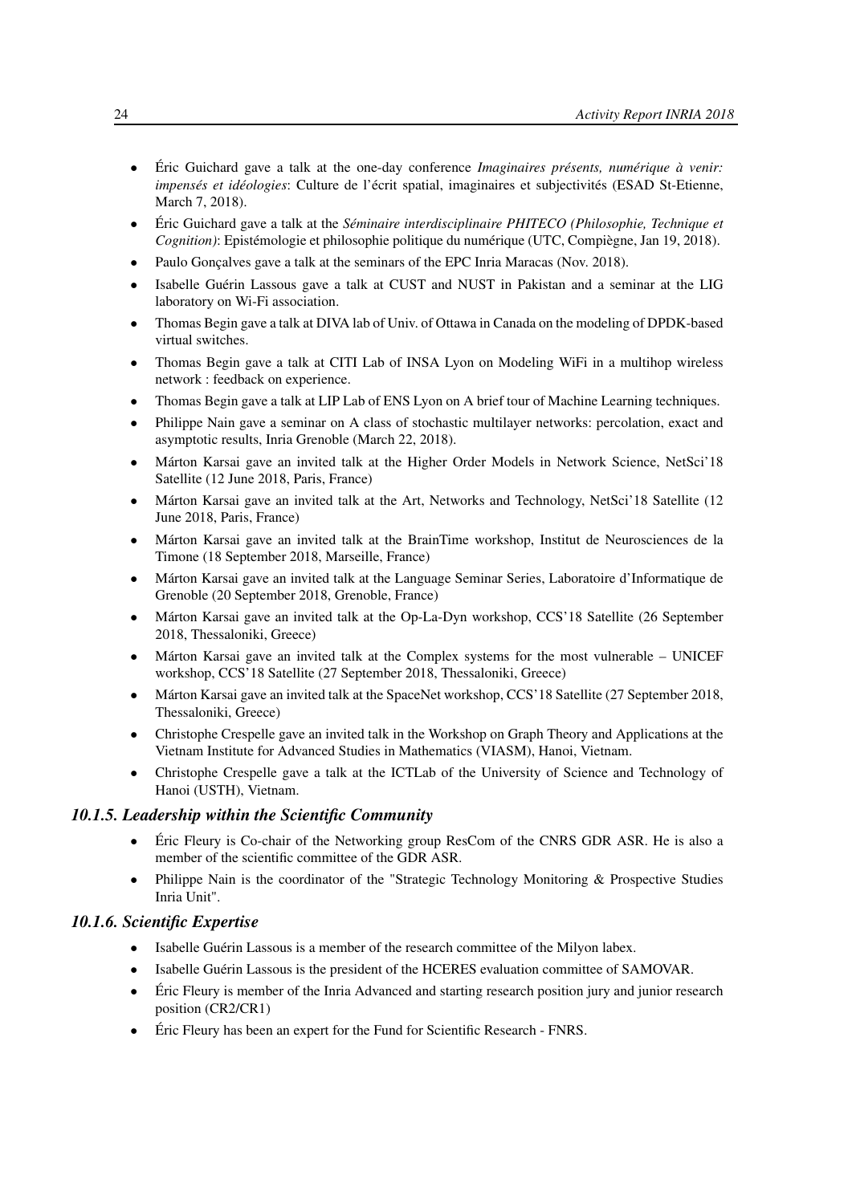- Éric Guichard gave a talk at the one-day conference *Imaginaires présents, numérique à venir: impensés et idéologies*: Culture de l'écrit spatial, imaginaires et subjectivités (ESAD St-Etienne, March 7, 2018).
- Éric Guichard gave a talk at the *Séminaire interdisciplinaire PHITECO (Philosophie, Technique et Cognition)*: Epistémologie et philosophie politique du numérique (UTC, Compiègne, Jan 19, 2018).
- Paulo Gonçalves gave a talk at the seminars of the EPC Inria Maracas (Nov. 2018).
- Isabelle Guérin Lassous gave a talk at CUST and NUST in Pakistan and a seminar at the LIG laboratory on Wi-Fi association.
- Thomas Begin gave a talk at DIVA lab of Univ. of Ottawa in Canada on the modeling of DPDK-based virtual switches.
- Thomas Begin gave a talk at CITI Lab of INSA Lyon on Modeling WiFi in a multihop wireless network : feedback on experience.
- Thomas Begin gave a talk at LIP Lab of ENS Lyon on A brief tour of Machine Learning techniques.
- Philippe Nain gave a seminar on A class of stochastic multilayer networks: percolation, exact and asymptotic results, Inria Grenoble (March 22, 2018).
- Márton Karsai gave an invited talk at the Higher Order Models in Network Science, NetSci'18 Satellite (12 June 2018, Paris, France)
- Márton Karsai gave an invited talk at the Art, Networks and Technology, NetSci'18 Satellite (12 June 2018, Paris, France)
- Márton Karsai gave an invited talk at the BrainTime workshop, Institut de Neurosciences de la Timone (18 September 2018, Marseille, France)
- Márton Karsai gave an invited talk at the Language Seminar Series, Laboratoire d'Informatique de Grenoble (20 September 2018, Grenoble, France)
- Márton Karsai gave an invited talk at the Op-La-Dyn workshop, CCS'18 Satellite (26 September 2018, Thessaloniki, Greece)
- Márton Karsai gave an invited talk at the Complex systems for the most vulnerable – UNICEF workshop, CCS'18 Satellite (27 September 2018, Thessaloniki, Greece)
- Márton Karsai gave an invited talk at the SpaceNet workshop, CCS'18 Satellite (27 September 2018, Thessaloniki, Greece)
- Christophe Crespelle gave an invited talk in the Workshop on Graph Theory and Applications at the Vietnam Institute for Advanced Studies in Mathematics (VIASM), Hanoi, Vietnam.
- Christophe Crespelle gave a talk at the ICTLab of the University of Science and Technology of Hanoi (USTH), Vietnam.

### *10.1.5. Leadership within the Scientific Community*

- Éric Fleury is Co-chair of the Networking group ResCom of the CNRS GDR ASR. He is also a member of the scientific committee of the GDR ASR.
- Philippe Nain is the coordinator of the "Strategic Technology Monitoring & Prospective Studies Inria Unit".

### *10.1.6. Scientific Expertise*

- Isabelle Guérin Lassous is a member of the research committee of the Milyon labex.
- Isabelle Guérin Lassous is the president of the HCERES evaluation committee of SAMOVAR.
- Éric Fleury is member of the Inria Advanced and starting research position jury and junior research position (CR2/CR1)
- Éric Fleury has been an expert for the Fund for Scientific Research - FNRS.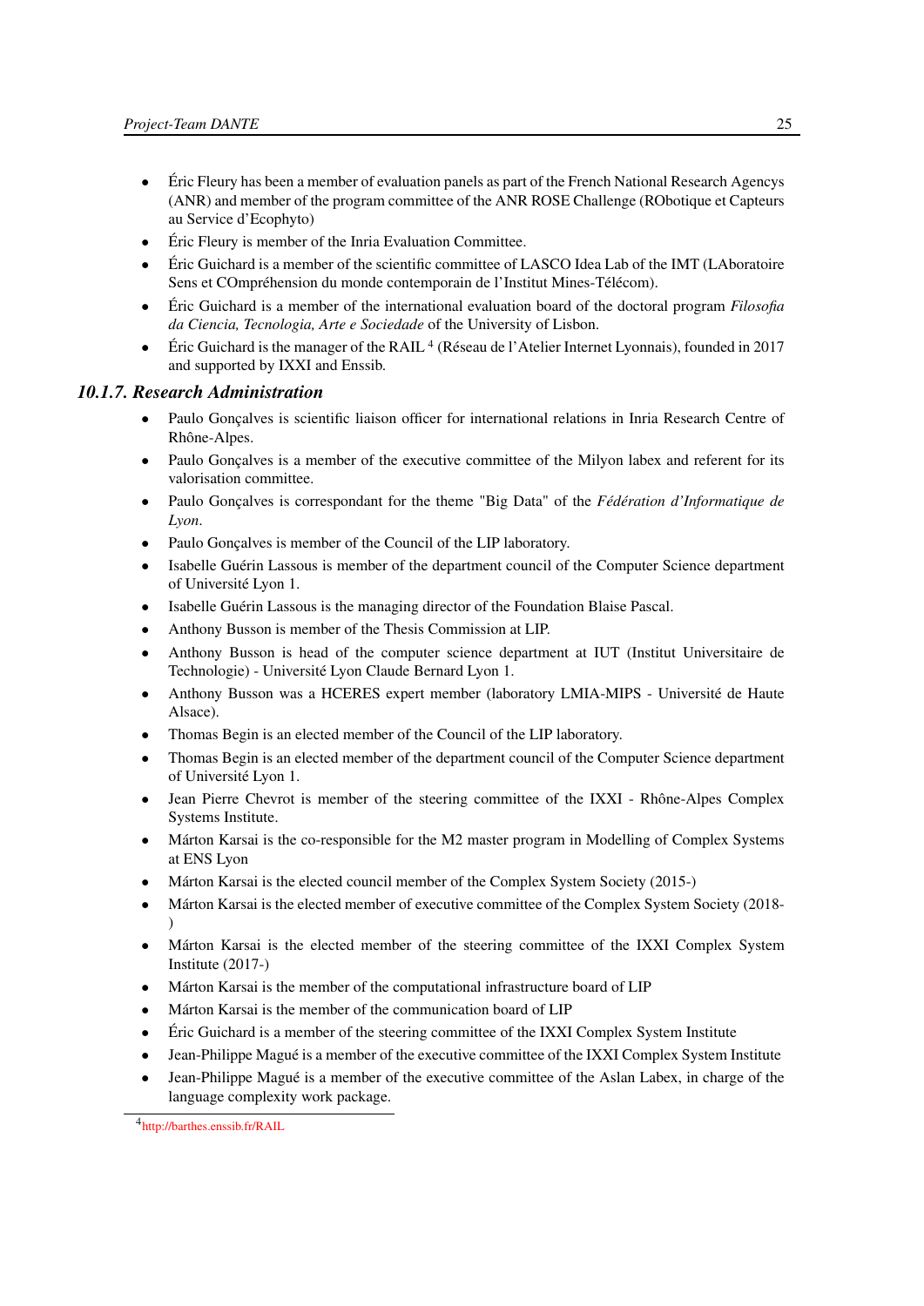- Éric Fleury has been a member of evaluation panels as part of the French National Research Agencys (ANR) and member of the program committee of the ANR ROSE Challenge (RObotique et Capteurs au Service d'Ecophyto)
- Éric Fleury is member of the Inria Evaluation Committee.
- Éric Guichard is a member of the scientific committee of LASCO Idea Lab of the IMT (LAboratoire Sens et COmpréhension du monde contemporain de l'Institut Mines-Télécom).
- Éric Guichard is a member of the international evaluation board of the doctoral program *Filosofia da Ciencia, Tecnologia, Arte e Sociedade* of the University of Lisbon.
- Éric Guichard is the manager of the RAIL [4] (Réseau de l'Atelier Internet Lyonnais), founded in 2017 and supported by IXXI and Enssib.

### 10.1.7. Research Administration

- Paulo Gonçalves is scientific liaison officer for international relations in Inria Research Centre of Rhône-Alpes.
- Paulo Gonçalves is a member of the executive committee of the Milyon labex and referent for its valorisation committee.
- Paulo Gonçalves is correspondant for the theme "Big Data" of the *Fédération d'Informatique de Lyon*.
- Paulo Gonçalves is member of the Council of the LIP laboratory.
- Isabelle Guérin Lassous is member of the department council of the Computer Science department of Université Lyon 1.
- Isabelle Guérin Lassous is the managing director of the Foundation Blaise Pascal.
- Anthony Busson is member of the Thesis Commission at LIP.
- Anthony Busson is head of the computer science department at IUT (Institut Universitaire de Technologie) - Université Lyon Claude Bernard Lyon 1.
- Anthony Busson was a HCERES expert member (laboratory LMIA-MIPS - Université de Haute Alsace).
- Thomas Begin is an elected member of the Council of the LIP laboratory.
- Thomas Begin is an elected member of the department council of the Computer Science department of Université Lyon 1.
- Jean Pierre Chevrot is member of the steering committee of the IXXI - Rhône-Alpes Complex Systems Institute.
- Márton Karsai is the co-responsible for the M2 master program in Modelling of Complex Systems at ENS Lyon
- Márton Karsai is the elected council member of the Complex System Society (2015-)
- Márton Karsai is the elected member of executive committee of the Complex System Society (2018-)
- Márton Karsai is the elected member of the steering committee of the IXXI Complex System Institute (2017-)
- Márton Karsai is the member of the computational infrastructure board of LIP
- Márton Karsai is the member of the communication board of LIP
- Éric Guichard is a member of the steering committee of the IXXI Complex System Institute
- Jean-Philippe Magué is a member of the executive committee of the IXXI Complex System Institute
- Jean-Philippe Magué is a member of the executive committee of the Aslan Labex, in charge of the language complexity work package.

[4] http://barthes.enssib.fr/RAIL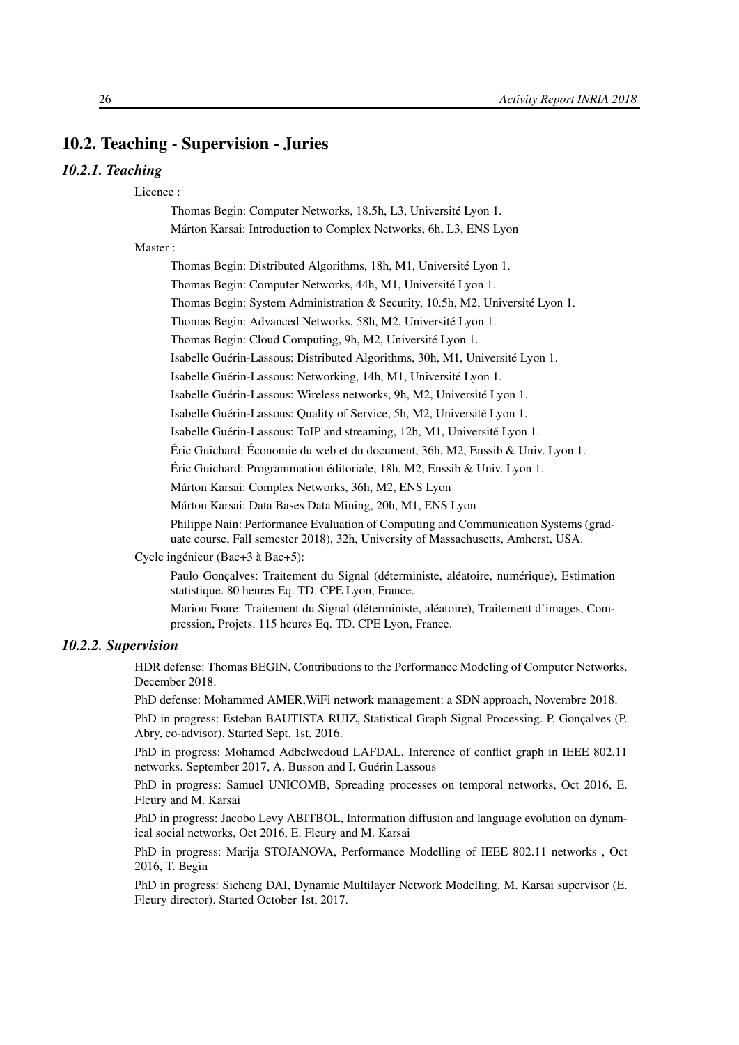## 10.2. Teaching - Supervision - Juries

### *10.2.1. Teaching*

Licence :

- Thomas Begin: Computer Networks, 18.5h, L3, Université Lyon 1.
- Márton Karsai: Introduction to Complex Networks, 6h, L3, ENS Lyon

Master :

- Thomas Begin: Distributed Algorithms, 18h, M1, Université Lyon 1.
- Thomas Begin: Computer Networks, 44h, M1, Université Lyon 1.
- Thomas Begin: System Administration & Security, 10.5h, M2, Université Lyon 1.
- Thomas Begin: Advanced Networks, 58h, M2, Université Lyon 1.
- Thomas Begin: Cloud Computing, 9h, M2, Université Lyon 1.
- Isabelle Guérin-Lassous: Distributed Algorithms, 30h, M1, Université Lyon 1.
- Isabelle Guérin-Lassous: Networking, 14h, M1, Université Lyon 1.
- Isabelle Guérin-Lassous: Wireless networks, 9h, M2, Université Lyon 1.
- Isabelle Guérin-Lassous: Quality of Service, 5h, M2, Université Lyon 1.
- Isabelle Guérin-Lassous: ToIP and streaming, 12h, M1, Université Lyon 1.
- Éric Guichard: Économie du web et du document, 36h, M2, Enssib & Univ. Lyon 1.
- Éric Guichard: Programmation éditoriale, 18h, M2, Enssib & Univ. Lyon 1.
- Márton Karsai: Complex Networks, 36h, M2, ENS Lyon
- Márton Karsai: Data Bases Data Mining, 20h, M1, ENS Lyon
- Philippe Nain: Performance Evaluation of Computing and Communication Systems (graduate course, Fall semester 2018), 32h, University of Massachusetts, Amherst, USA.

Cycle ingénieur (Bac+3 à Bac+5):

- Paulo Gonçalves: Traitement du Signal (déterministe, aléatoire, numérique), Estimation statistique. 80 heures Eq. TD. CPE Lyon, France.
- Marion Foare: Traitement du Signal (déterministe, aléatoire), Traitement d'images, Compression, Projets. 115 heures Eq. TD. CPE Lyon, France.

### *10.2.2. Supervision*

HDR defense: Thomas BEGIN, Contributions to the Performance Modeling of Computer Networks. December 2018.

PhD defense: Mohammed AMER,WiFi network management: a SDN approach, Novembre 2018.

PhD in progress: Esteban BAUTISTA RUIZ, Statistical Graph Signal Processing. P. Gonçalves (P. Abry, co-advisor). Started Sept. 1st, 2016.

PhD in progress: Mohamed Adbelwedoud LAFDAL, Inference of conflict graph in IEEE 802.11 networks. September 2017, A. Busson and I. Guérin Lassous

PhD in progress: Samuel UNICOMB, Spreading processes on temporal networks, Oct 2016, E. Fleury and M. Karsai

PhD in progress: Jacobo Levy ABITBOL, Information diffusion and language evolution on dynamical social networks, Oct 2016, E. Fleury and M. Karsai

PhD in progress: Marija STOJANOVA, Performance Modelling of IEEE 802.11 networks , Oct 2016, T. Begin

PhD in progress: Sicheng DAI, Dynamic Multilayer Network Modelling, M. Karsai supervisor (E. Fleury director). Started October 1st, 2017.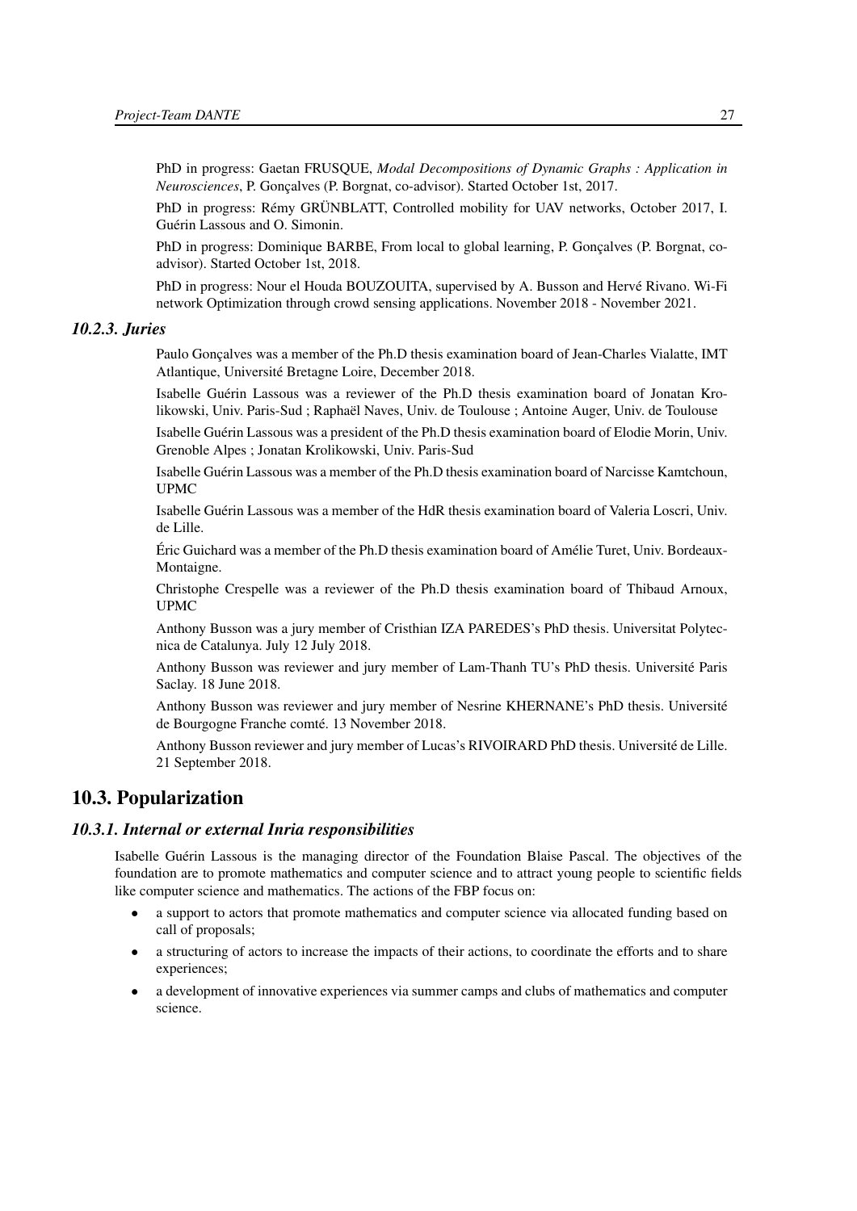PhD in progress: Gaetan FRUSQUE, *Modal Decompositions of Dynamic Graphs : Application in Neurosciences*, P. Gonçalves (P. Borgnat, co-advisor). Started October 1st, 2017.

PhD in progress: Rémy GRÜNBLATT, Controlled mobility for UAV networks, October 2017, I. Guérin Lassous and O. Simonin.

PhD in progress: Dominique BARBE, From local to global learning, P. Gonçalves (P. Borgnat, co-advisor). Started October 1st, 2018.

PhD in progress: Nour el Houda BOUZOUITA, supervised by A. Busson and Hervé Rivano. Wi-Fi network Optimization through crowd sensing applications. November 2018 - November 2021.

### *10.2.3. Juries*

Paulo Gonçalves was a member of the Ph.D thesis examination board of Jean-Charles Vialatte, IMT Atlantique, Université Bretagne Loire, December 2018.

Isabelle Guérin Lassous was a reviewer of the Ph.D thesis examination board of Jonatan Krolikowski, Univ. Paris-Sud ; Raphaël Naves, Univ. de Toulouse ; Antoine Auger, Univ. de Toulouse

Isabelle Guérin Lassous was a president of the Ph.D thesis examination board of Elodie Morin, Univ. Grenoble Alpes ; Jonatan Krolikowski, Univ. Paris-Sud

Isabelle Guérin Lassous was a member of the Ph.D thesis examination board of Narcisse Kamtchoun, UPMC

Isabelle Guérin Lassous was a member of the HdR thesis examination board of Valeria Loscri, Univ. de Lille.

Éric Guichard was a member of the Ph.D thesis examination board of Amélie Turet, Univ. Bordeaux-Montaigne.

Christophe Crespelle was a reviewer of the Ph.D thesis examination board of Thibaud Arnoux, UPMC

Anthony Busson was a jury member of Cristhian IZA PAREDES's PhD thesis. Universitat Polytecnica de Catalunya. July 12 July 2018.

Anthony Busson was reviewer and jury member of Lam-Thanh TU's PhD thesis. Université Paris Saclay. 18 June 2018.

Anthony Busson was reviewer and jury member of Nesrine KHERNANE's PhD thesis. Université de Bourgogne Franche comté. 13 November 2018.

Anthony Busson reviewer and jury member of Lucas's RIVOIRARD PhD thesis. Université de Lille. 21 September 2018.

## 10.3. Popularization

### *10.3.1. Internal or external Inria responsibilities*

Isabelle Guérin Lassous is the managing director of the Foundation Blaise Pascal. The objectives of the foundation are to promote mathematics and computer science and to attract young people to scientific fields like computer science and mathematics. The actions of the FBP focus on:

- a support to actors that promote mathematics and computer science via allocated funding based on call of proposals;
- a structuring of actors to increase the impacts of their actions, to coordinate the efforts and to share experiences;
- a development of innovative experiences via summer camps and clubs of mathematics and computer science.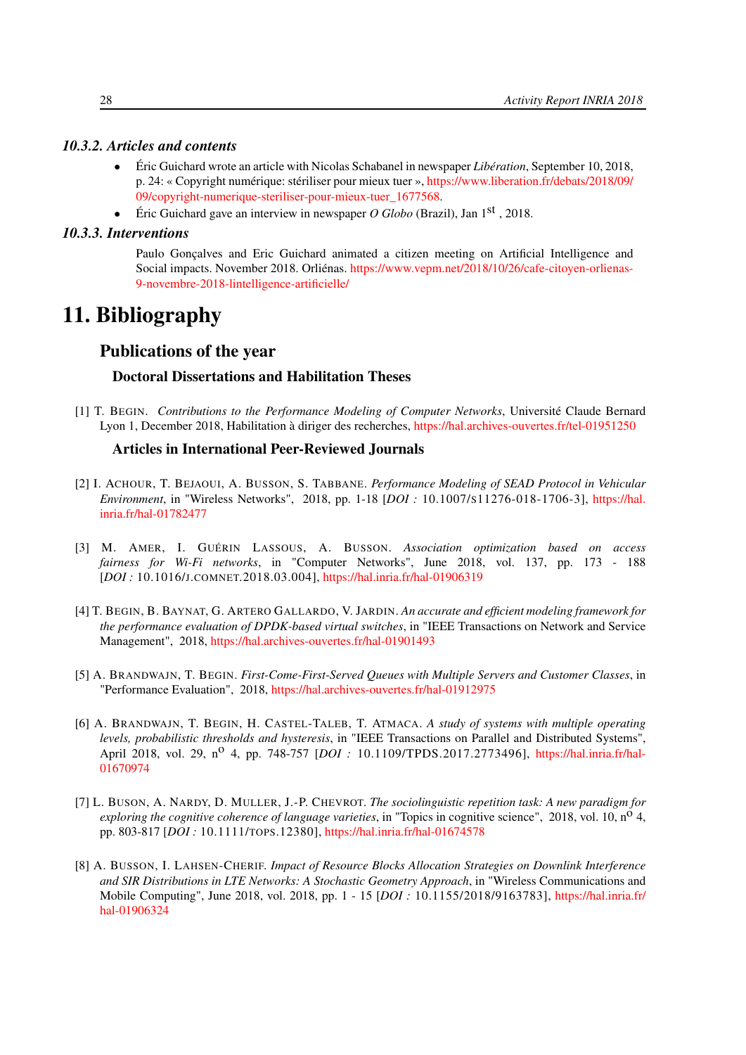#### 10.3.2. Articles and contents

- Éric Guichard wrote an article with Nicolas Schabanel in newspaper *Libération*, September 10, 2018, p. 24: « Copyright numérique: stériliser pour mieux tuer », https://www.liberation.fr/debats/2018/09/09/copyright-numerique-steriliser-pour-mieux-tuer_1677568.
- Éric Guichard gave an interview in newspaper *O Globo* (Brazil), Jan 1st , 2018.

#### 10.3.3. Interventions

Paulo Gonçalves and Eric Guichard animated a citizen meeting on Artificial Intelligence and Social impacts. November 2018. Orliénas. https://www.vepm.net/2018/10/26/cafe-citoyen-orlienas-9-novembre-2018-lintelligence-artificielle/

# 11. Bibliography

## Publications of the year

### Doctoral Dissertations and Habilitation Theses

[1] T. BEGIN. *Contributions to the Performance Modeling of Computer Networks*, Université Claude Bernard Lyon 1, December 2018, Habilitation à diriger des recherches, https://hal.archives-ouvertes.fr/tel-01951250

### Articles in International Peer-Reviewed Journals

[2] I. ACHOUR, T. BEJAOUI, A. BUSSON, S. TABBANE. *Performance Modeling of SEAD Protocol in Vehicular Environment*, in "Wireless Networks", 2018, pp. 1-18 [*DOI :* 10.1007/S11276-018-1706-3], https://hal.inria.fr/hal-01782477

[3] M. AMER, I. GUÉRIN LASSOUS, A. BUSSON. *Association optimization based on access fairness for Wi-Fi networks*, in "Computer Networks", June 2018, vol. 137, pp. 173 - 188 [*DOI :* 10.1016/J.COMNET.2018.03.004], https://hal.inria.fr/hal-01906319

[4] T. BEGIN, B. BAYNAT, G. ARTERO GALLARDO, V. JARDIN. *An accurate and efficient modeling framework for the performance evaluation of DPDK-based virtual switches*, in "IEEE Transactions on Network and Service Management", 2018, https://hal.archives-ouvertes.fr/hal-01901493

[5] A. BRANDWAJN, T. BEGIN. *First-Come-First-Served Queues with Multiple Servers and Customer Classes*, in "Performance Evaluation", 2018, https://hal.archives-ouvertes.fr/hal-01912975

[6] A. BRANDWAJN, T. BEGIN, H. CASTEL-TALEB, T. ATMACA. *A study of systems with multiple operating levels, probabilistic thresholds and hysteresis*, in "IEEE Transactions on Parallel and Distributed Systems", April 2018, vol. 29, no 4, pp. 748-757 [*DOI :* 10.1109/TPDS.2017.2773496], https://hal.inria.fr/hal-01670974

[7] L. BUSON, A. NARDY, D. MULLER, J.-P. CHEVROT. *The sociolinguistic repetition task: A new paradigm for exploring the cognitive coherence of language varieties*, in "Topics in cognitive science", 2018, vol. 10, no 4, pp. 803-817 [*DOI :* 10.1111/TOPS.12380], https://hal.inria.fr/hal-01674578

[8] A. BUSSON, I. LAHSEN-CHERIF. *Impact of Resource Blocks Allocation Strategies on Downlink Interference and SIR Distributions in LTE Networks: A Stochastic Geometry Approach*, in "Wireless Communications and Mobile Computing", June 2018, vol. 2018, pp. 1 - 15 [*DOI :* 10.1155/2018/9163783], https://hal.inria.fr/hal-01906324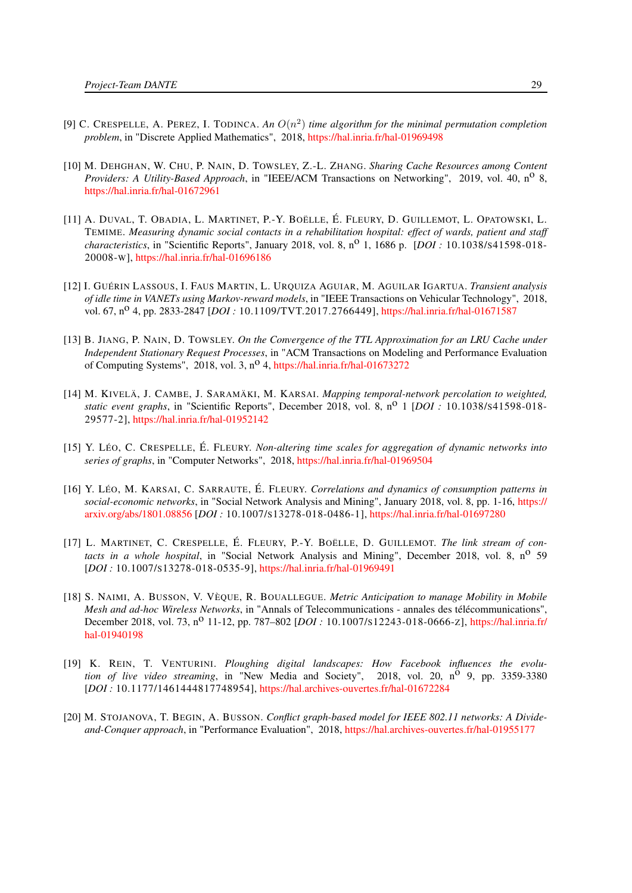[9] C. Crespelle, A. Perez, I. Todinca. *An $O(n^2)$ time algorithm for the minimal permutation completion problem*, in "Discrete Applied Mathematics", 2018, https://hal.inria.fr/hal-01969498

[10] M. Dehghan, W. Chu, P. Nain, D. Towsley, Z.-L. Zhang. *Sharing Cache Resources among Content Providers: A Utility-Based Approach*, in "IEEE/ACM Transactions on Networking", 2019, vol. 40, n$^{o}$ 8, https://hal.inria.fr/hal-01672961

[11] A. Duval, T. Obadia, L. Martinet, P.-Y. Boëlle, É. Fleury, D. Guillemot, L. Opatowski, L. Temime. *Measuring dynamic social contacts in a rehabilitation hospital: effect of wards, patient and staff characteristics*, in "Scientific Reports", January 2018, vol. 8, n$^{o}$ 1, 1686 p. [*DOI :* 10.1038/s41598-018-20008-w], https://hal.inria.fr/hal-01696186

[12] I. Guérin Lassous, I. Faus Martin, L. Urquiza Aguiar, M. Aguilar Igartua. *Transient analysis of idle time in VANETs using Markov-reward models*, in "IEEE Transactions on Vehicular Technology", 2018, vol. 67, n$^{o}$ 4, pp. 2833-2847 [*DOI :* 10.1109/TVT.2017.2766449], https://hal.inria.fr/hal-01671587

[13] B. Jiang, P. Nain, D. Towsley. *On the Convergence of the TTL Approximation for an LRU Cache under Independent Stationary Request Processes*, in "ACM Transactions on Modeling and Performance Evaluation of Computing Systems", 2018, vol. 3, n$^{o}$ 4, https://hal.inria.fr/hal-01673272

[14] M. Kivelä, J. Cambe, J. Saramäki, M. Karsai. *Mapping temporal-network percolation to weighted, static event graphs*, in "Scientific Reports", December 2018, vol. 8, n$^{o}$ 1 [*DOI :* 10.1038/s41598-018-29577-2], https://hal.inria.fr/hal-01952142

[15] Y. Léo, C. Crespelle, É. Fleury. *Non-altering time scales for aggregation of dynamic networks into series of graphs*, in "Computer Networks", 2018, https://hal.inria.fr/hal-01969504

[16] Y. Léo, M. Karsai, C. Sarraute, É. Fleury. *Correlations and dynamics of consumption patterns in social-economic networks*, in "Social Network Analysis and Mining", January 2018, vol. 8, pp. 1-16, https://arxiv.org/abs/1801.08856 [*DOI :* 10.1007/s13278-018-0486-1], https://hal.inria.fr/hal-01697280

[17] L. Martinet, C. Crespelle, É. Fleury, P.-Y. Boëlle, D. Guillemot. *The link stream of contacts in a whole hospital*, in "Social Network Analysis and Mining", December 2018, vol. 8, n$^{o}$ 59 [*DOI :* 10.1007/s13278-018-0535-9], https://hal.inria.fr/hal-01969491

[18] S. Naimi, A. Busson, V. Vèque, R. Bouallegue. *Metric Anticipation to manage Mobility in Mobile Mesh and ad-hoc Wireless Networks*, in "Annals of Telecommunications - annales des télécommunications", December 2018, vol. 73, n$^{o}$ 11-12, pp. 787–802 [*DOI :* 10.1007/s12243-018-0666-z], https://hal.inria.fr/hal-01940198

[19] K. Rein, T. Venturini. *Ploughing digital landscapes: How Facebook influences the evolution of live video streaming*, in "New Media and Society", 2018, vol. 20, n$^{o}$ 9, pp. 3359-3380 [*DOI :* 10.1177/1461444817748954], https://hal.archives-ouvertes.fr/hal-01672284

[20] M. Stojanova, T. Begin, A. Busson. *Conflict graph-based model for IEEE 802.11 networks: A Divide-and-Conquer approach*, in "Performance Evaluation", 2018, https://hal.archives-ouvertes.fr/hal-01955177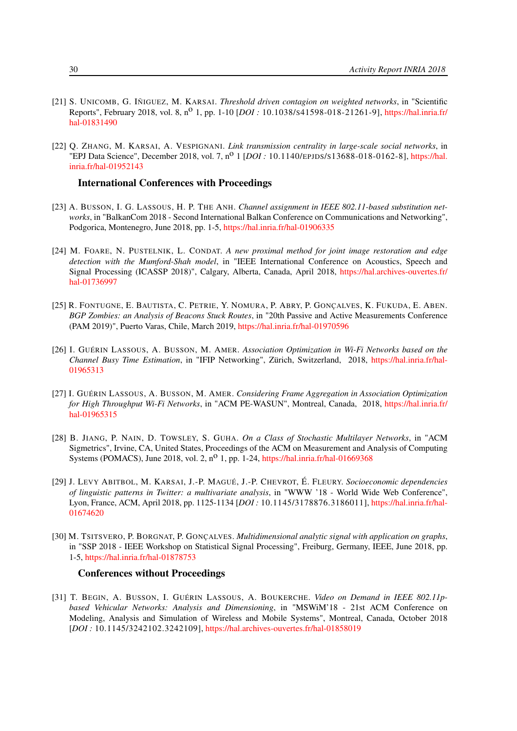[21] S. UNICOMB, G. IÑIGUEZ, M. KARSAI. *Threshold driven contagion on weighted networks*, in "Scientific Reports", February 2018, vol. 8, n$^{o}$ 1, pp. 1-10 [*DOI :* 10.1038/S41598-018-21261-9], https://hal.inria.fr/hal-01831490

[22] Q. ZHANG, M. KARSAI, A. VESPIGNANI. *Link transmission centrality in large-scale social networks*, in "EPJ Data Science", December 2018, vol. 7, n$^{o}$ 1 [*DOI :* 10.1140/EPJDS/S13688-018-0162-8], https://hal.inria.fr/hal-01952143

### International Conferences with Proceedings

[23] A. BUSSON, I. G. LASSOUS, H. P. THE ANH. *Channel assignment in IEEE 802.11-based substitution networks*, in "BalkanCom 2018 - Second International Balkan Conference on Communications and Networking", Podgorica, Montenegro, June 2018, pp. 1-5, https://hal.inria.fr/hal-01906335

[24] M. FOARE, N. PUSTELNIK, L. CONDAT. *A new proximal method for joint image restoration and edge detection with the Mumford-Shah model*, in "IEEE International Conference on Acoustics, Speech and Signal Processing (ICASSP 2018)", Calgary, Alberta, Canada, April 2018, https://hal.archives-ouvertes.fr/hal-01736997

[25] R. FONTUGNE, E. BAUTISTA, C. PETRIE, Y. NOMURA, P. ABRY, P. GONÇALVES, K. FUKUDA, E. ABEN. *BGP Zombies: an Analysis of Beacons Stuck Routes*, in "20th Passive and Active Measurements Conference (PAM 2019)", Puerto Varas, Chile, March 2019, https://hal.inria.fr/hal-01970596

[26] I. GUÉRIN LASSOUS, A. BUSSON, M. AMER. *Association Optimization in Wi-Fi Networks based on the Channel Busy Time Estimation*, in "IFIP Networking", Zürich, Switzerland, 2018, https://hal.inria.fr/hal-01965313

[27] I. GUÉRIN LASSOUS, A. BUSSON, M. AMER. *Considering Frame Aggregation in Association Optimization for High Throughput Wi-Fi Networks*, in "ACM PE-WASUN", Montreal, Canada, 2018, https://hal.inria.fr/hal-01965315

[28] B. JIANG, P. NAIN, D. TOWSLEY, S. GUHA. *On a Class of Stochastic Multilayer Networks*, in "ACM Sigmetrics", Irvine, CA, United States, Proceedings of the ACM on Measurement and Analysis of Computing Systems (POMACS), June 2018, vol. 2, n$^{o}$ 1, pp. 1-24, https://hal.inria.fr/hal-01669368

[29] J. LEVY ABITBOL, M. KARSAI, J.-P. MAGUÉ, J.-P. CHEVROT, É. FLEURY. *Socioeconomic dependencies of linguistic patterns in Twitter: a multivariate analysis*, in "WWW '18 - World Wide Web Conference", Lyon, France, ACM, April 2018, pp. 1125-1134 [*DOI :* 10.1145/3178876.3186011], https://hal.inria.fr/hal-01674620

[30] M. TSITSVERO, P. BORGNAT, P. GONÇALVES. *Multidimensional analytic signal with application on graphs*, in "SSP 2018 - IEEE Workshop on Statistical Signal Processing", Freiburg, Germany, IEEE, June 2018, pp. 1-5, https://hal.inria.fr/hal-01878753

### Conferences without Proceedings

[31] T. BEGIN, A. BUSSON, I. GUÉRIN LASSOUS, A. BOUKERCHE. *Video on Demand in IEEE 802.11p-based Vehicular Networks: Analysis and Dimensioning*, in "MSWiM'18 - 21st ACM Conference on Modeling, Analysis and Simulation of Wireless and Mobile Systems", Montreal, Canada, October 2018 [*DOI :* 10.1145/3242102.3242109], https://hal.archives-ouvertes.fr/hal-01858019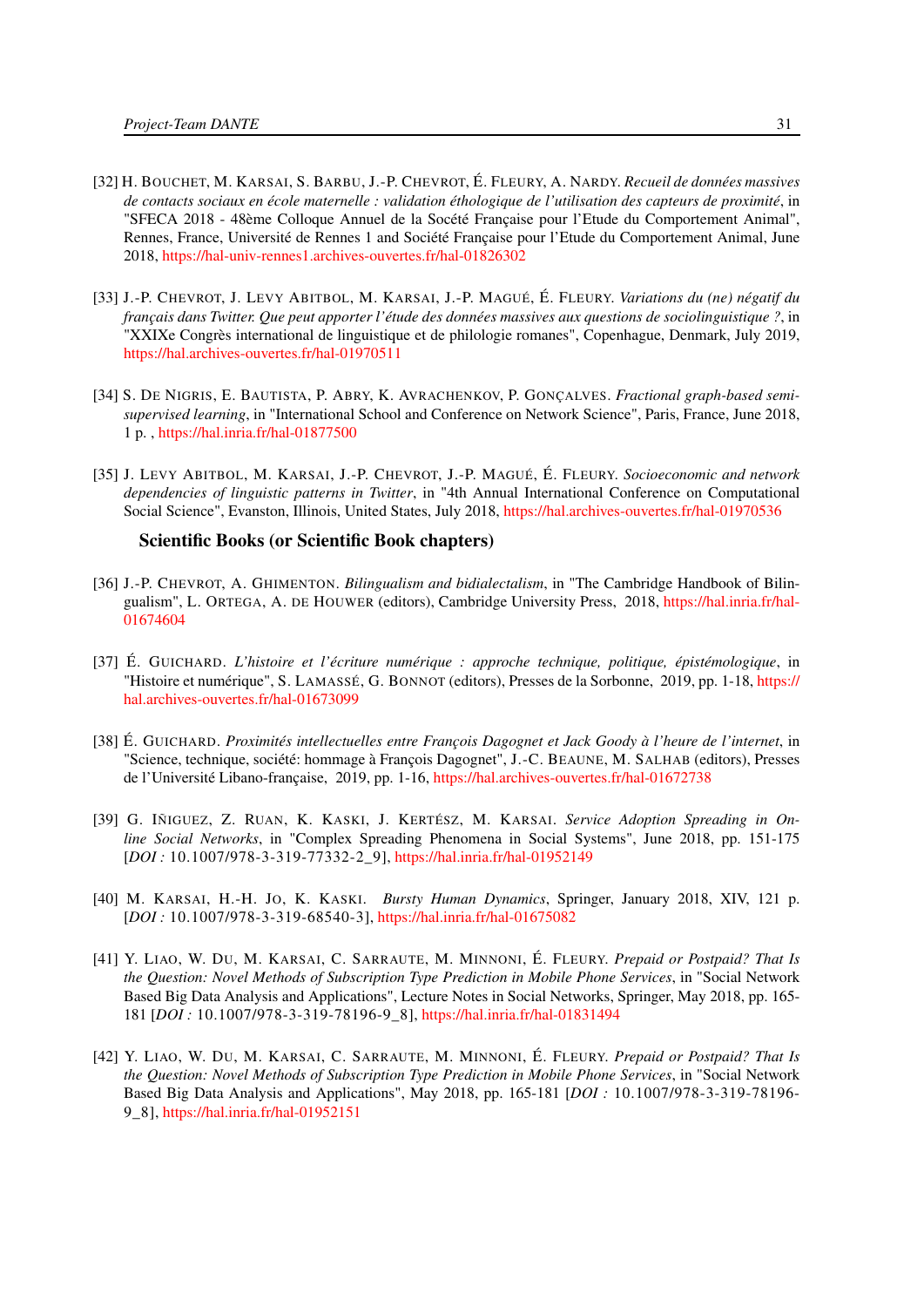[32] H. BOUCHET, M. KARSAI, S. BARBU, J.-P. CHEVROT, É. FLEURY, A. NARDY. *Recueil de données massives de contacts sociaux en école maternelle : validation éthologique de l'utilisation des capteurs de proximité*, in "SFECA 2018 - 48ème Colloque Annuel de la Socété Française pour l'Etude du Comportement Animal", Rennes, France, Université de Rennes 1 and Société Française pour l'Etude du Comportement Animal, June 2018, https://hal-univ-rennes1.archives-ouvertes.fr/hal-01826302

[33] J.-P. CHEVROT, J. LEVY ABITBOL, M. KARSAI, J.-P. MAGUÉ, É. FLEURY. *Variations du (ne) négatif du français dans Twitter. Que peut apporter l'étude des données massives aux questions de sociolinguistique ?*, in "XXIXe Congrès international de linguistique et de philologie romanes", Copenhague, Denmark, July 2019, https://hal.archives-ouvertes.fr/hal-01970511

[34] S. DE NIGRIS, E. BAUTISTA, P. ABRY, K. AVRACHENKOV, P. GONÇALVES. *Fractional graph-based semi-supervised learning*, in "International School and Conference on Network Science", Paris, France, June 2018, 1 p. , https://hal.inria.fr/hal-01877500

[35] J. LEVY ABITBOL, M. KARSAI, J.-P. CHEVROT, J.-P. MAGUÉ, É. FLEURY. *Socioeconomic and network dependencies of linguistic patterns in Twitter*, in "4th Annual International Conference on Computational Social Science", Evanston, Illinois, United States, July 2018, https://hal.archives-ouvertes.fr/hal-01970536

### Scientific Books (or Scientific Book chapters)

[36] J.-P. CHEVROT, A. GHIMENTON. *Bilingualism and bidialectalism*, in "The Cambridge Handbook of Bilingualism", L. ORTEGA, A. DE HOUWER (editors), Cambridge University Press, 2018, https://hal.inria.fr/hal-01674604

[37] É. GUICHARD. *L'histoire et l'écriture numérique : approche technique, politique, épistémologique*, in "Histoire et numérique", S. LAMASSÉ, G. BONNOT (editors), Presses de la Sorbonne, 2019, pp. 1-18, https://hal.archives-ouvertes.fr/hal-01673099

[38] É. GUICHARD. *Proximités intellectuelles entre François Dagognet et Jack Goody à l'heure de l'internet*, in "Science, technique, société: hommage à François Dagognet", J.-C. BEAUNE, M. SALHAB (editors), Presses de l'Université Libano-française, 2019, pp. 1-16, https://hal.archives-ouvertes.fr/hal-01672738

[39] G. IÑIGUEZ, Z. RUAN, K. KASKI, J. KERTÉSZ, M. KARSAI. *Service Adoption Spreading in Online Social Networks*, in "Complex Spreading Phenomena in Social Systems", June 2018, pp. 151-175 [*DOI :* 10.1007/978-3-319-77332-2_9], https://hal.inria.fr/hal-01952149

[40] M. KARSAI, H.-H. JO, K. KASKI. *Bursty Human Dynamics*, Springer, January 2018, XIV, 121 p. [*DOI :* 10.1007/978-3-319-68540-3], https://hal.inria.fr/hal-01675082

[41] Y. LIAO, W. DU, M. KARSAI, C. SARRAUTE, M. MINNONI, É. FLEURY. *Prepaid or Postpaid? That Is the Question: Novel Methods of Subscription Type Prediction in Mobile Phone Services*, in "Social Network Based Big Data Analysis and Applications", Lecture Notes in Social Networks, Springer, May 2018, pp. 165-181 [*DOI :* 10.1007/978-3-319-78196-9_8], https://hal.inria.fr/hal-01831494

[42] Y. LIAO, W. DU, M. KARSAI, C. SARRAUTE, M. MINNONI, É. FLEURY. *Prepaid or Postpaid? That Is the Question: Novel Methods of Subscription Type Prediction in Mobile Phone Services*, in "Social Network Based Big Data Analysis and Applications", May 2018, pp. 165-181 [*DOI :* 10.1007/978-3-319-78196-9_8], https://hal.inria.fr/hal-01952151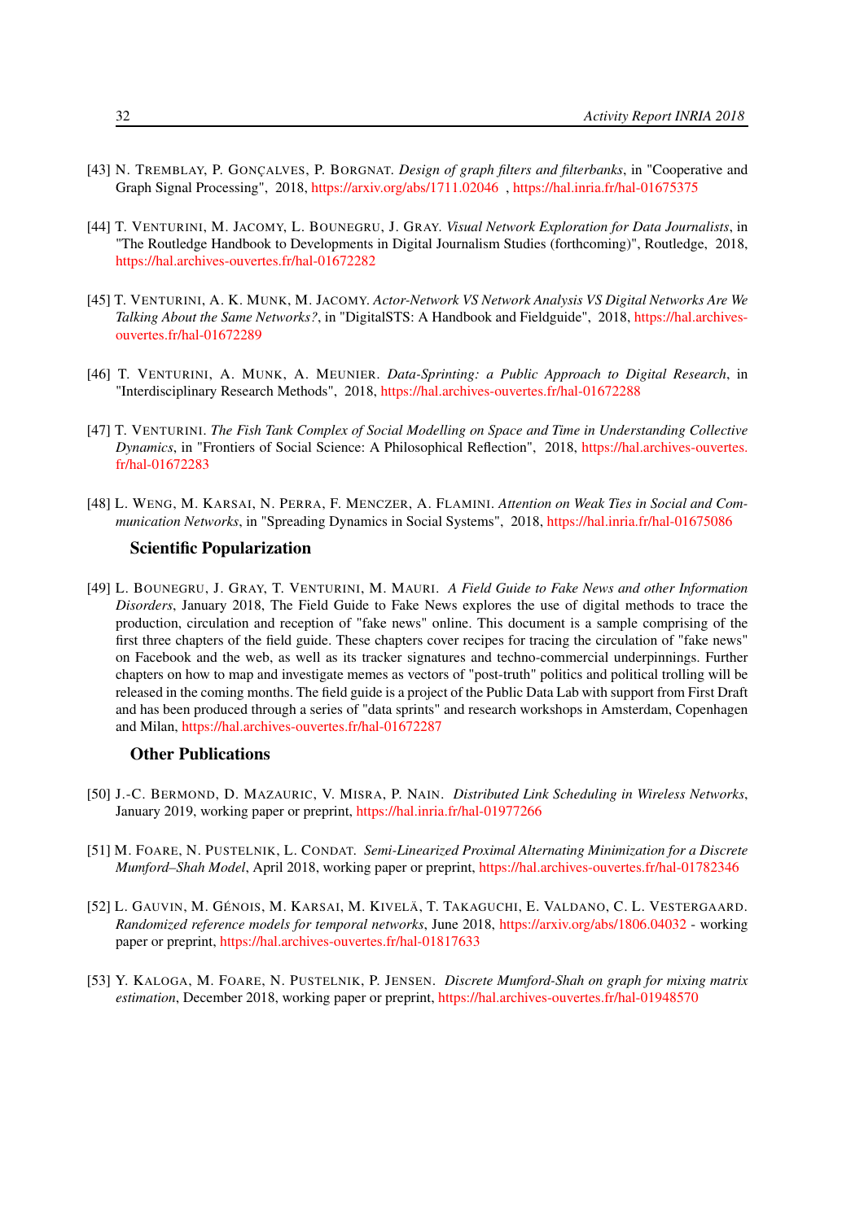[43] N. Tremblay, P. Gonçalves, P. Borgnat. *Design of graph filters and filterbanks*, in "Cooperative and Graph Signal Processing", 2018, https://arxiv.org/abs/1711.02046 , https://hal.inria.fr/hal-01675375

[44] T. Venturini, M. Jacomy, L. Bounegru, J. Gray. *Visual Network Exploration for Data Journalists*, in "The Routledge Handbook to Developments in Digital Journalism Studies (forthcoming)", Routledge, 2018, https://hal.archives-ouvertes.fr/hal-01672282

[45] T. Venturini, A. K. Munk, M. Jacomy. *Actor-Network VS Network Analysis VS Digital Networks Are We Talking About the Same Networks?*, in "DigitalSTS: A Handbook and Fieldguide", 2018, https://hal.archives-ouvertes.fr/hal-01672289

[46] T. Venturini, A. Munk, A. Meunier. *Data-Sprinting: a Public Approach to Digital Research*, in "Interdisciplinary Research Methods", 2018, https://hal.archives-ouvertes.fr/hal-01672288

[47] T. Venturini. *The Fish Tank Complex of Social Modelling on Space and Time in Understanding Collective Dynamics*, in "Frontiers of Social Science: A Philosophical Reflection", 2018, https://hal.archives-ouvertes.fr/hal-01672283

[48] L. Weng, M. Karsai, N. Perra, F. Menczer, A. Flamini. *Attention on Weak Ties in Social and Communication Networks*, in "Spreading Dynamics in Social Systems", 2018, https://hal.inria.fr/hal-01675086

### Scientific Popularization

[49] L. Bounegru, J. Gray, T. Venturini, M. Mauri. *A Field Guide to Fake News and other Information Disorders*, January 2018, The Field Guide to Fake News explores the use of digital methods to trace the production, circulation and reception of "fake news" online. This document is a sample comprising of the first three chapters of the field guide. These chapters cover recipes for tracing the circulation of "fake news" on Facebook and the web, as well as its tracker signatures and techno-commercial underpinnings. Further chapters on how to map and investigate memes as vectors of "post-truth" politics and political trolling will be released in the coming months. The field guide is a project of the Public Data Lab with support from First Draft and has been produced through a series of "data sprints" and research workshops in Amsterdam, Copenhagen and Milan, https://hal.archives-ouvertes.fr/hal-01672287

### Other Publications

[50] J.-C. Bermond, D. Mazauric, V. Misra, P. Nain. *Distributed Link Scheduling in Wireless Networks*, January 2019, working paper or preprint, https://hal.inria.fr/hal-01977266

[51] M. Foare, N. Pustelnik, L. Condat. *Semi-Linearized Proximal Alternating Minimization for a Discrete Mumford–Shah Model*, April 2018, working paper or preprint, https://hal.archives-ouvertes.fr/hal-01782346

[52] L. Gauvin, M. Génois, M. Karsai, M. Kivelä, T. Takaguchi, E. Valdano, C. L. Vestergaard. *Randomized reference models for temporal networks*, June 2018, https://arxiv.org/abs/1806.04032 - working paper or preprint, https://hal.archives-ouvertes.fr/hal-01817633

[53] Y. Kaloga, M. Foare, N. Pustelnik, P. Jensen. *Discrete Mumford-Shah on graph for mixing matrix estimation*, December 2018, working paper or preprint, https://hal.archives-ouvertes.fr/hal-01948570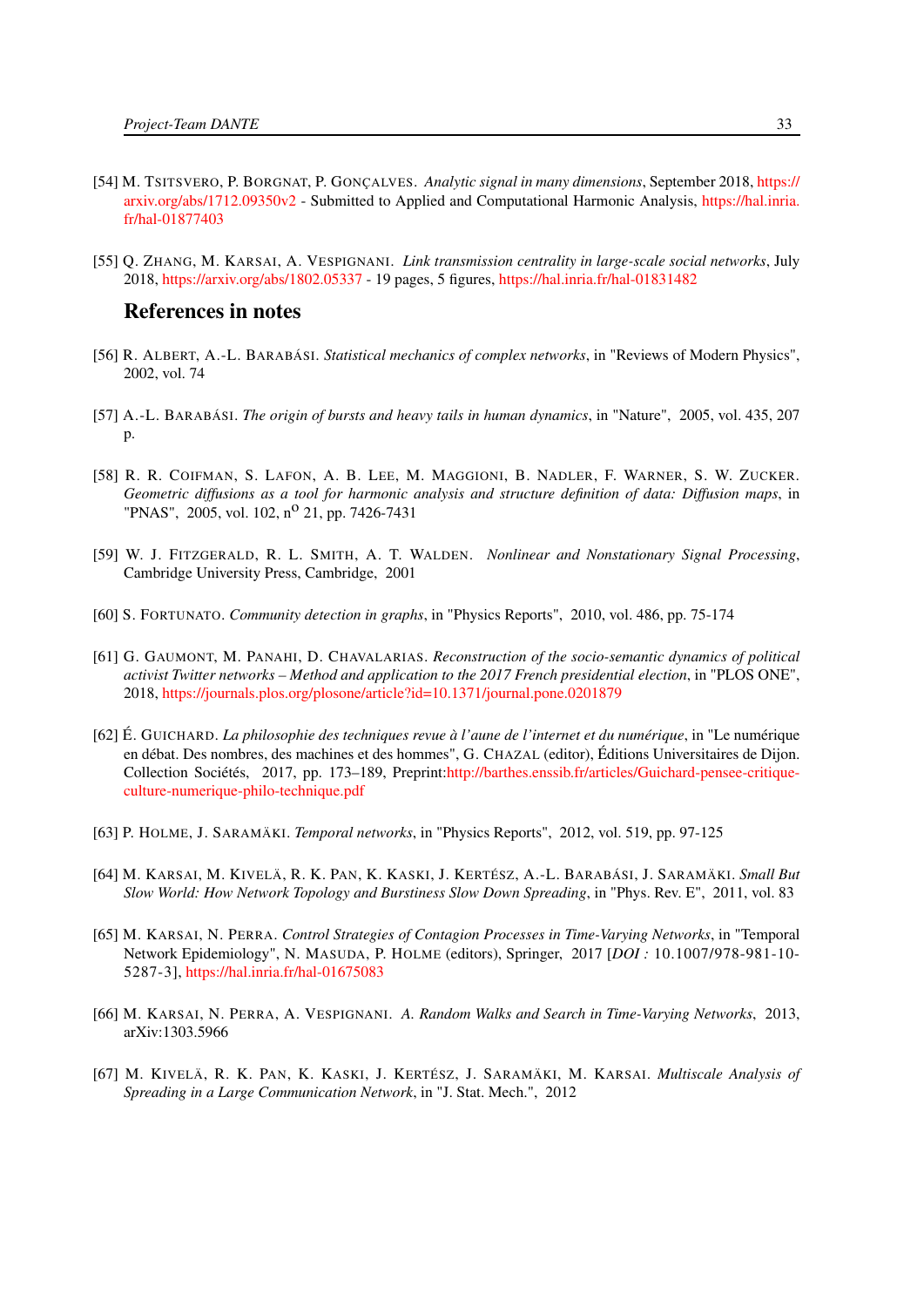[54] M. Tsitsvero, P. Borgnat, P. Gonçalves. *Analytic signal in many dimensions*, September 2018, https://arxiv.org/abs/1712.09350v2 - Submitted to Applied and Computational Harmonic Analysis, https://hal.inria.fr/hal-01877403

[55] Q. Zhang, M. Karsai, A. Vespignani. *Link transmission centrality in large-scale social networks*, July 2018, https://arxiv.org/abs/1802.05337 - 19 pages, 5 figures, https://hal.inria.fr/hal-01831482

## References in notes

[56] R. Albert, A.-L. Barabási. *Statistical mechanics of complex networks*, in "Reviews of Modern Physics", 2002, vol. 74

[57] A.-L. Barabási. *The origin of bursts and heavy tails in human dynamics*, in "Nature", 2005, vol. 435, 207 p.

[58] R. R. Coifman, S. Lafon, A. B. Lee, M. Maggioni, B. Nadler, F. Warner, S. W. Zucker. *Geometric diffusions as a tool for harmonic analysis and structure definition of data: Diffusion maps*, in "PNAS", 2005, vol. 102, n$^{o}$ 21, pp. 7426-7431

[59] W. J. Fitzgerald, R. L. Smith, A. T. Walden. *Nonlinear and Nonstationary Signal Processing*, Cambridge University Press, Cambridge, 2001

[60] S. Fortunato. *Community detection in graphs*, in "Physics Reports", 2010, vol. 486, pp. 75-174

[61] G. Gaumont, M. Panahi, D. Chavalarias. *Reconstruction of the socio-semantic dynamics of political activist Twitter networks – Method and application to the 2017 French presidential election*, in "PLOS ONE", 2018, https://journals.plos.org/plosone/article?id=10.1371/journal.pone.0201879

[62] É. Guichard. *La philosophie des techniques revue à l'aune de l'internet et du numérique*, in "Le numérique en débat. Des nombres, des machines et des hommes", G. Chazal (editor), Éditions Universitaires de Dijon. Collection Sociétés, 2017, pp. 173–189, Preprint:http://barthes.enssib.fr/articles/Guichard-pensee-critique-culture-numerique-philo-technique.pdf

[63] P. Holme, J. Saramäki. *Temporal networks*, in "Physics Reports", 2012, vol. 519, pp. 97-125

[64] M. Karsai, M. Kivelä, R. K. Pan, K. Kaski, J. Kertész, A.-L. Barabási, J. Saramäki. *Small But Slow World: How Network Topology and Burstiness Slow Down Spreading*, in "Phys. Rev. E", 2011, vol. 83

[65] M. Karsai, N. Perra. *Control Strategies of Contagion Processes in Time-Varying Networks*, in "Temporal Network Epidemiology", N. Masuda, P. Holme (editors), Springer, 2017 [*DOI :* 10.1007/978-981-10-5287-3], https://hal.inria.fr/hal-01675083

[66] M. Karsai, N. Perra, A. Vespignani. *A. Random Walks and Search in Time-Varying Networks*, 2013, arXiv:1303.5966

[67] M. Kivelä, R. K. Pan, K. Kaski, J. Kertész, J. Saramäki, M. Karsai. *Multiscale Analysis of Spreading in a Large Communication Network*, in "J. Stat. Mech.", 2012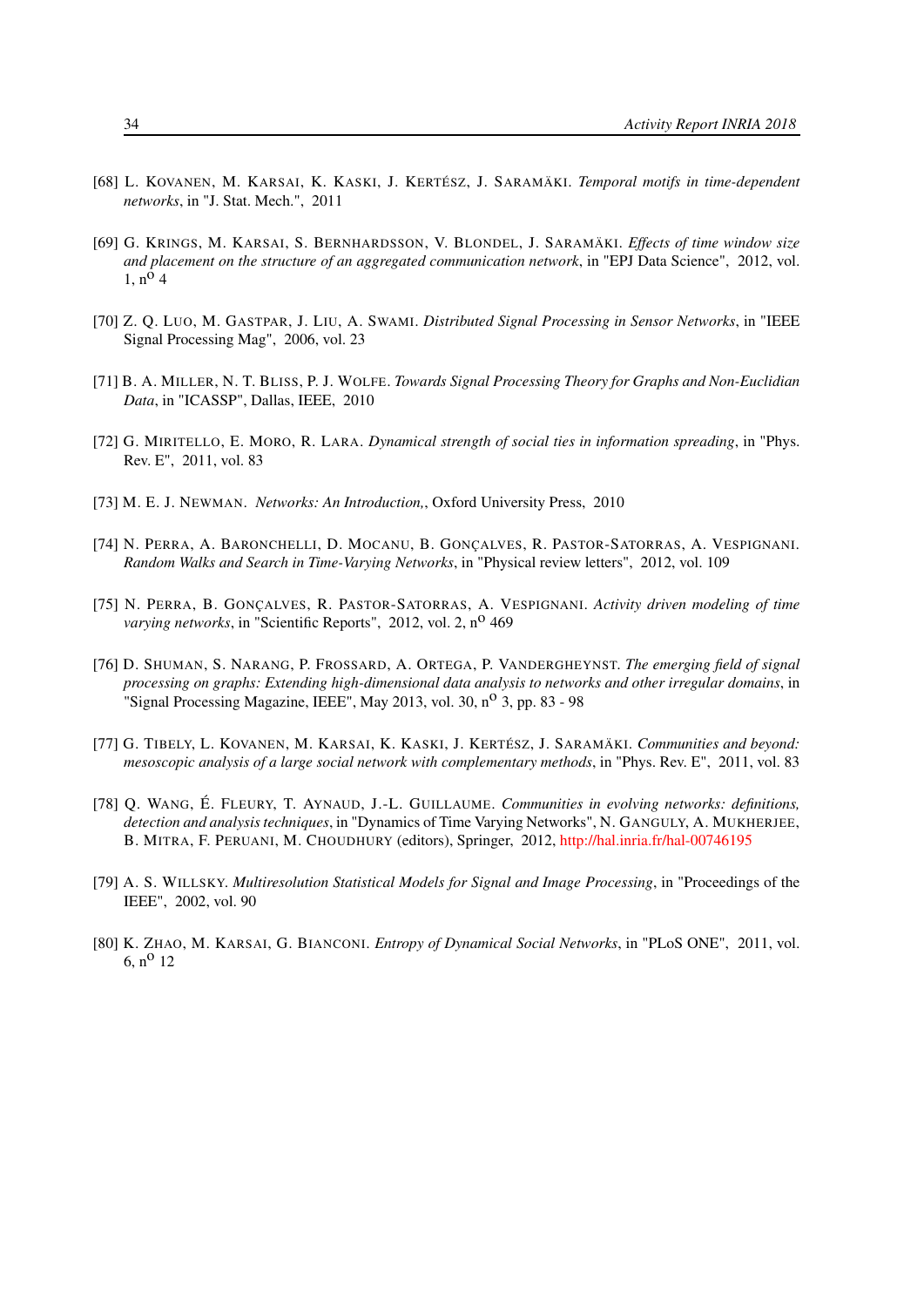[68] L. KOVANEN, M. KARSAI, K. KASKI, J. KERTÉSZ, J. SARAMÄKI. *Temporal motifs in time-dependent networks*, in "J. Stat. Mech.", 2011

[69] G. KRINGS, M. KARSAI, S. BERNHARDSSON, V. BLONDEL, J. SARAMÄKI. *Effects of time window size and placement on the structure of an aggregated communication network*, in "EPJ Data Science", 2012, vol. 1, n$^o$ 4

[70] Z. Q. LUO, M. GASTPAR, J. LIU, A. SWAMI. *Distributed Signal Processing in Sensor Networks*, in "IEEE Signal Processing Mag", 2006, vol. 23

[71] B. A. MILLER, N. T. BLISS, P. J. WOLFE. *Towards Signal Processing Theory for Graphs and Non-Euclidian Data*, in "ICASSP", Dallas, IEEE, 2010

[72] G. MIRITELLO, E. MORO, R. LARA. *Dynamical strength of social ties in information spreading*, in "Phys. Rev. E", 2011, vol. 83

[73] M. E. J. NEWMAN. *Networks: An Introduction,*, Oxford University Press, 2010

[74] N. PERRA, A. BARONCHELLI, D. MOCANU, B. GONÇALVES, R. PASTOR-SATORRAS, A. VESPIGNANI. *Random Walks and Search in Time-Varying Networks*, in "Physical review letters", 2012, vol. 109

[75] N. PERRA, B. GONÇALVES, R. PASTOR-SATORRAS, A. VESPIGNANI. *Activity driven modeling of time varying networks*, in "Scientific Reports", 2012, vol. 2, n$^o$ 469

[76] D. SHUMAN, S. NARANG, P. FROSSARD, A. ORTEGA, P. VANDERGHEYNST. *The emerging field of signal processing on graphs: Extending high-dimensional data analysis to networks and other irregular domains*, in "Signal Processing Magazine, IEEE", May 2013, vol. 30, n$^o$ 3, pp. 83 - 98

[77] G. TIBELY, L. KOVANEN, M. KARSAI, K. KASKI, J. KERTÉSZ, J. SARAMÄKI. *Communities and beyond: mesoscopic analysis of a large social network with complementary methods*, in "Phys. Rev. E", 2011, vol. 83

[78] Q. WANG, É. FLEURY, T. AYNAUD, J.-L. GUILLAUME. *Communities in evolving networks: definitions, detection and analysis techniques*, in "Dynamics of Time Varying Networks", N. GANGULY, A. MUKHERJEE, B. MITRA, F. PERUANI, M. CHOUDHURY (editors), Springer, 2012, http://hal.inria.fr/hal-00746195

[79] A. S. WILLSKY. *Multiresolution Statistical Models for Signal and Image Processing*, in "Proceedings of the IEEE", 2002, vol. 90

[80] K. ZHAO, M. KARSAI, G. BIANCONI. *Entropy of Dynamical Social Networks*, in "PLoS ONE", 2011, vol. 6, n$^o$ 12